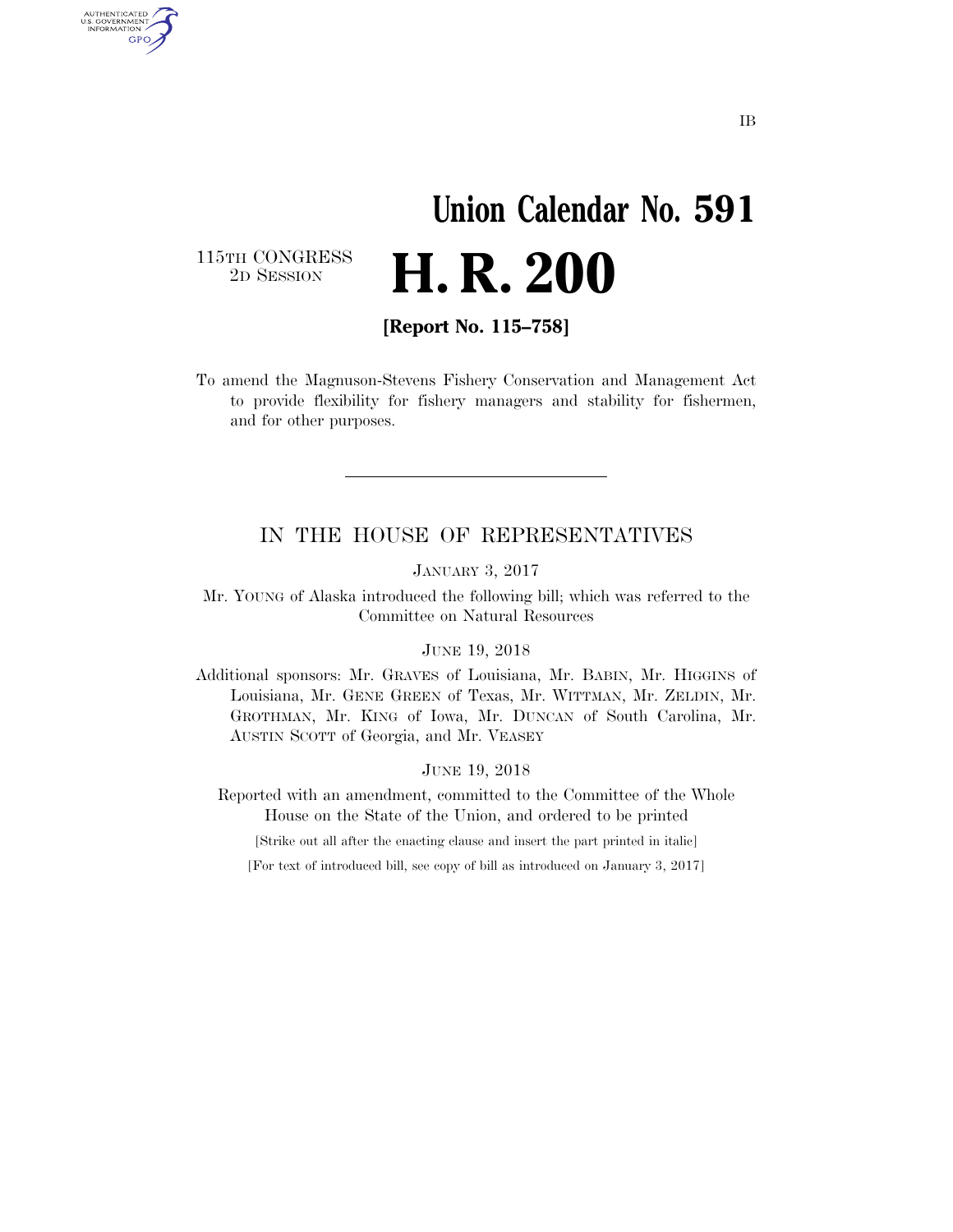IB

# Union Calendar No. 591

115TH CONGRESS
2D SESSION

# H. R. 200

**[Report No. 115–758]**

To amend the Magnuson-Stevens Fishery Conservation and Management Act to provide flexibility for fishery managers and stability for fishermen, and for other purposes.

---

## IN THE HOUSE OF REPRESENTATIVES

JANUARY 3, 2017

Mr. YOUNG of Alaska introduced the following bill; which was referred to the Committee on Natural Resources

JUNE 19, 2018

Additional sponsors: Mr. GRAVES of Louisiana, Mr. BABIN, Mr. HIGGINS of Louisiana, Mr. GENE GREEN of Texas, Mr. WITTMAN, Mr. ZELDIN, Mr. GROTHMAN, Mr. KING of Iowa, Mr. DUNCAN of South Carolina, Mr. AUSTIN SCOTT of Georgia, and Mr. VEASEY

JUNE 19, 2018

Reported with an amendment, committed to the Committee of the Whole House on the State of the Union, and ordered to be printed

[Strike out all after the enacting clause and insert the part printed in italic]

[For text of introduced bill, see copy of bill as introduced on January 3, 2017]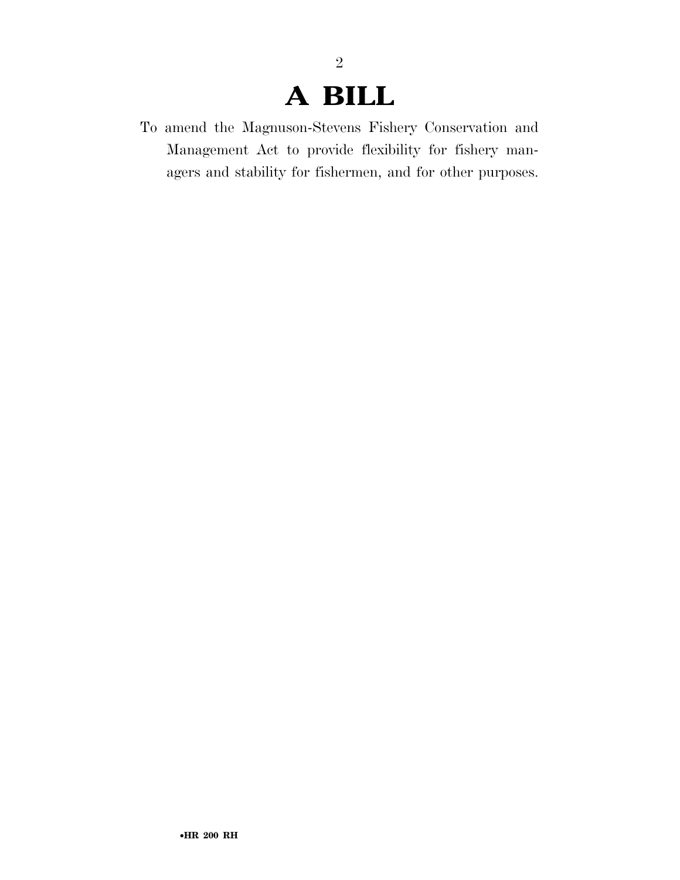# A BILL

To amend the Magnuson-Stevens Fishery Conservation and Management Act to provide flexibility for fishery managers and stability for fishermen, and for other purposes.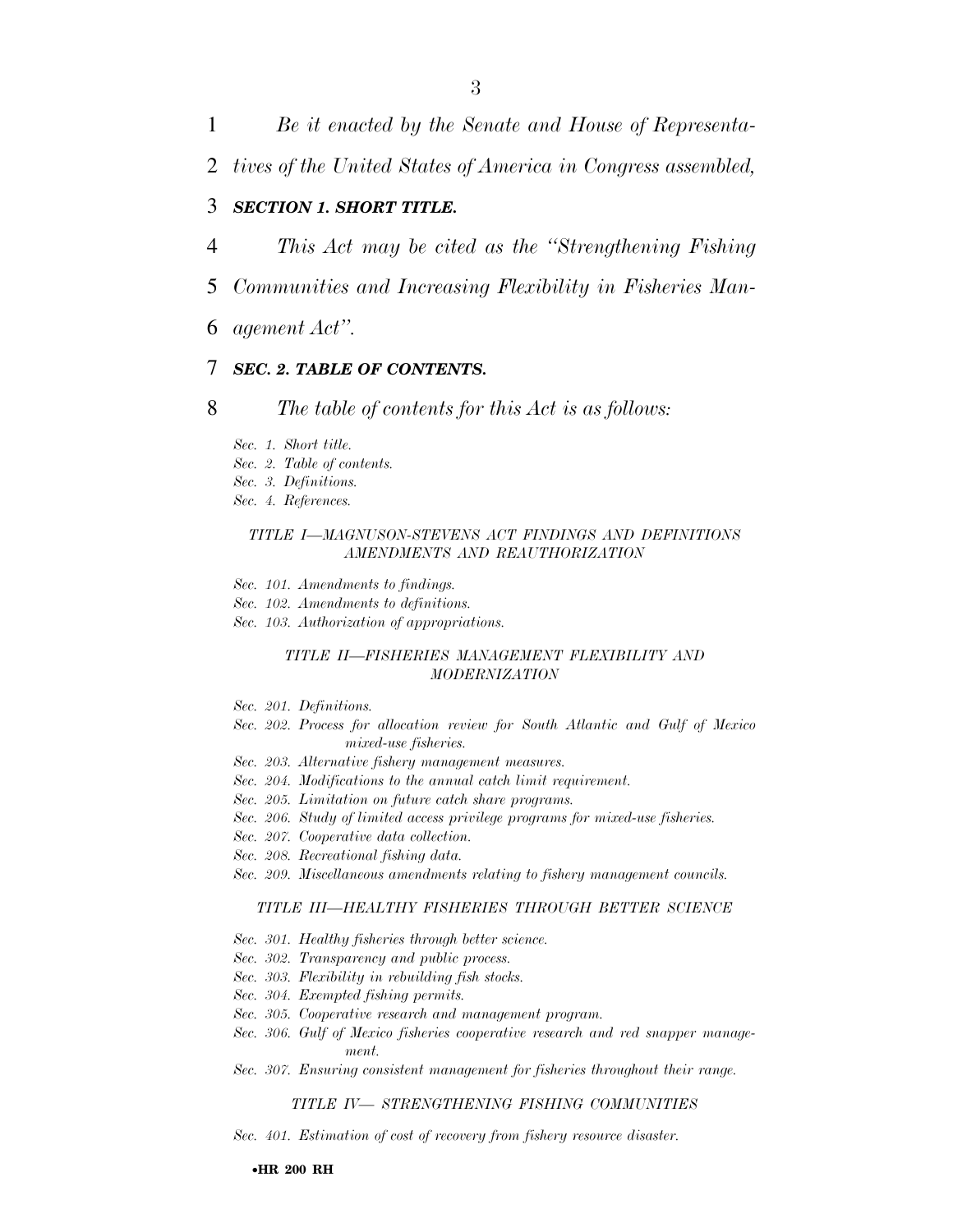*Be it enacted by the Senate and House of Representatives of the United States of America in Congress assembled,*

## ***SECTION 1. SHORT TITLE.***

*This Act may be cited as the "Strengthening Fishing Communities and Increasing Flexibility in Fisheries Management Act".*

## ***SEC. 2. TABLE OF CONTENTS.***

*The table of contents for this Act is as follows:*

*Sec. 1. Short title.*
*Sec. 2. Table of contents.*
*Sec. 3. Definitions.*
*Sec. 4. References.*

*TITLE I—MAGNUSON-STEVENS ACT FINDINGS AND DEFINITIONS AMENDMENTS AND REAUTHORIZATION*

*Sec. 101. Amendments to findings.*
*Sec. 102. Amendments to definitions.*
*Sec. 103. Authorization of appropriations.*

*TITLE II—FISHERIES MANAGEMENT FLEXIBILITY AND MODERNIZATION*

*Sec. 201. Definitions.*
*Sec. 202. Process for allocation review for South Atlantic and Gulf of Mexico mixed-use fisheries.*
*Sec. 203. Alternative fishery management measures.*
*Sec. 204. Modifications to the annual catch limit requirement.*
*Sec. 205. Limitation on future catch share programs.*
*Sec. 206. Study of limited access privilege programs for mixed-use fisheries.*
*Sec. 207. Cooperative data collection.*
*Sec. 208. Recreational fishing data.*
*Sec. 209. Miscellaneous amendments relating to fishery management councils.*

*TITLE III—HEALTHY FISHERIES THROUGH BETTER SCIENCE*

*Sec. 301. Healthy fisheries through better science.*
*Sec. 302. Transparency and public process.*
*Sec. 303. Flexibility in rebuilding fish stocks.*
*Sec. 304. Exempted fishing permits.*
*Sec. 305. Cooperative research and management program.*
*Sec. 306. Gulf of Mexico fisheries cooperative research and red snapper management.*
*Sec. 307. Ensuring consistent management for fisheries throughout their range.*

*TITLE IV— STRENGTHENING FISHING COMMUNITIES*

*Sec. 401. Estimation of cost of recovery from fishery resource disaster.*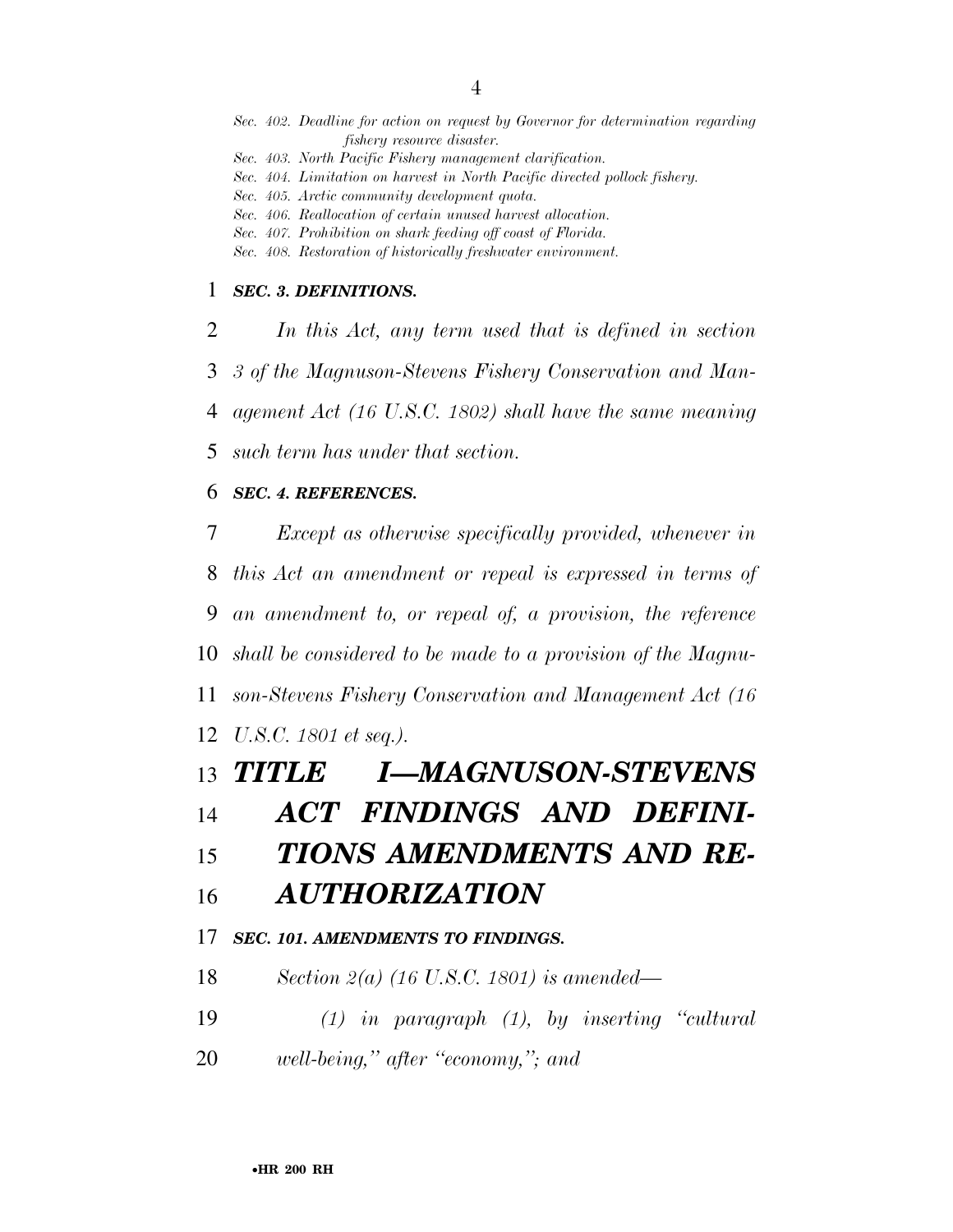*Sec. 402. Deadline for action on request by Governor for determination regarding fishery resource disaster.*
*Sec. 403. North Pacific Fishery management clarification.*
*Sec. 404. Limitation on harvest in North Pacific directed pollock fishery.*
*Sec. 405. Arctic community development quota.*
*Sec. 406. Reallocation of certain unused harvest allocation.*
*Sec. 407. Prohibition on shark feeding off coast of Florida.*
*Sec. 408. Restoration of historically freshwater environment.*

### *SEC. 3. DEFINITIONS.*

*In this Act, any term used that is defined in section 3 of the Magnuson-Stevens Fishery Conservation and Management Act (16 U.S.C. 1802) shall have the same meaning such term has under that section.*

### *SEC. 4. REFERENCES.*

*Except as otherwise specifically provided, whenever in this Act an amendment or repeal is expressed in terms of an amendment to, or repeal of, a provision, the reference shall be considered to be made to a provision of the Magnuson-Stevens Fishery Conservation and Management Act (16 U.S.C. 1801 et seq.).*

# *TITLE I—MAGNUSON-STEVENS ACT FINDINGS AND DEFINITIONS AMENDMENTS AND REAUTHORIZATION*

### *SEC. 101. AMENDMENTS TO FINDINGS.*

*Section 2(a) (16 U.S.C. 1801) is amended—*

*(1) in paragraph (1), by inserting "cultural well-being," after "economy,"; and*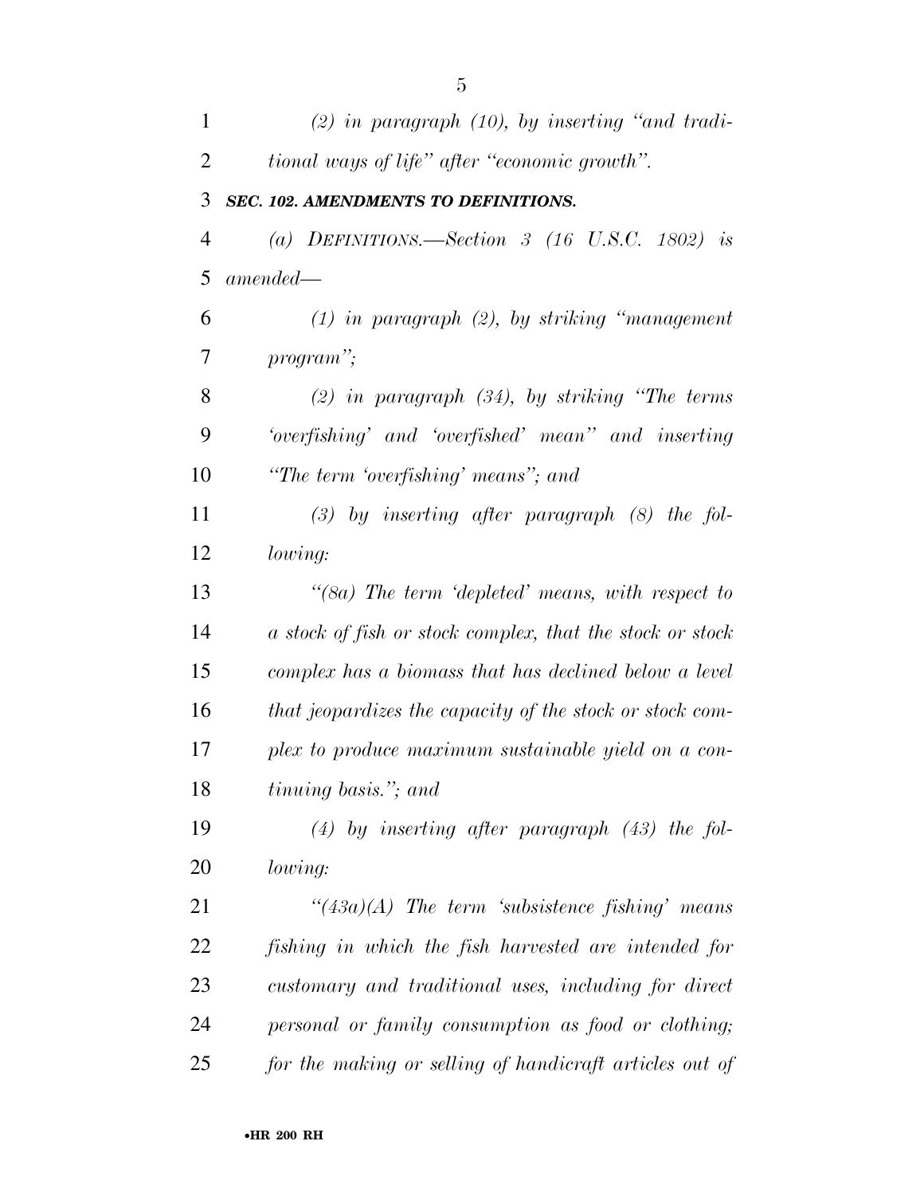*(2) in paragraph (10), by inserting "and traditional ways of life" after "economic growth".*

***SEC. 102. AMENDMENTS TO DEFINITIONS.***

*(a) DEFINITIONS.—Section 3 (16 U.S.C. 1802) is amended—*

*(1) in paragraph (2), by striking "management program";*

*(2) in paragraph (34), by striking "The terms 'overfishing' and 'overfished' mean" and inserting "The term 'overfishing' means"; and*

*(3) by inserting after paragraph (8) the following:*

*"(8a) The term 'depleted' means, with respect to a stock of fish or stock complex, that the stock or stock complex has a biomass that has declined below a level that jeopardizes the capacity of the stock or stock complex to produce maximum sustainable yield on a continuing basis."; and*

*(4) by inserting after paragraph (43) the following:*

*"(43a)(A) The term 'subsistence fishing' means fishing in which the fish harvested are intended for customary and traditional uses, including for direct personal or family consumption as food or clothing; for the making or selling of handicraft articles out of*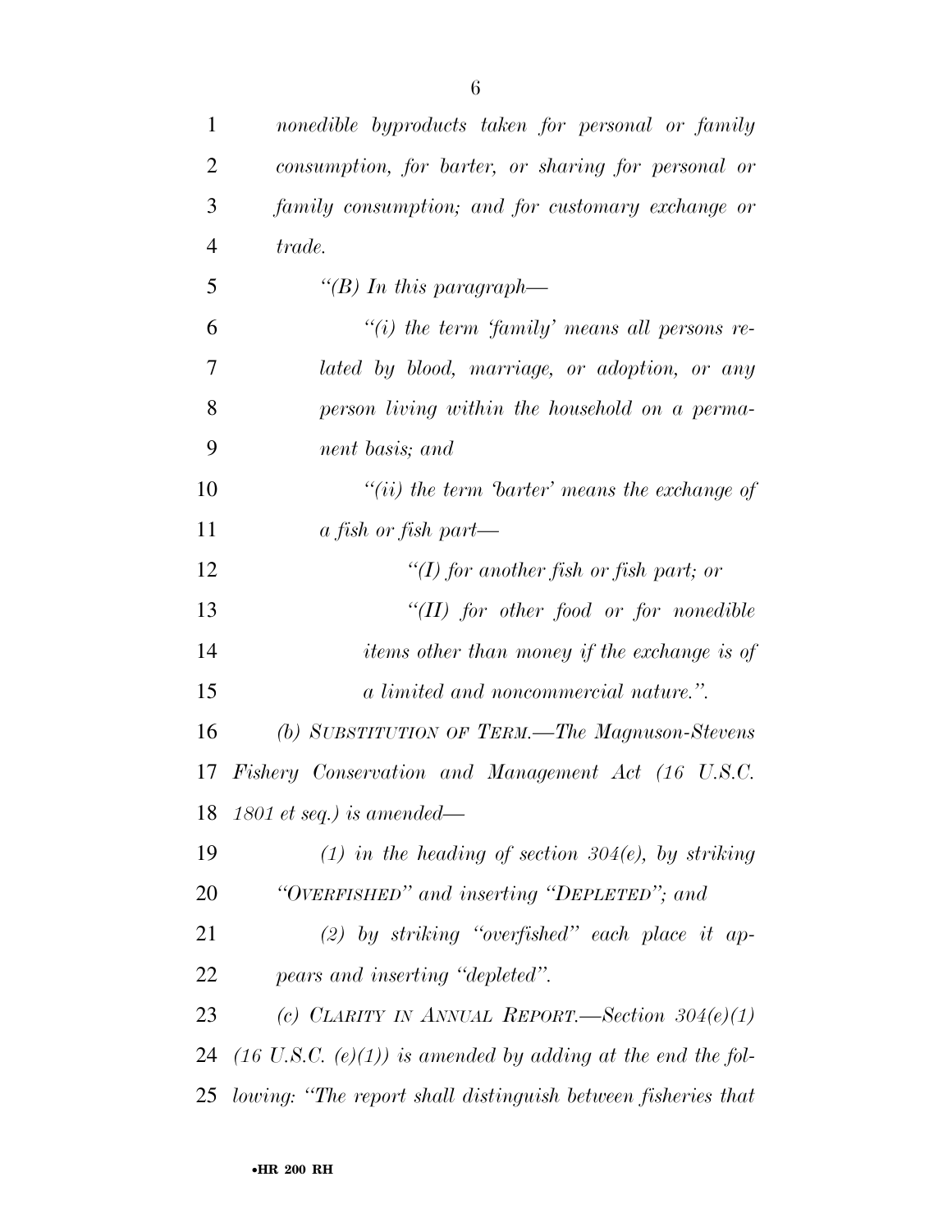*nonedible byproducts taken for personal or family consumption, for barter, or sharing for personal or family consumption; and for customary exchange or trade.*

*"(B) In this paragraph—*

*"(i) the term 'family' means all persons related by blood, marriage, or adoption, or any person living within the household on a permanent basis; and*

*"(ii) the term 'barter' means the exchange of a fish or fish part—*

*"(I) for another fish or fish part; or*

*"(II) for other food or for nonedible items other than money if the exchange is of a limited and noncommercial nature.".*

*(b) SUBSTITUTION OF TERM.—The Magnuson-Stevens Fishery Conservation and Management Act (16 U.S.C. 1801 et seq.) is amended—*

*(1) in the heading of section 304(e), by striking "OVERFISHED" and inserting "DEPLETED"; and*

*(2) by striking "overfished" each place it appears and inserting "depleted".*

*(c) CLARITY IN ANNUAL REPORT.—Section 304(e)(1) (16 U.S.C. (e)(1)) is amended by adding at the end the following: "The report shall distinguish between fisheries that*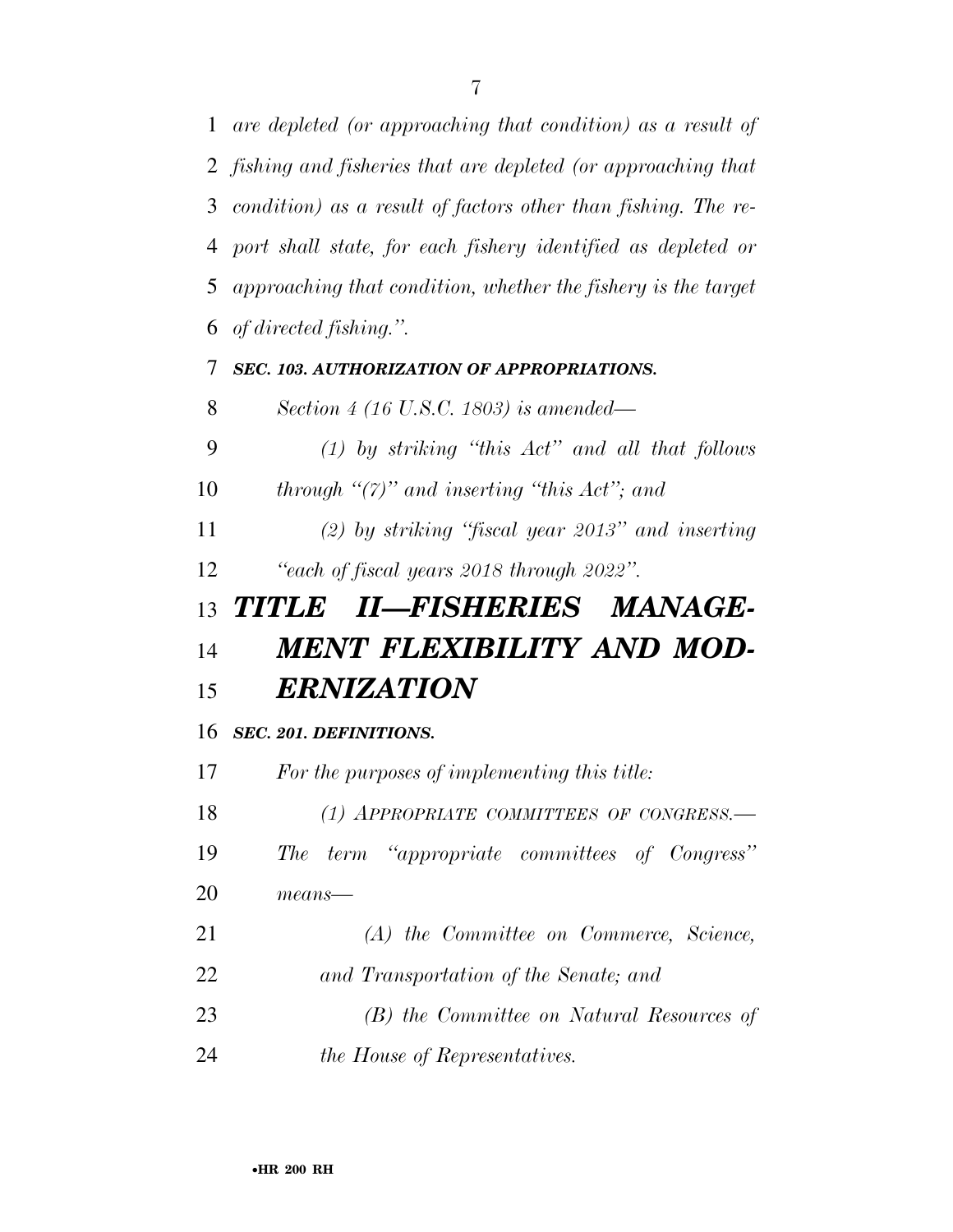*are depleted (or approaching that condition) as a result of fishing and fisheries that are depleted (or approaching that condition) as a result of factors other than fishing. The report shall state, for each fishery identified as depleted or approaching that condition, whether the fishery is the target of directed fishing.".*

***SEC. 103. AUTHORIZATION OF APPROPRIATIONS.***

*Section 4 (16 U.S.C. 1803) is amended—*

*(1) by striking "this Act" and all that follows through "(7)" and inserting "this Act"; and*

*(2) by striking "fiscal year 2013" and inserting "each of fiscal years 2018 through 2022".*

# *TITLE II—FISHERIES MANAGEMENT FLEXIBILITY AND MODERNIZATION*

***SEC. 201. DEFINITIONS.***

*For the purposes of implementing this title:*

*(1) APPROPRIATE COMMITTEES OF CONGRESS.—The term "appropriate committees of Congress" means—*

*(A) the Committee on Commerce, Science, and Transportation of the Senate; and*

*(B) the Committee on Natural Resources of the House of Representatives.*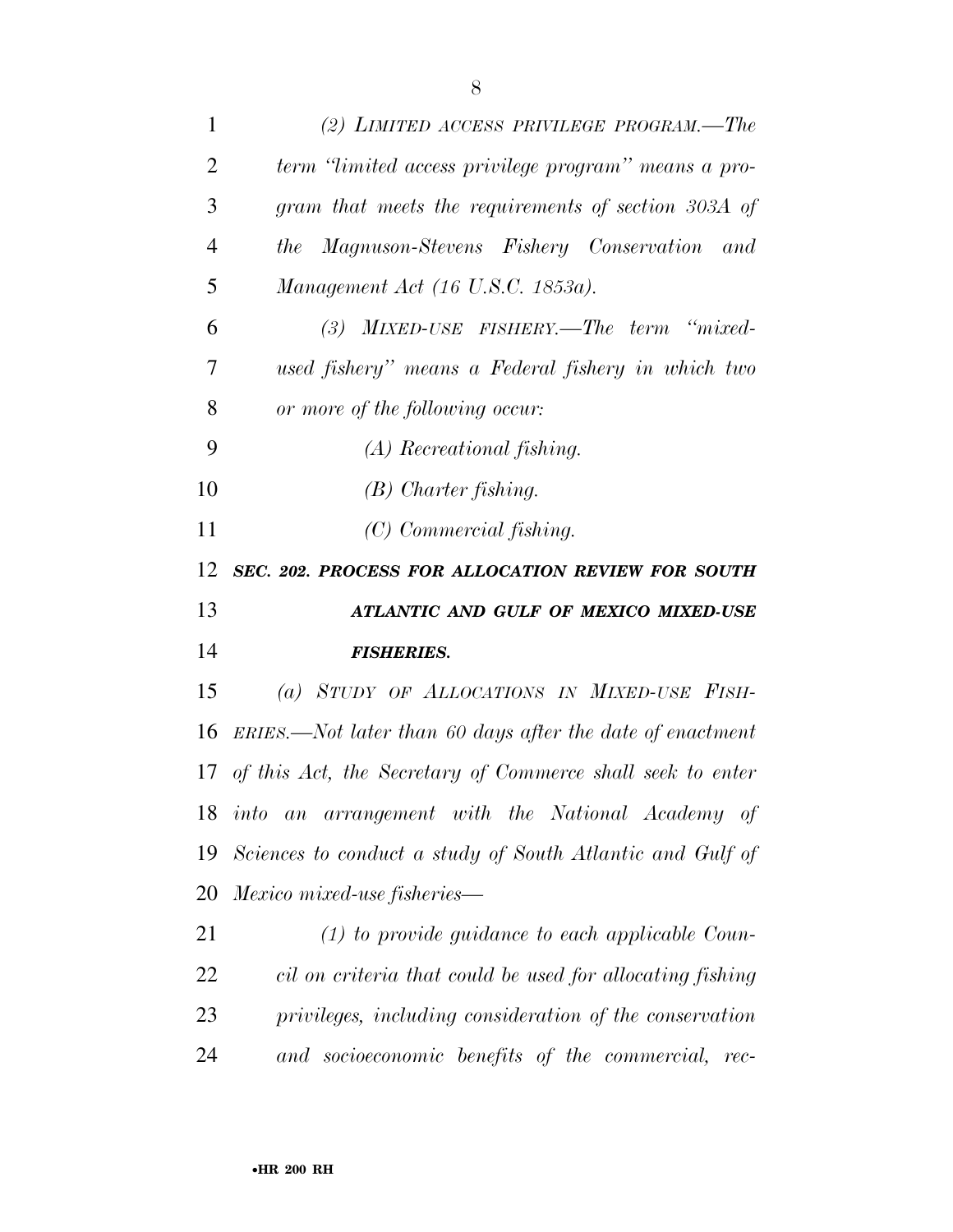*(2) LIMITED ACCESS PRIVILEGE PROGRAM.—The term "limited access privilege program" means a program that meets the requirements of section 303A of the Magnuson-Stevens Fishery Conservation and Management Act (16 U.S.C. 1853a).*

*(3) MIXED-USE FISHERY.—The term "mixed-used fishery" means a Federal fishery in which two or more of the following occur:*

*(A) Recreational fishing.*

*(B) Charter fishing.*

*(C) Commercial fishing.*

***SEC. 202. PROCESS FOR ALLOCATION REVIEW FOR SOUTH ATLANTIC AND GULF OF MEXICO MIXED-USE FISHERIES.***

*(a) STUDY OF ALLOCATIONS IN MIXED-USE FISHERIES.—Not later than 60 days after the date of enactment of this Act, the Secretary of Commerce shall seek to enter into an arrangement with the National Academy of Sciences to conduct a study of South Atlantic and Gulf of Mexico mixed-use fisheries—*

*(1) to provide guidance to each applicable Council on criteria that could be used for allocating fishing privileges, including consideration of the conservation and socioeconomic benefits of the commercial, rec-*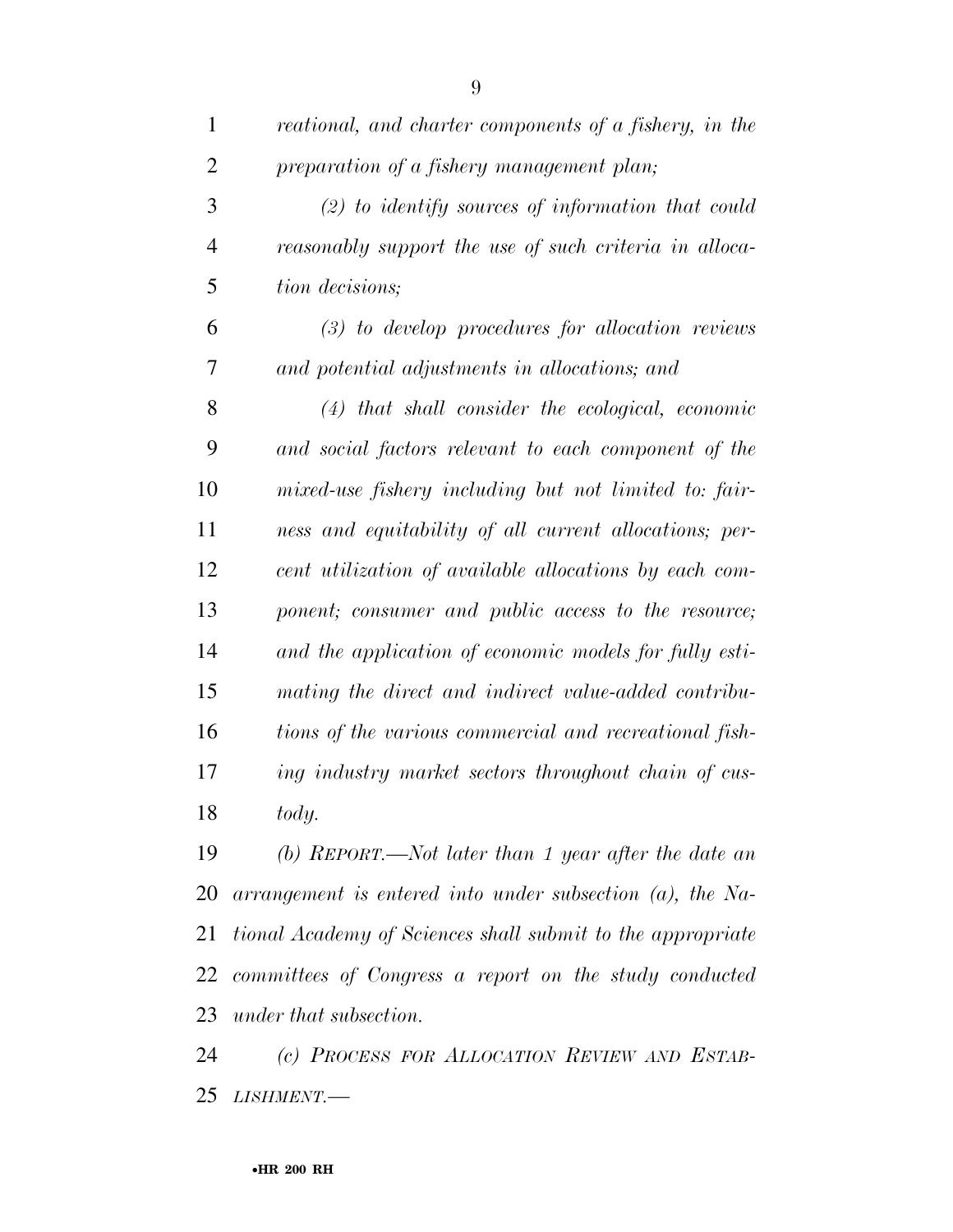*reational, and charter components of a fishery, in the preparation of a fishery management plan;*

*(2) to identify sources of information that could reasonably support the use of such criteria in allocation decisions;*

*(3) to develop procedures for allocation reviews and potential adjustments in allocations; and*

*(4) that shall consider the ecological, economic and social factors relevant to each component of the mixed-use fishery including but not limited to: fairness and equitability of all current allocations; percent utilization of available allocations by each component; consumer and public access to the resource; and the application of economic models for fully estimating the direct and indirect value-added contributions of the various commercial and recreational fishing industry market sectors throughout chain of custody.*

*(b) REPORT.—Not later than 1 year after the date an arrangement is entered into under subsection (a), the National Academy of Sciences shall submit to the appropriate committees of Congress a report on the study conducted under that subsection.*

*(c) PROCESS FOR ALLOCATION REVIEW AND ESTABLISHMENT.—*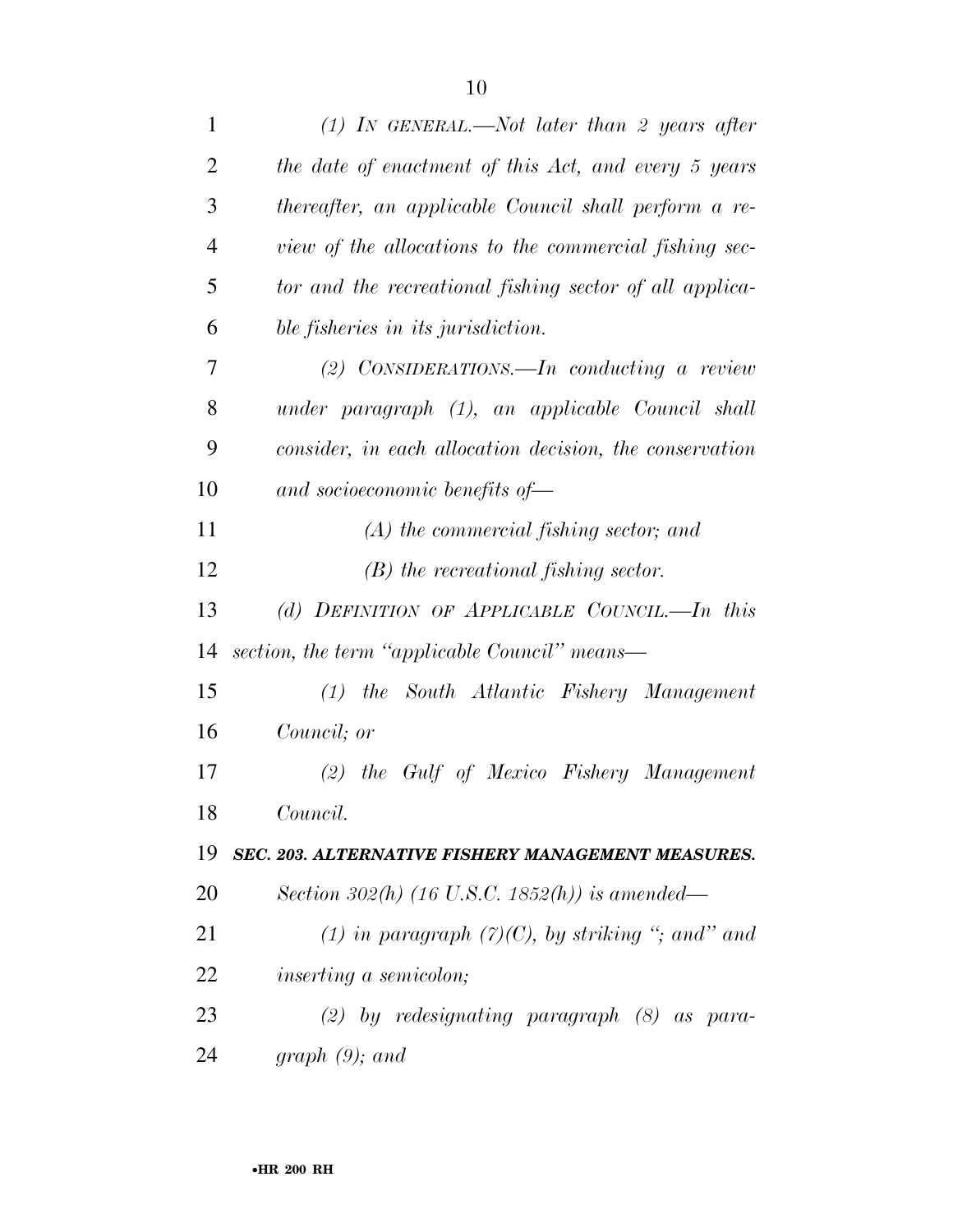*(1) IN GENERAL.—Not later than 2 years after the date of enactment of this Act, and every 5 years thereafter, an applicable Council shall perform a review of the allocations to the commercial fishing sector and the recreational fishing sector of all applicable fisheries in its jurisdiction.*

*(2) CONSIDERATIONS.—In conducting a review under paragraph (1), an applicable Council shall consider, in each allocation decision, the conservation and socioeconomic benefits of—*

*(A) the commercial fishing sector; and*

*(B) the recreational fishing sector.*

*(d) DEFINITION OF APPLICABLE COUNCIL.—In this section, the term "applicable Council" means—*

*(1) the South Atlantic Fishery Management Council; or*

*(2) the Gulf of Mexico Fishery Management Council.*

***SEC. 203. ALTERNATIVE FISHERY MANAGEMENT MEASURES.***

*Section 302(h) (16 U.S.C. 1852(h)) is amended—*

*(1) in paragraph (7)(C), by striking "; and" and inserting a semicolon;*

*(2) by redesignating paragraph (8) as paragraph (9); and*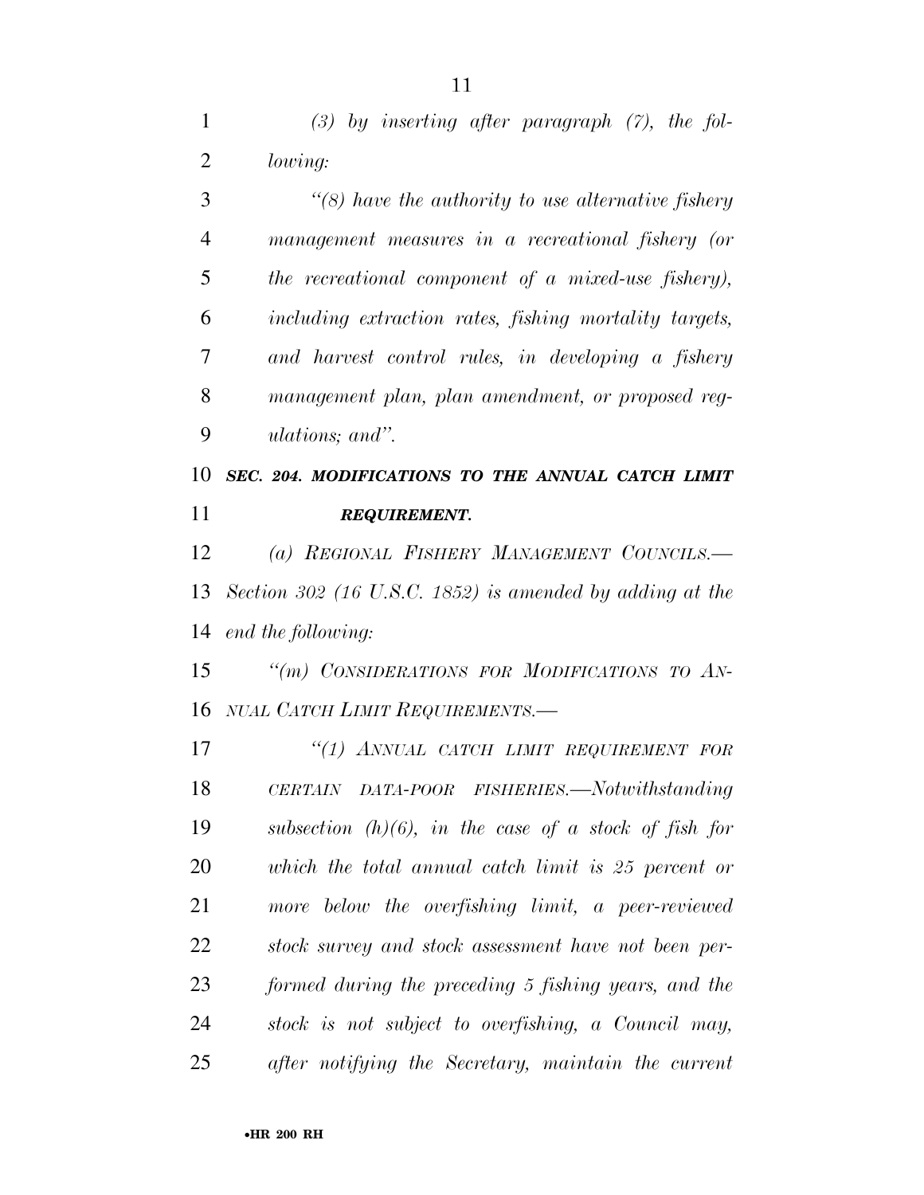*(3) by inserting after paragraph (7), the following:*

*"(8) have the authority to use alternative fishery management measures in a recreational fishery (or the recreational component of a mixed-use fishery), including extraction rates, fishing mortality targets, and harvest control rules, in developing a fishery management plan, plan amendment, or proposed regulations; and".*

***SEC. 204. MODIFICATIONS TO THE ANNUAL CATCH LIMIT REQUIREMENT.***

*(a) REGIONAL FISHERY MANAGEMENT COUNCILS.—Section 302 (16 U.S.C. 1852) is amended by adding at the end the following:*

*"(m) CONSIDERATIONS FOR MODIFICATIONS TO ANNUAL CATCH LIMIT REQUIREMENTS.—*

*"(1) ANNUAL CATCH LIMIT REQUIREMENT FOR CERTAIN DATA-POOR FISHERIES.—Notwithstanding subsection (h)(6), in the case of a stock of fish for which the total annual catch limit is 25 percent or more below the overfishing limit, a peer-reviewed stock survey and stock assessment have not been performed during the preceding 5 fishing years, and the stock is not subject to overfishing, a Council may, after notifying the Secretary, maintain the current*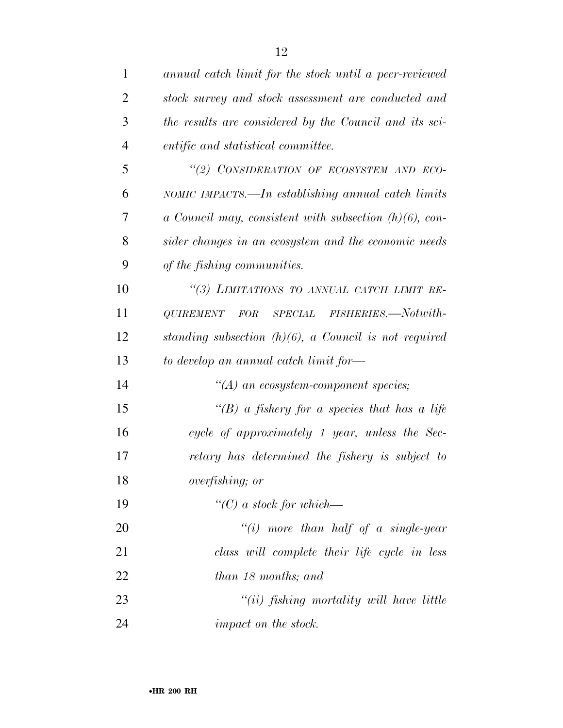*annual catch limit for the stock until a peer-reviewed stock survey and stock assessment are conducted and the results are considered by the Council and its scientific and statistical committee.*

*"(2) CONSIDERATION OF ECOSYSTEM AND ECONOMIC IMPACTS.—In establishing annual catch limits a Council may, consistent with subsection (h)(6), consider changes in an ecosystem and the economic needs of the fishing communities.*

*"(3) LIMITATIONS TO ANNUAL CATCH LIMIT REQUIREMENT FOR SPECIAL FISHERIES.—Notwithstanding subsection (h)(6), a Council is not required to develop an annual catch limit for—*

*"(A) an ecosystem-component species;*

*"(B) a fishery for a species that has a life cycle of approximately 1 year, unless the Secretary has determined the fishery is subject to overfishing; or*

*"(C) a stock for which—*

*"(i) more than half of a single-year class will complete their life cycle in less than 18 months; and*

*"(ii) fishing mortality will have little impact on the stock.*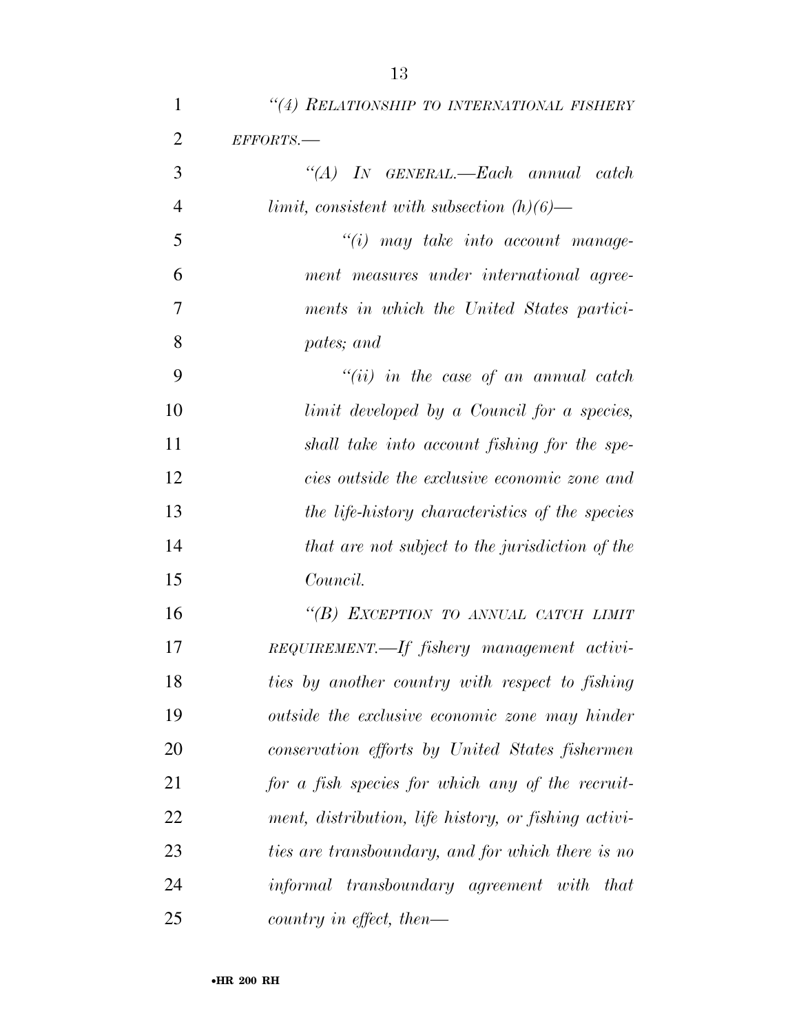*"(4) RELATIONSHIP TO INTERNATIONAL FISHERY EFFORTS.—*

*"(A) IN GENERAL.—Each annual catch limit, consistent with subsection (h)(6)—*

*"(i) may take into account management measures under international agreements in which the United States participates; and*

*"(ii) in the case of an annual catch limit developed by a Council for a species, shall take into account fishing for the species outside the exclusive economic zone and the life-history characteristics of the species that are not subject to the jurisdiction of the Council.*

*"(B) EXCEPTION TO ANNUAL CATCH LIMIT REQUIREMENT.—If fishery management activities by another country with respect to fishing outside the exclusive economic zone may hinder conservation efforts by United States fishermen for a fish species for which any of the recruitment, distribution, life history, or fishing activities are transboundary, and for which there is no informal transboundary agreement with that country in effect, then—*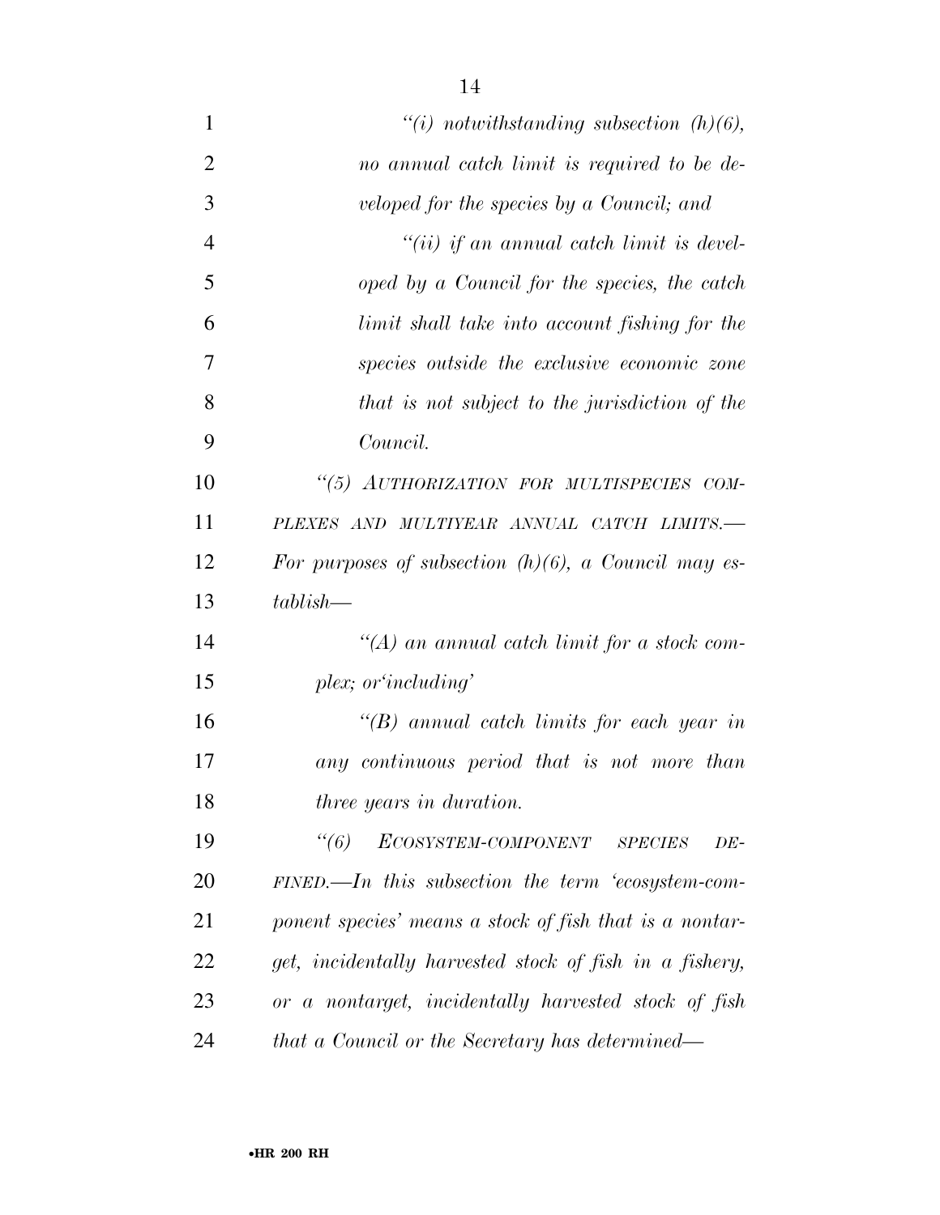*"(i) notwithstanding subsection (h)(6), no annual catch limit is required to be developed for the species by a Council; and*

*"(ii) if an annual catch limit is developed by a Council for the species, the catch limit shall take into account fishing for the species outside the exclusive economic zone that is not subject to the jurisdiction of the Council.*

*"(5) AUTHORIZATION FOR MULTISPECIES COMPLEXES AND MULTIYEAR ANNUAL CATCH LIMITS.—For purposes of subsection (h)(6), a Council may establish—*

*"(A) an annual catch limit for a stock complex; or'including'*

*"(B) annual catch limits for each year in any continuous period that is not more than three years in duration.*

*"(6) ECOSYSTEM-COMPONENT SPECIES DEFINED.—In this subsection the term 'ecosystem-component species' means a stock of fish that is a nontarget, incidentally harvested stock of fish in a fishery, or a nontarget, incidentally harvested stock of fish that a Council or the Secretary has determined—*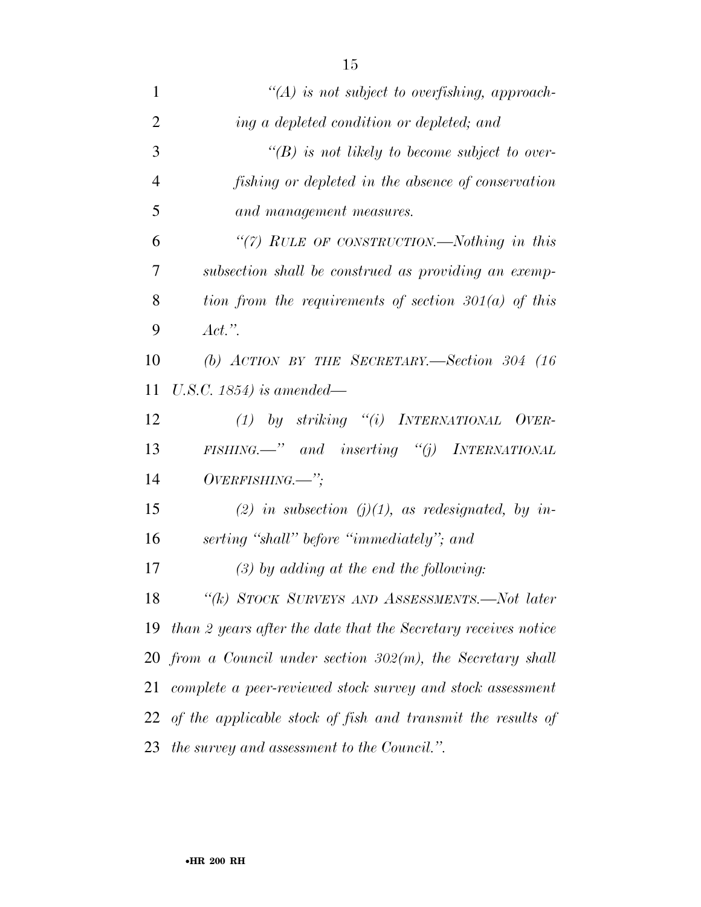*"(A) is not subject to overfishing, approaching a depleted condition or depleted; and*

*"(B) is not likely to become subject to overfishing or depleted in the absence of conservation and management measures.*

*"(7) RULE OF CONSTRUCTION.—Nothing in this subsection shall be construed as providing an exemption from the requirements of section 301(a) of this Act.".*

*(b) ACTION BY THE SECRETARY.—Section 304 (16 U.S.C. 1854) is amended—*

*(1) by striking "(i) INTERNATIONAL OVERFISHING.—" and inserting "(j) INTERNATIONAL OVERFISHING.—";*

*(2) in subsection (j)(1), as redesignated, by inserting "shall" before "immediately"; and*

*(3) by adding at the end the following:*

*"(k) STOCK SURVEYS AND ASSESSMENTS.—Not later than 2 years after the date that the Secretary receives notice from a Council under section 302(m), the Secretary shall complete a peer-reviewed stock survey and stock assessment of the applicable stock of fish and transmit the results of the survey and assessment to the Council.".*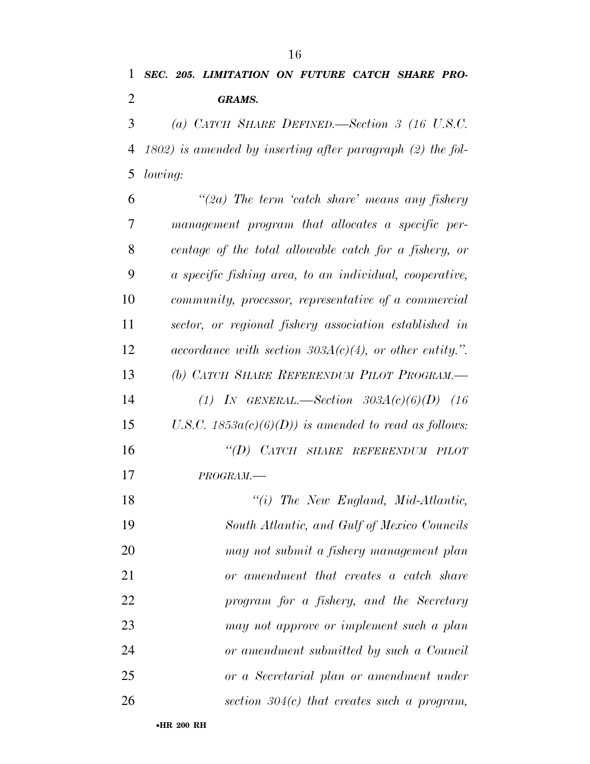***SEC. 205. LIMITATION ON FUTURE CATCH SHARE PROGRAMS.***

*(a) CATCH SHARE DEFINED.—Section 3 (16 U.S.C. 1802) is amended by inserting after paragraph (2) the following:*

*“(2a) The term ‘catch share’ means any fishery management program that allocates a specific percentage of the total allowable catch for a fishery, or a specific fishing area, to an individual, cooperative, community, processor, representative of a commercial sector, or regional fishery association established in accordance with section 303A(c)(4), or other entity.”.*

*(b) CATCH SHARE REFERENDUM PILOT PROGRAM.—*

*(1) IN GENERAL.—Section 303A(c)(6)(D) (16 U.S.C. 1853a(c)(6)(D)) is amended to read as follows:*

*“(D) CATCH SHARE REFERENDUM PILOT PROGRAM.—*

*“(i) The New England, Mid-Atlantic, South Atlantic, and Gulf of Mexico Councils may not submit a fishery management plan or amendment that creates a catch share program for a fishery, and the Secretary may not approve or implement such a plan or amendment submitted by such a Council or a Secretarial plan or amendment under section 304(c) that creates such a program,*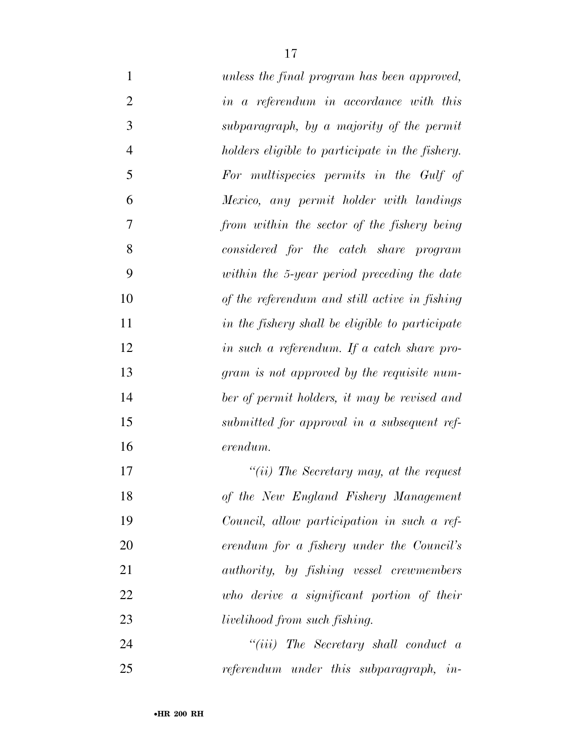*unless the final program has been approved, in a referendum in accordance with this subparagraph, by a majority of the permit holders eligible to participate in the fishery. For multispecies permits in the Gulf of Mexico, any permit holder with landings from within the sector of the fishery being considered for the catch share program within the 5-year period preceding the date of the referendum and still active in fishing in the fishery shall be eligible to participate in such a referendum. If a catch share program is not approved by the requisite number of permit holders, it may be revised and submitted for approval in a subsequent referendum.*

*"(ii) The Secretary may, at the request of the New England Fishery Management Council, allow participation in such a referendum for a fishery under the Council's authority, by fishing vessel crewmembers who derive a significant portion of their livelihood from such fishing.*

*"(iii) The Secretary shall conduct a referendum under this subparagraph, in-*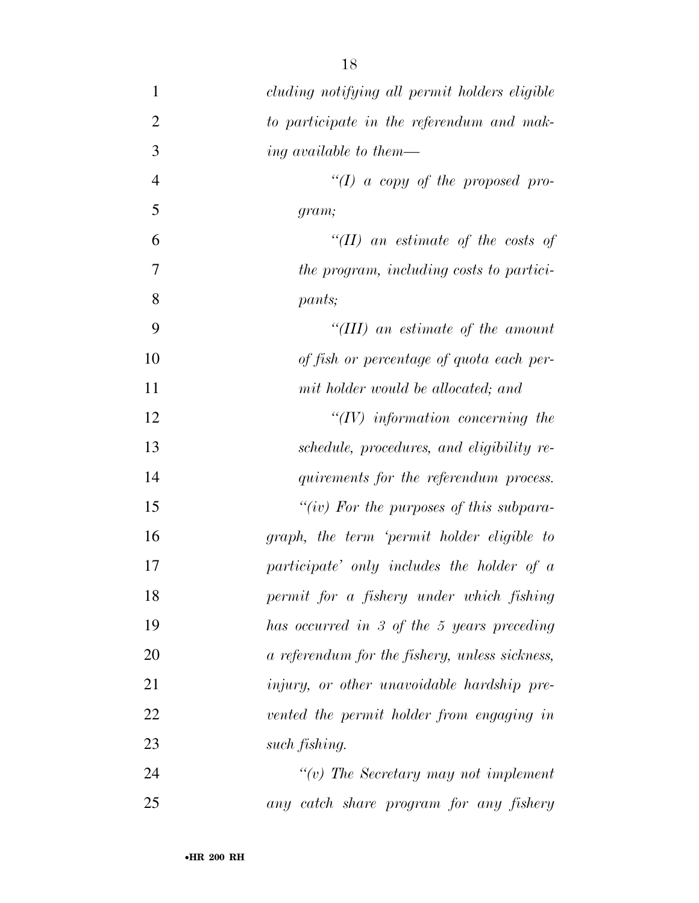*cluding notifying all permit holders eligible to participate in the referendum and making available to them—*

*"(I) a copy of the proposed program;*

*"(II) an estimate of the costs of the program, including costs to participants;*

*"(III) an estimate of the amount of fish or percentage of quota each permit holder would be allocated; and*

*"(IV) information concerning the schedule, procedures, and eligibility requirements for the referendum process.*

*"(iv) For the purposes of this subparagraph, the term 'permit holder eligible to participate' only includes the holder of a permit for a fishery under which fishing has occurred in 3 of the 5 years preceding a referendum for the fishery, unless sickness, injury, or other unavoidable hardship prevented the permit holder from engaging in such fishing.*

*"(v) The Secretary may not implement any catch share program for any fishery*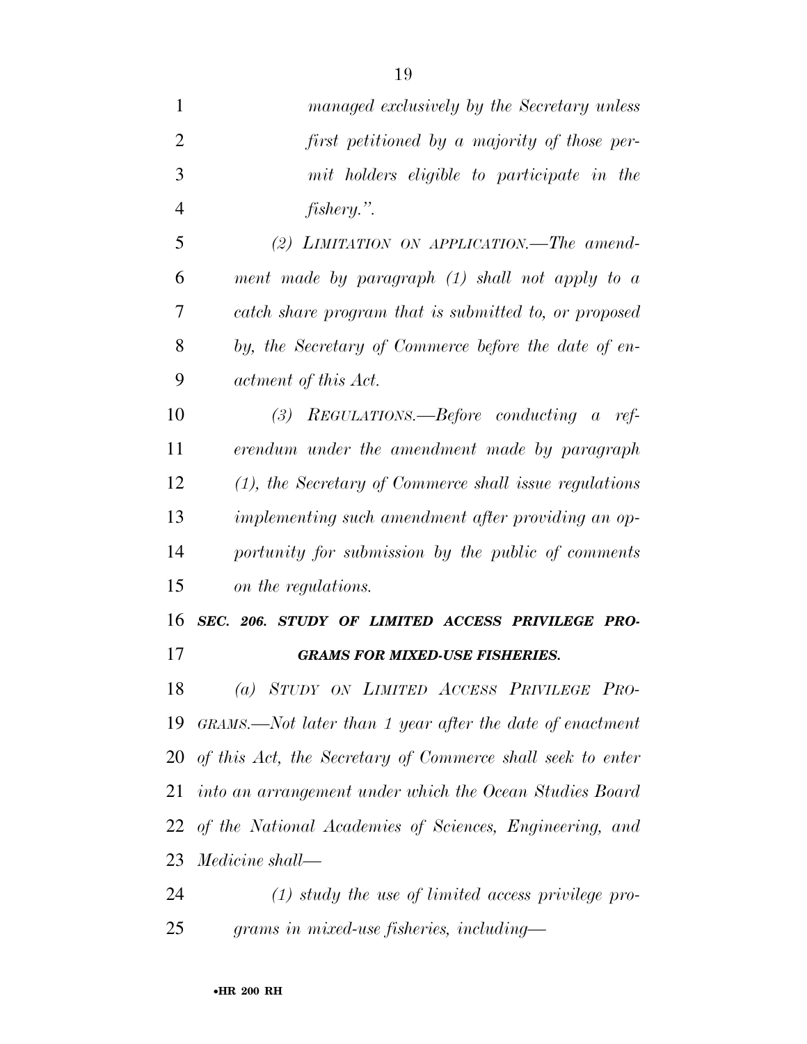*managed exclusively by the Secretary unless first petitioned by a majority of those permit holders eligible to participate in the fishery.".*

*(2) LIMITATION ON APPLICATION.—The amendment made by paragraph (1) shall not apply to a catch share program that is submitted to, or proposed by, the Secretary of Commerce before the date of enactment of this Act.*

*(3) REGULATIONS.—Before conducting a referendum under the amendment made by paragraph (1), the Secretary of Commerce shall issue regulations implementing such amendment after providing an opportunity for submission by the public of comments on the regulations.*

***SEC. 206. STUDY OF LIMITED ACCESS PRIVILEGE PROGRAMS FOR MIXED-USE FISHERIES.***

*(a) STUDY ON LIMITED ACCESS PRIVILEGE PROGRAMS.—Not later than 1 year after the date of enactment of this Act, the Secretary of Commerce shall seek to enter into an arrangement under which the Ocean Studies Board of the National Academies of Sciences, Engineering, and Medicine shall—*

*(1) study the use of limited access privilege programs in mixed-use fisheries, including—*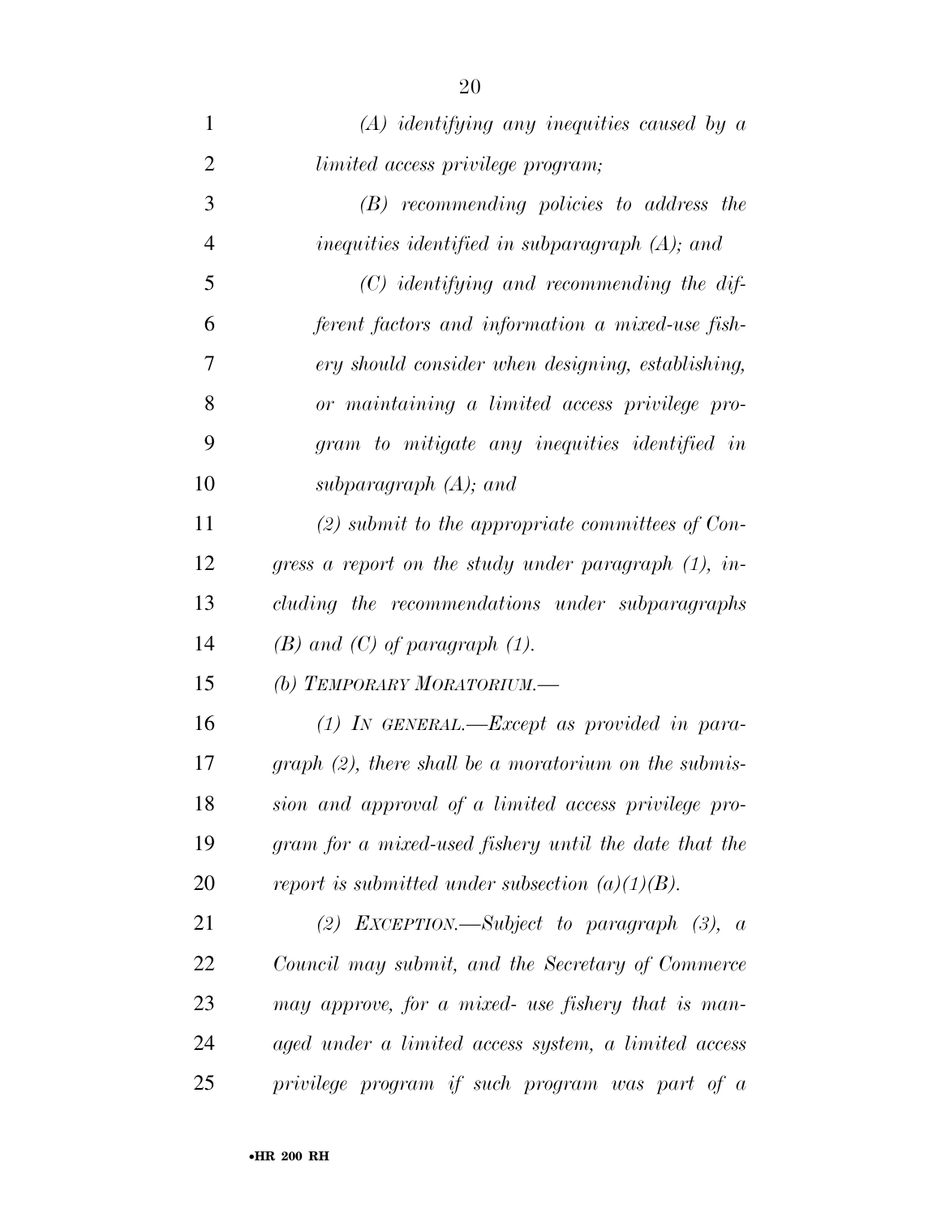*(A) identifying any inequities caused by a limited access privilege program;*

*(B) recommending policies to address the inequities identified in subparagraph (A); and*

*(C) identifying and recommending the different factors and information a mixed-use fishery should consider when designing, establishing, or maintaining a limited access privilege program to mitigate any inequities identified in subparagraph (A); and*

*(2) submit to the appropriate committees of Congress a report on the study under paragraph (1), including the recommendations under subparagraphs (B) and (C) of paragraph (1).*

*(b) TEMPORARY MORATORIUM.—*

*(1) IN GENERAL.—Except as provided in paragraph (2), there shall be a moratorium on the submission and approval of a limited access privilege program for a mixed-used fishery until the date that the report is submitted under subsection (a)(1)(B).*

*(2) EXCEPTION.—Subject to paragraph (3), a Council may submit, and the Secretary of Commerce may approve, for a mixed- use fishery that is managed under a limited access system, a limited access privilege program if such program was part of a*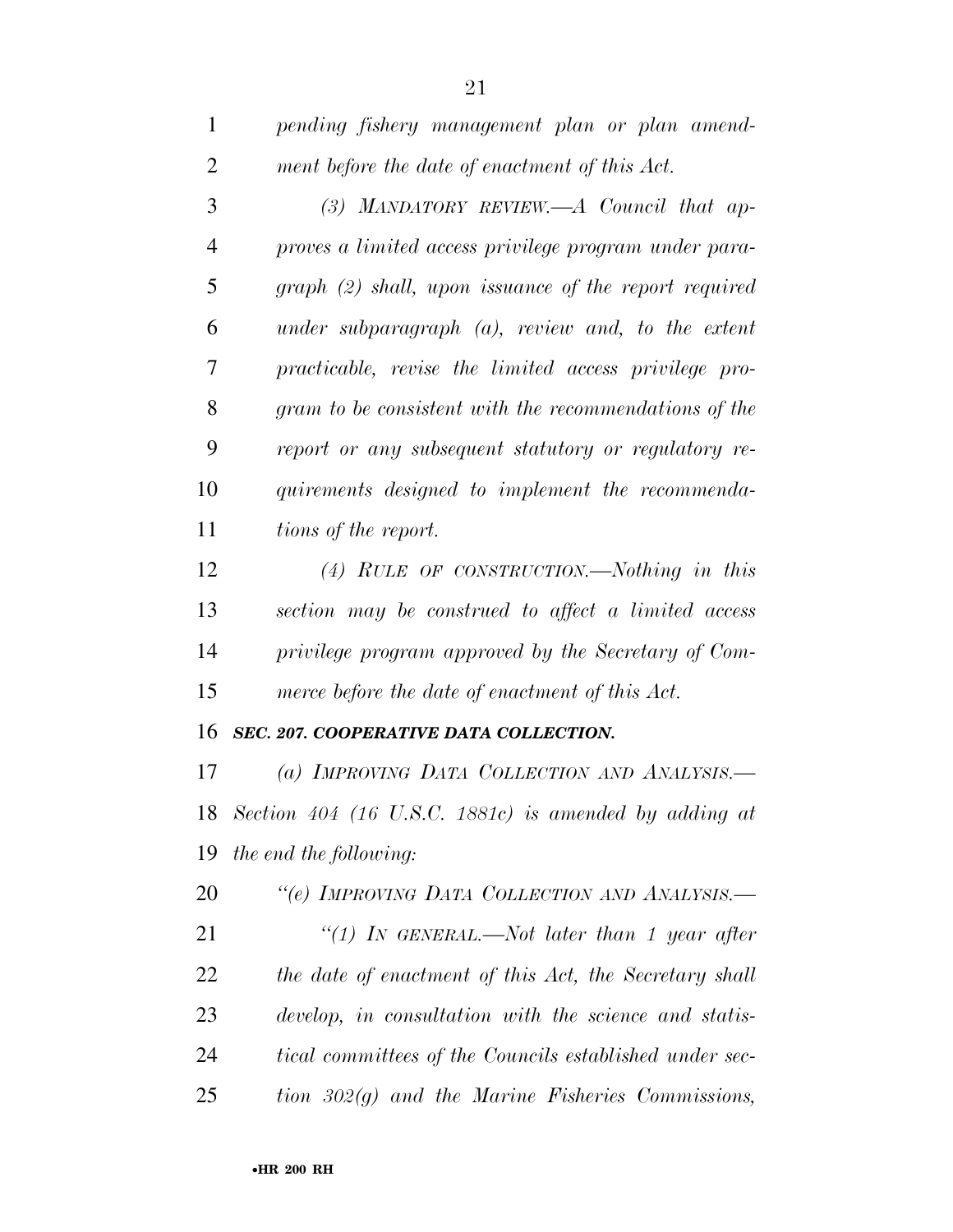*pending fishery management plan or plan amendment before the date of enactment of this Act.*

*(3) MANDATORY REVIEW.—A Council that approves a limited access privilege program under paragraph (2) shall, upon issuance of the report required under subparagraph (a), review and, to the extent practicable, revise the limited access privilege program to be consistent with the recommendations of the report or any subsequent statutory or regulatory requirements designed to implement the recommendations of the report.*

*(4) RULE OF CONSTRUCTION.—Nothing in this section may be construed to affect a limited access privilege program approved by the Secretary of Commerce before the date of enactment of this Act.*

***SEC. 207. COOPERATIVE DATA COLLECTION.***

*(a) IMPROVING DATA COLLECTION AND ANALYSIS.—Section 404 (16 U.S.C. 1881c) is amended by adding at the end the following:*

*"(e) IMPROVING DATA COLLECTION AND ANALYSIS.—*

*"(1) IN GENERAL.—Not later than 1 year after the date of enactment of this Act, the Secretary shall develop, in consultation with the science and statistical committees of the Councils established under section 302(g) and the Marine Fisheries Commissions,*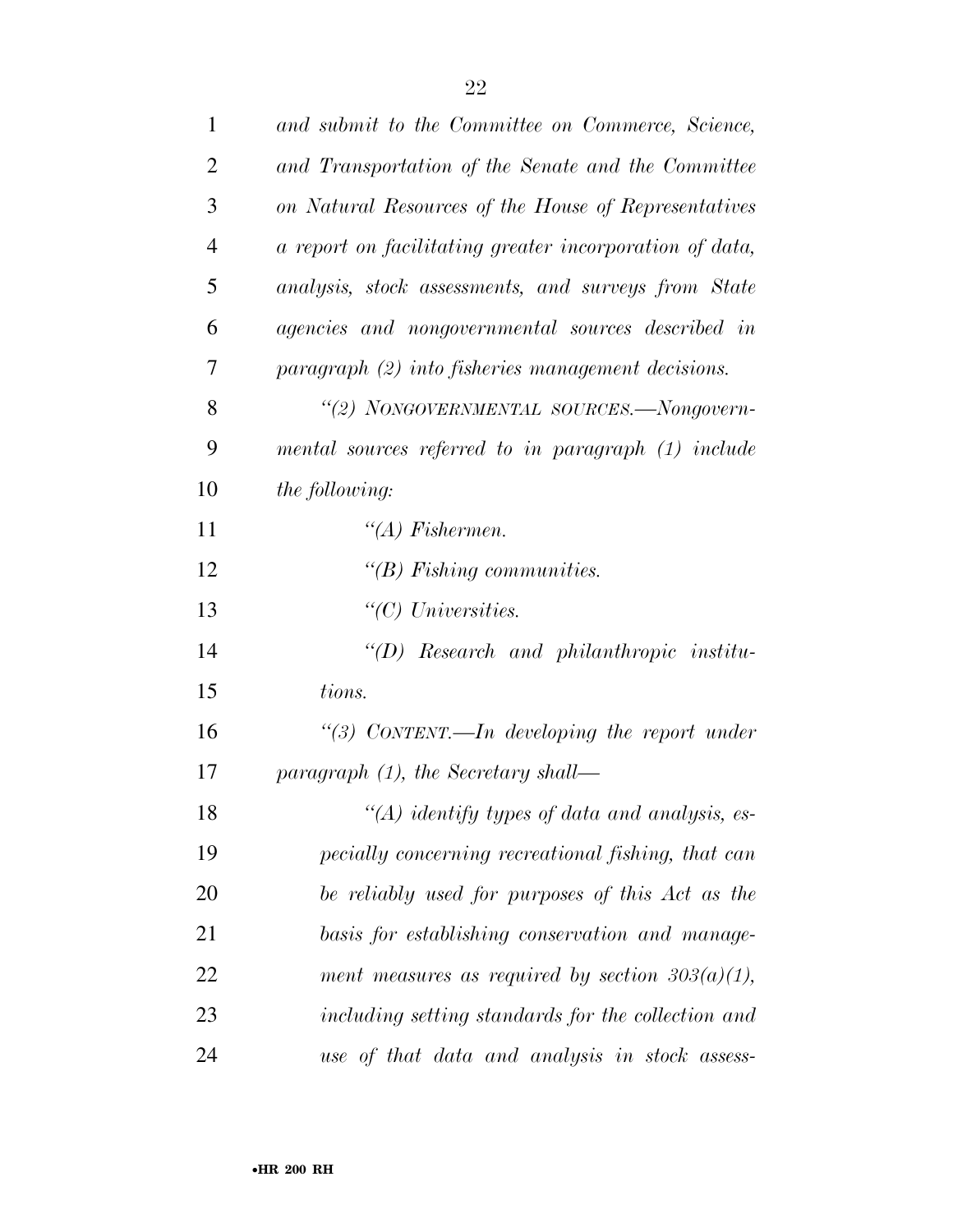*and submit to the Committee on Commerce, Science, and Transportation of the Senate and the Committee on Natural Resources of the House of Representatives a report on facilitating greater incorporation of data, analysis, stock assessments, and surveys from State agencies and nongovernmental sources described in paragraph (2) into fisheries management decisions.*

*"(2) NONGOVERNMENTAL SOURCES.—Nongovernmental sources referred to in paragraph (1) include the following:*

*"(A) Fishermen.*

*"(B) Fishing communities.*

*"(C) Universities.*

*"(D) Research and philanthropic institutions.*

*"(3) CONTENT.—In developing the report under paragraph (1), the Secretary shall—*

*"(A) identify types of data and analysis, especially concerning recreational fishing, that can be reliably used for purposes of this Act as the basis for establishing conservation and management measures as required by section 303(a)(1), including setting standards for the collection and use of that data and analysis in stock assess-*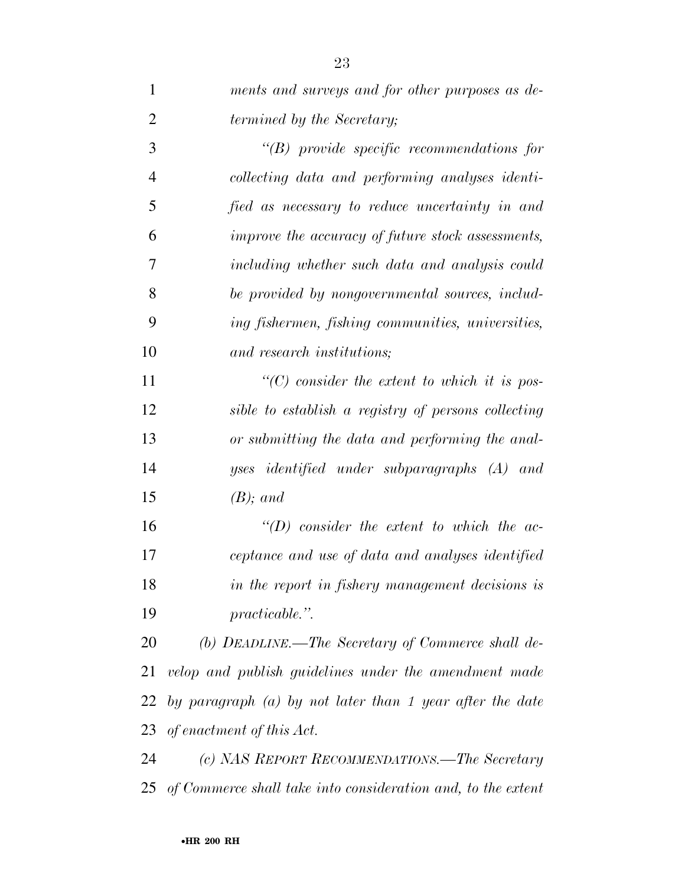*ments and surveys and for other purposes as determined by the Secretary;*

*"(B) provide specific recommendations for collecting data and performing analyses identified as necessary to reduce uncertainty in and improve the accuracy of future stock assessments, including whether such data and analysis could be provided by nongovernmental sources, including fishermen, fishing communities, universities, and research institutions;*

*"(C) consider the extent to which it is possible to establish a registry of persons collecting or submitting the data and performing the analyses identified under subparagraphs (A) and (B); and*

*"(D) consider the extent to which the acceptance and use of data and analyses identified in the report in fishery management decisions is practicable.".*

*(b) DEADLINE.—The Secretary of Commerce shall develop and publish guidelines under the amendment made by paragraph (a) by not later than 1 year after the date of enactment of this Act.*

*(c) NAS REPORT RECOMMENDATIONS.—The Secretary of Commerce shall take into consideration and, to the extent*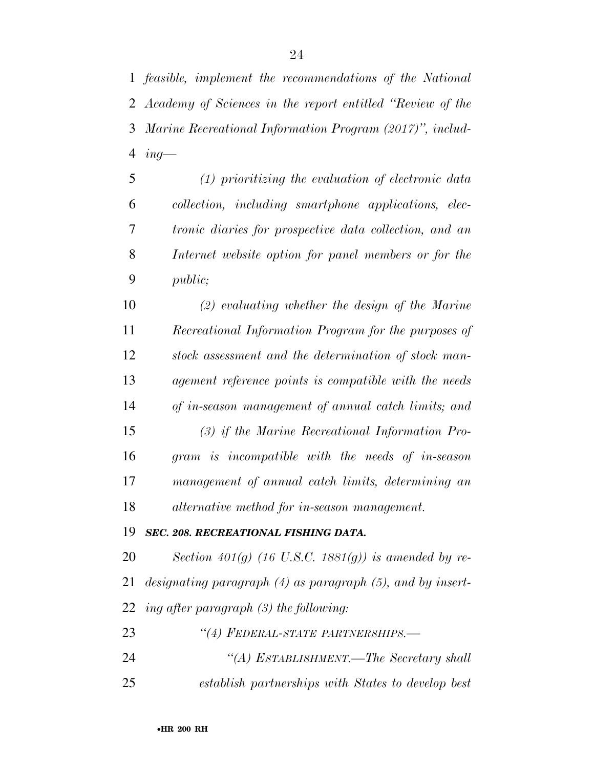*feasible, implement the recommendations of the National Academy of Sciences in the report entitled ''Review of the Marine Recreational Information Program (2017)'', including—*

*(1) prioritizing the evaluation of electronic data collection, including smartphone applications, electronic diaries for prospective data collection, and an Internet website option for panel members or for the public;*

*(2) evaluating whether the design of the Marine Recreational Information Program for the purposes of stock assessment and the determination of stock management reference points is compatible with the needs of in-season management of annual catch limits; and*

*(3) if the Marine Recreational Information Program is incompatible with the needs of in-season management of annual catch limits, determining an alternative method for in-season management.*

***SEC. 208. RECREATIONAL FISHING DATA.***

*Section 401(g) (16 U.S.C. 1881(g)) is amended by redesignating paragraph (4) as paragraph (5), and by inserting after paragraph (3) the following:*

*''(4) FEDERAL-STATE PARTNERSHIPS.—*

*''(A) ESTABLISHMENT.—The Secretary shall establish partnerships with States to develop best*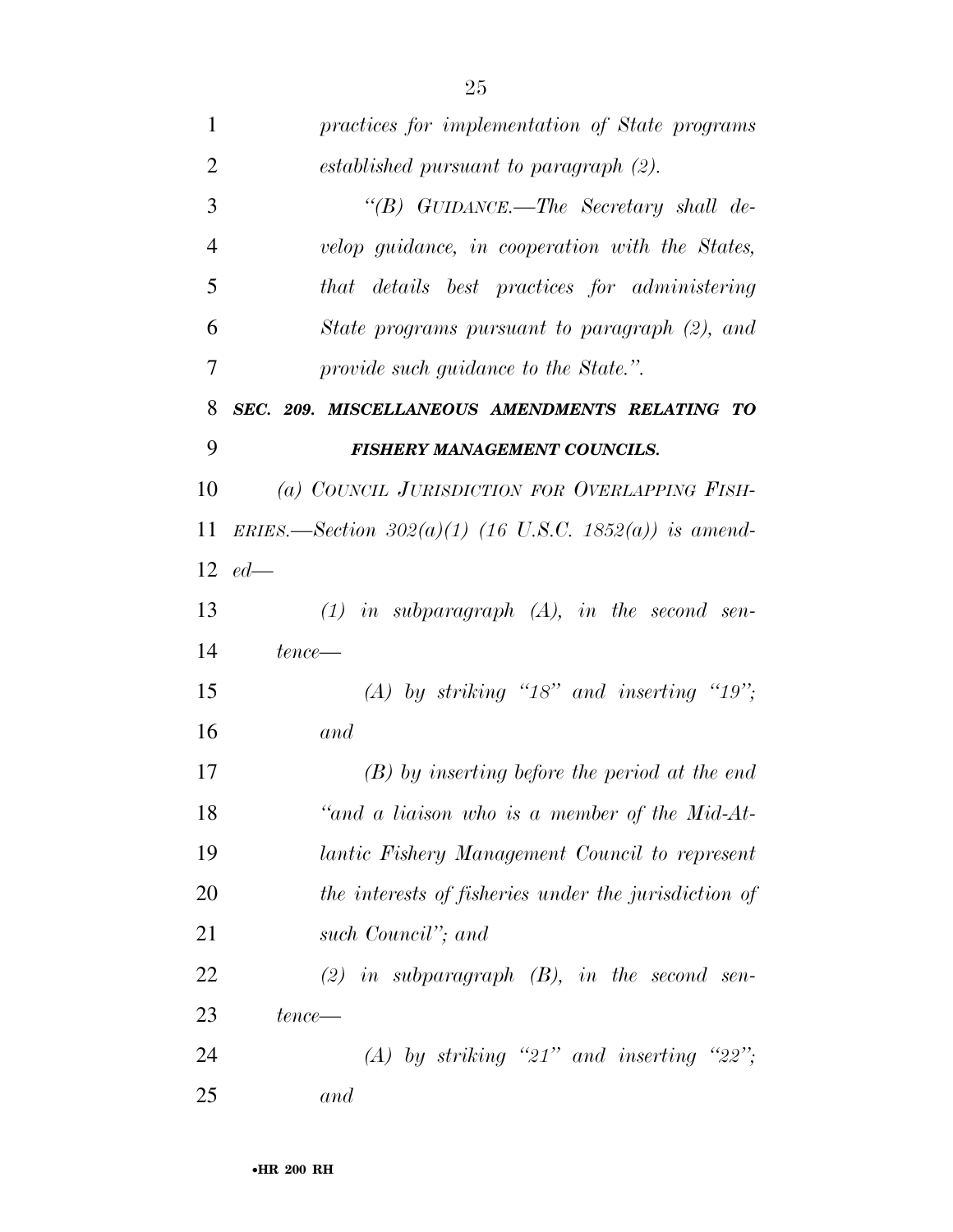*practices for implementation of State programs established pursuant to paragraph (2).*

*"(B) GUIDANCE.—The Secretary shall develop guidance, in cooperation with the States, that details best practices for administering State programs pursuant to paragraph (2), and provide such guidance to the State.".*

***SEC. 209. MISCELLANEOUS AMENDMENTS RELATING TO FISHERY MANAGEMENT COUNCILS.***

*(a) COUNCIL JURISDICTION FOR OVERLAPPING FISHERIES.—Section 302(a)(1) (16 U.S.C. 1852(a)) is amended—*

*(1) in subparagraph (A), in the second sentence—*

*(A) by striking "18" and inserting "19"; and*

*(B) by inserting before the period at the end "and a liaison who is a member of the Mid-Atlantic Fishery Management Council to represent the interests of fisheries under the jurisdiction of such Council"; and*

*(2) in subparagraph (B), in the second sentence—*

*(A) by striking "21" and inserting "22"; and*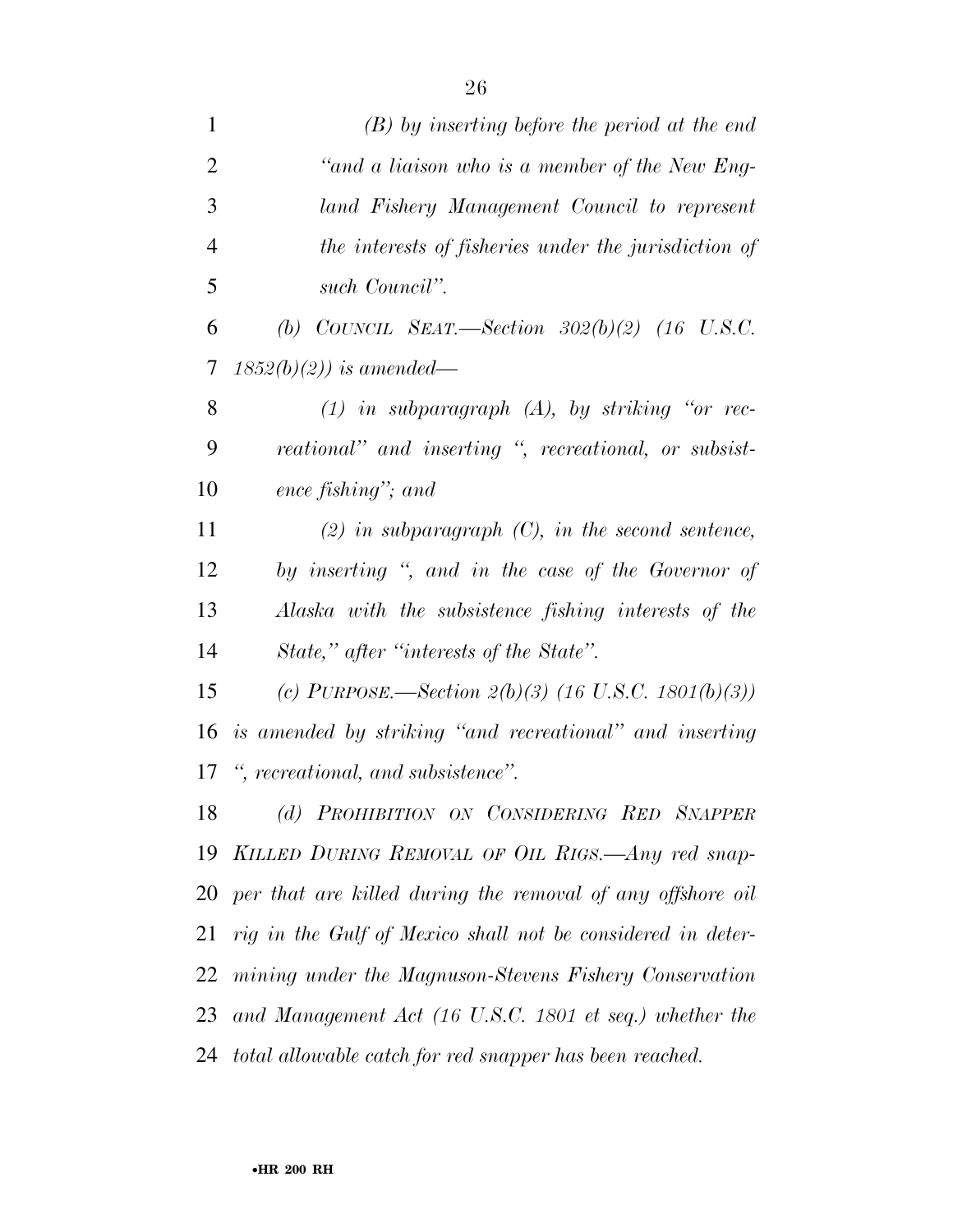*(B) by inserting before the period at the end "and a liaison who is a member of the New England Fishery Management Council to represent the interests of fisheries under the jurisdiction of such Council".*

*(b) COUNCIL SEAT.—Section 302(b)(2) (16 U.S.C. 1852(b)(2)) is amended—*

*(1) in subparagraph (A), by striking "or recreational" and inserting ", recreational, or subsistence fishing"; and*

*(2) in subparagraph (C), in the second sentence, by inserting ", and in the case of the Governor of Alaska with the subsistence fishing interests of the State," after "interests of the State".*

*(c) PURPOSE.—Section 2(b)(3) (16 U.S.C. 1801(b)(3)) is amended by striking "and recreational" and inserting ", recreational, and subsistence".*

*(d) PROHIBITION ON CONSIDERING RED SNAPPER KILLED DURING REMOVAL OF OIL RIGS.—Any red snapper that are killed during the removal of any offshore oil rig in the Gulf of Mexico shall not be considered in determining under the Magnuson-Stevens Fishery Conservation and Management Act (16 U.S.C. 1801 et seq.) whether the total allowable catch for red snapper has been reached.*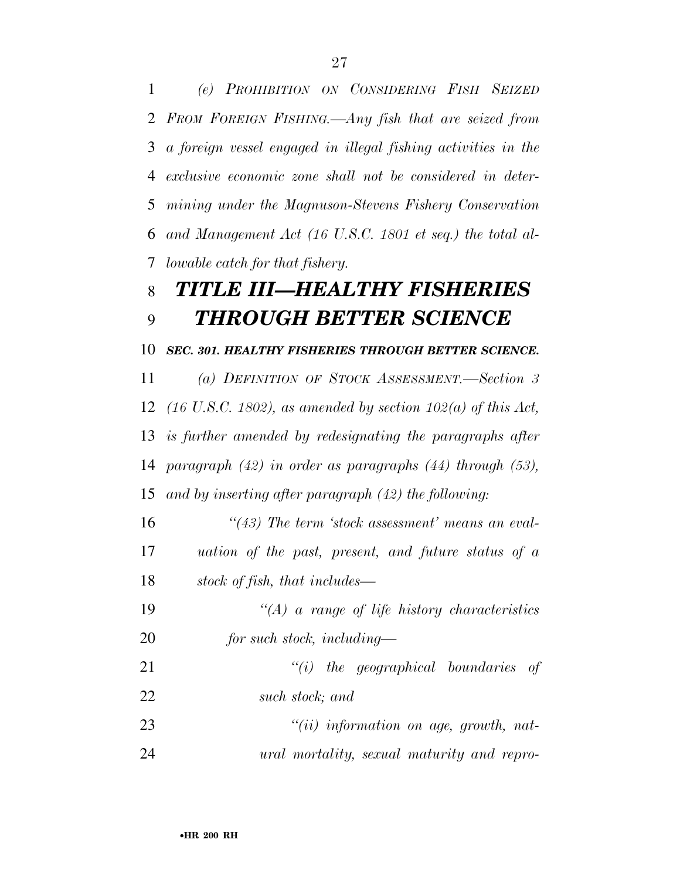*(e) PROHIBITION ON CONSIDERING FISH SEIZED FROM FOREIGN FISHING.—Any fish that are seized from a foreign vessel engaged in illegal fishing activities in the exclusive economic zone shall not be considered in determining under the Magnuson-Stevens Fishery Conservation and Management Act (16 U.S.C. 1801 et seq.) the total allowable catch for that fishery.*

# *TITLE III—HEALTHY FISHERIES THROUGH BETTER SCIENCE*

### *SEC. 301. HEALTHY FISHERIES THROUGH BETTER SCIENCE.*

*(a) DEFINITION OF STOCK ASSESSMENT.—Section 3 (16 U.S.C. 1802), as amended by section 102(a) of this Act, is further amended by redesignating the paragraphs after paragraph (42) in order as paragraphs (44) through (53), and by inserting after paragraph (42) the following:*

*"(43) The term 'stock assessment' means an evaluation of the past, present, and future status of a stock of fish, that includes—*

*"(A) a range of life history characteristics for such stock, including—*

*"(i) the geographical boundaries of such stock; and*

*"(ii) information on age, growth, natural mortality, sexual maturity and repro-*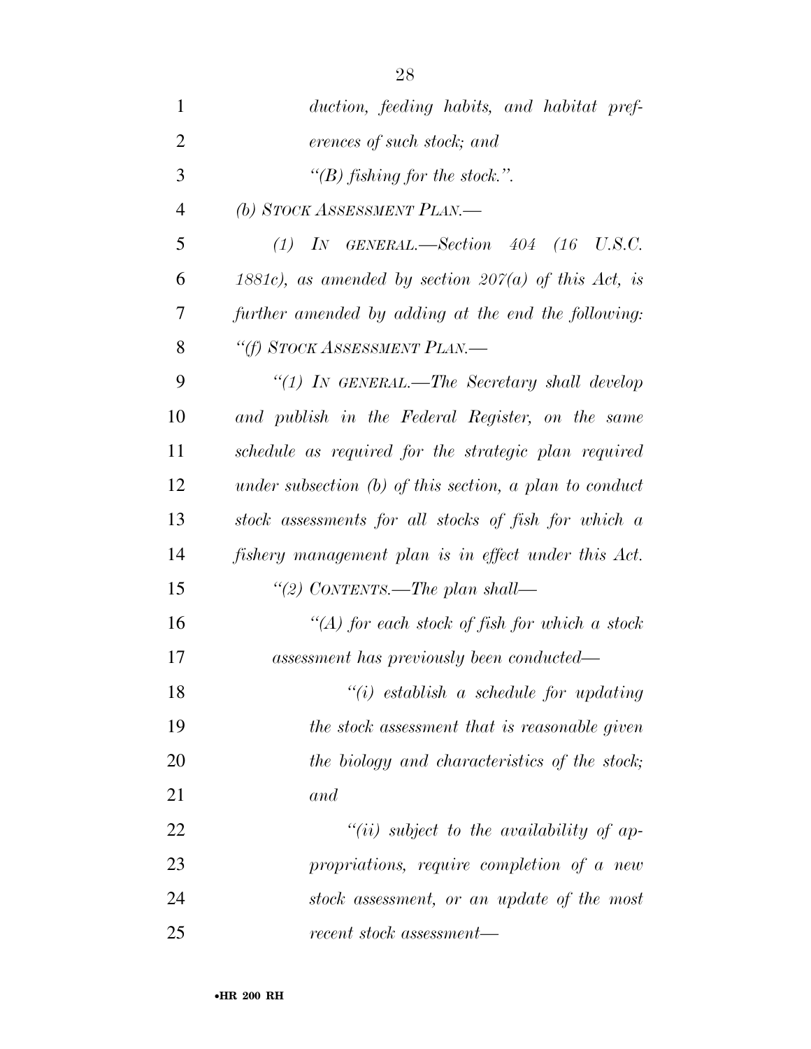*duction, feeding habits, and habitat preferences of such stock; and*

*"(B) fishing for the stock.".*

*(b) STOCK ASSESSMENT PLAN.—*

*(1) IN GENERAL.—Section 404 (16 U.S.C. 1881c), as amended by section 207(a) of this Act, is further amended by adding at the end the following:*

*"(f) STOCK ASSESSMENT PLAN.—*

*"(1) IN GENERAL.—The Secretary shall develop and publish in the Federal Register, on the same schedule as required for the strategic plan required under subsection (b) of this section, a plan to conduct stock assessments for all stocks of fish for which a fishery management plan is in effect under this Act.*

*"(2) CONTENTS.—The plan shall—*

*"(A) for each stock of fish for which a stock assessment has previously been conducted—*

*"(i) establish a schedule for updating the stock assessment that is reasonable given the biology and characteristics of the stock; and*

*"(ii) subject to the availability of appropriations, require completion of a new stock assessment, or an update of the most recent stock assessment—*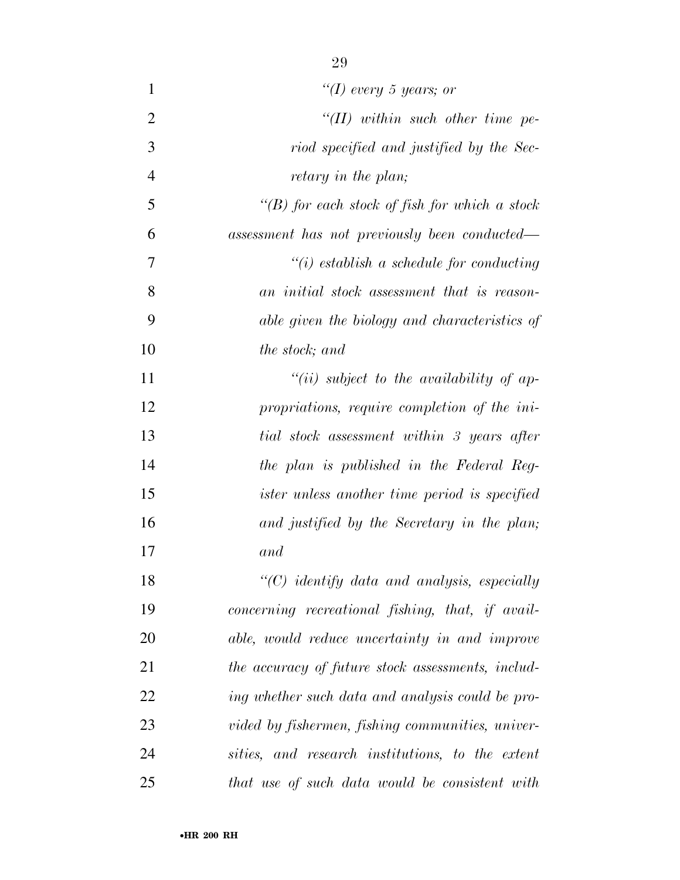*"(I) every 5 years; or*

*"(II) within such other time period specified and justified by the Secretary in the plan;*

*"(B) for each stock of fish for which a stock assessment has not previously been conducted—*

*"(i) establish a schedule for conducting an initial stock assessment that is reasonable given the biology and characteristics of the stock; and*

*"(ii) subject to the availability of appropriations, require completion of the initial stock assessment within 3 years after the plan is published in the Federal Register unless another time period is specified and justified by the Secretary in the plan; and*

*"(C) identify data and analysis, especially concerning recreational fishing, that, if available, would reduce uncertainty in and improve the accuracy of future stock assessments, including whether such data and analysis could be provided by fishermen, fishing communities, universities, and research institutions, to the extent that use of such data would be consistent with*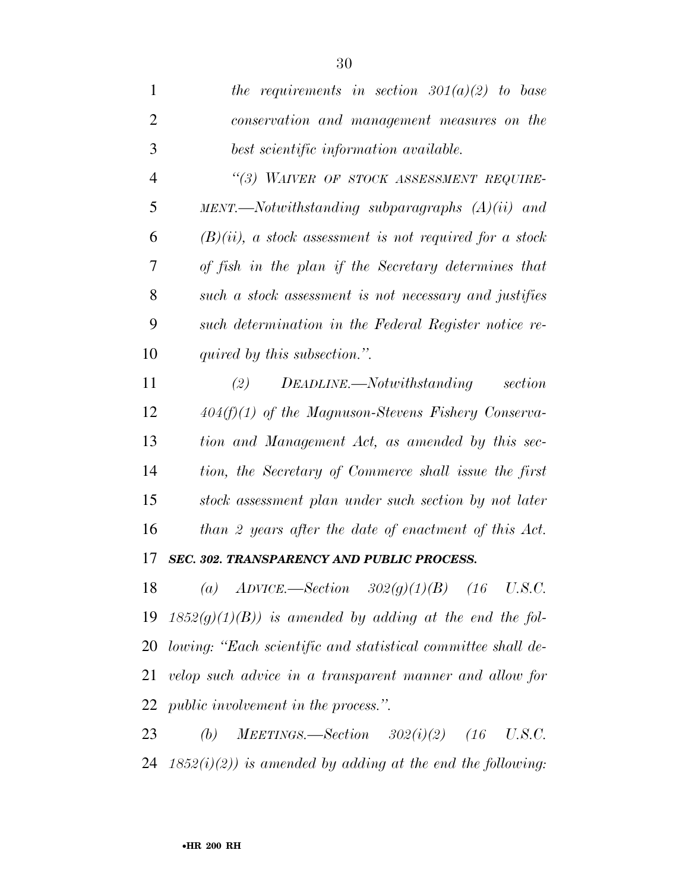*the requirements in section 301(a)(2) to base conservation and management measures on the best scientific information available.*

*"(3) WAIVER OF STOCK ASSESSMENT REQUIREMENT.—Notwithstanding subparagraphs (A)(ii) and (B)(ii), a stock assessment is not required for a stock of fish in the plan if the Secretary determines that such a stock assessment is not necessary and justifies such determination in the Federal Register notice required by this subsection.".*

*(2) DEADLINE.—Notwithstanding section 404(f)(1) of the Magnuson-Stevens Fishery Conservation and Management Act, as amended by this section, the Secretary of Commerce shall issue the first stock assessment plan under such section by not later than 2 years after the date of enactment of this Act.*

***SEC. 302. TRANSPARENCY AND PUBLIC PROCESS.***

*(a) ADVICE.—Section 302(g)(1)(B) (16 U.S.C. 1852(g)(1)(B)) is amended by adding at the end the following: "Each scientific and statistical committee shall develop such advice in a transparent manner and allow for public involvement in the process.".*

*(b) MEETINGS.—Section 302(i)(2) (16 U.S.C. 1852(i)(2)) is amended by adding at the end the following:*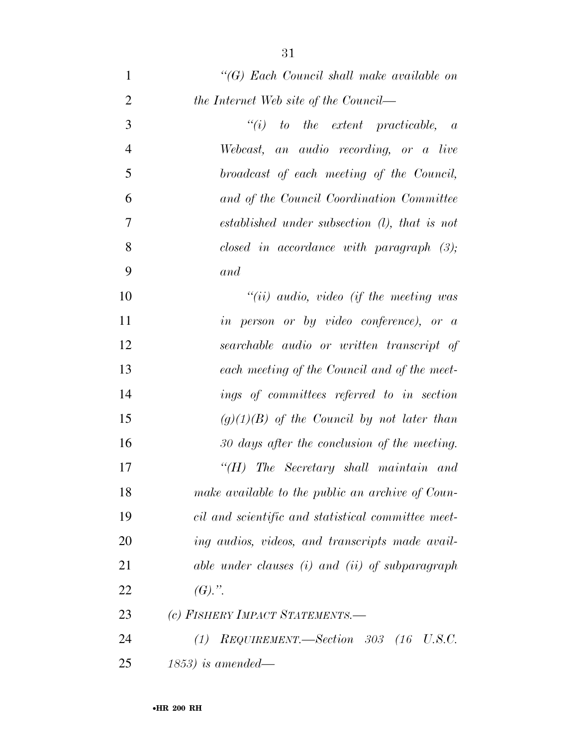*"(G) Each Council shall make available on the Internet Web site of the Council—*

*"(i) to the extent practicable, a Webcast, an audio recording, or a live broadcast of each meeting of the Council, and of the Council Coordination Committee established under subsection (l), that is not closed in accordance with paragraph (3); and*

*"(ii) audio, video (if the meeting was in person or by video conference), or a searchable audio or written transcript of each meeting of the Council and of the meetings of committees referred to in section (g)(1)(B) of the Council by not later than 30 days after the conclusion of the meeting.*

*"(H) The Secretary shall maintain and make available to the public an archive of Council and scientific and statistical committee meeting audios, videos, and transcripts made available under clauses (i) and (ii) of subparagraph (G).".*

*(c) FISHERY IMPACT STATEMENTS.—*

*(1) REQUIREMENT.—Section 303 (16 U.S.C. 1853) is amended—*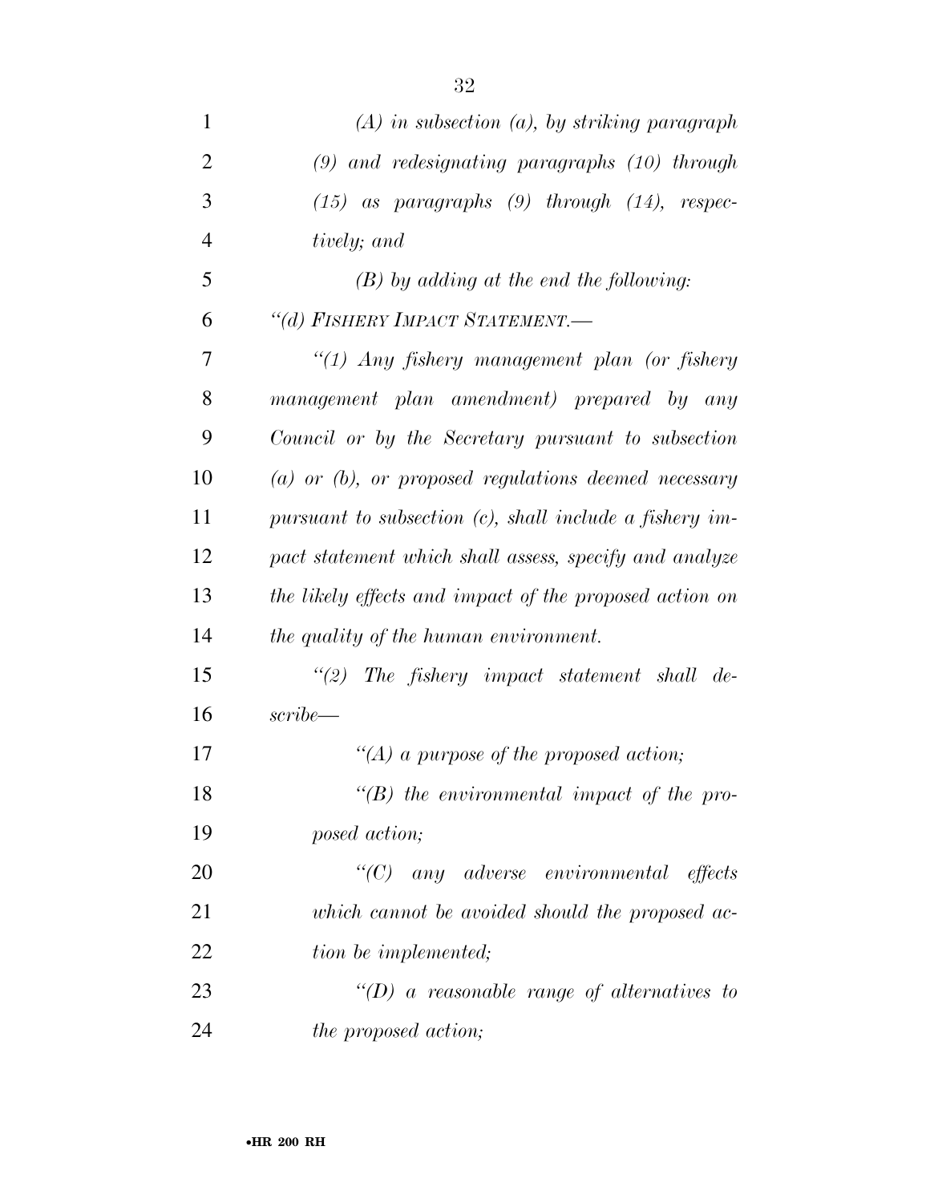*(A) in subsection (a), by striking paragraph (9) and redesignating paragraphs (10) through (15) as paragraphs (9) through (14), respectively; and*

*(B) by adding at the end the following:*

*"(d) FISHERY IMPACT STATEMENT.—*

*"(1) Any fishery management plan (or fishery management plan amendment) prepared by any Council or by the Secretary pursuant to subsection (a) or (b), or proposed regulations deemed necessary pursuant to subsection (c), shall include a fishery impact statement which shall assess, specify and analyze the likely effects and impact of the proposed action on the quality of the human environment.*

*"(2) The fishery impact statement shall describe—*

*"(A) a purpose of the proposed action;*

*"(B) the environmental impact of the proposed action;*

*"(C) any adverse environmental effects which cannot be avoided should the proposed action be implemented;*

*"(D) a reasonable range of alternatives to the proposed action;*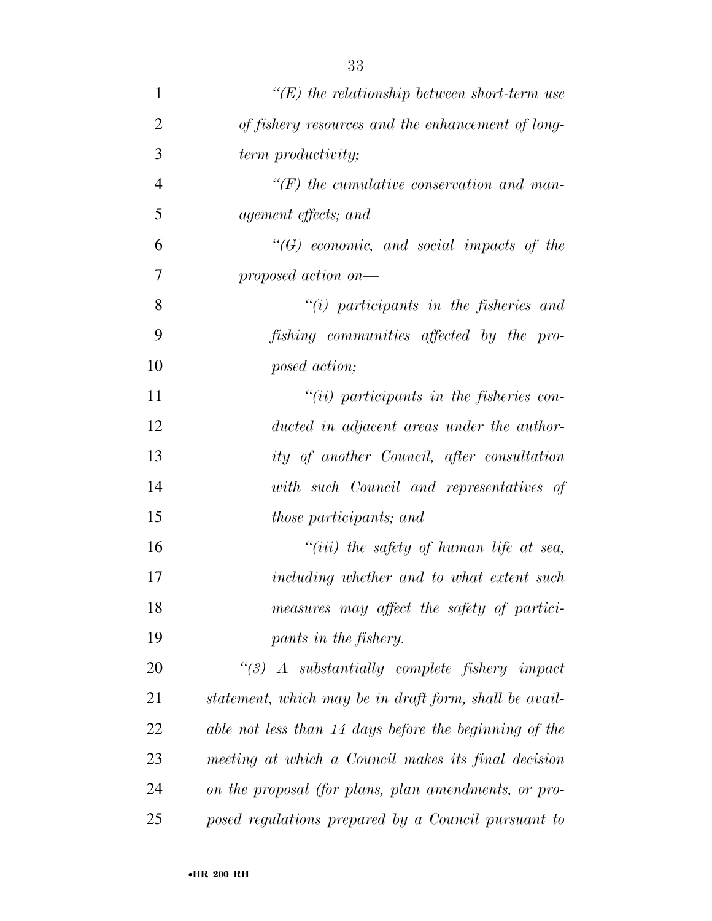*"(E) the relationship between short-term use of fishery resources and the enhancement of long-term productivity;*

*"(F) the cumulative conservation and management effects; and*

*"(G) economic, and social impacts of the proposed action on—*

*"(i) participants in the fisheries and fishing communities affected by the proposed action;*

*"(ii) participants in the fisheries conducted in adjacent areas under the authority of another Council, after consultation with such Council and representatives of those participants; and*

*"(iii) the safety of human life at sea, including whether and to what extent such measures may affect the safety of participants in the fishery.*

*"(3) A substantially complete fishery impact statement, which may be in draft form, shall be available not less than 14 days before the beginning of the meeting at which a Council makes its final decision on the proposal (for plans, plan amendments, or proposed regulations prepared by a Council pursuant to*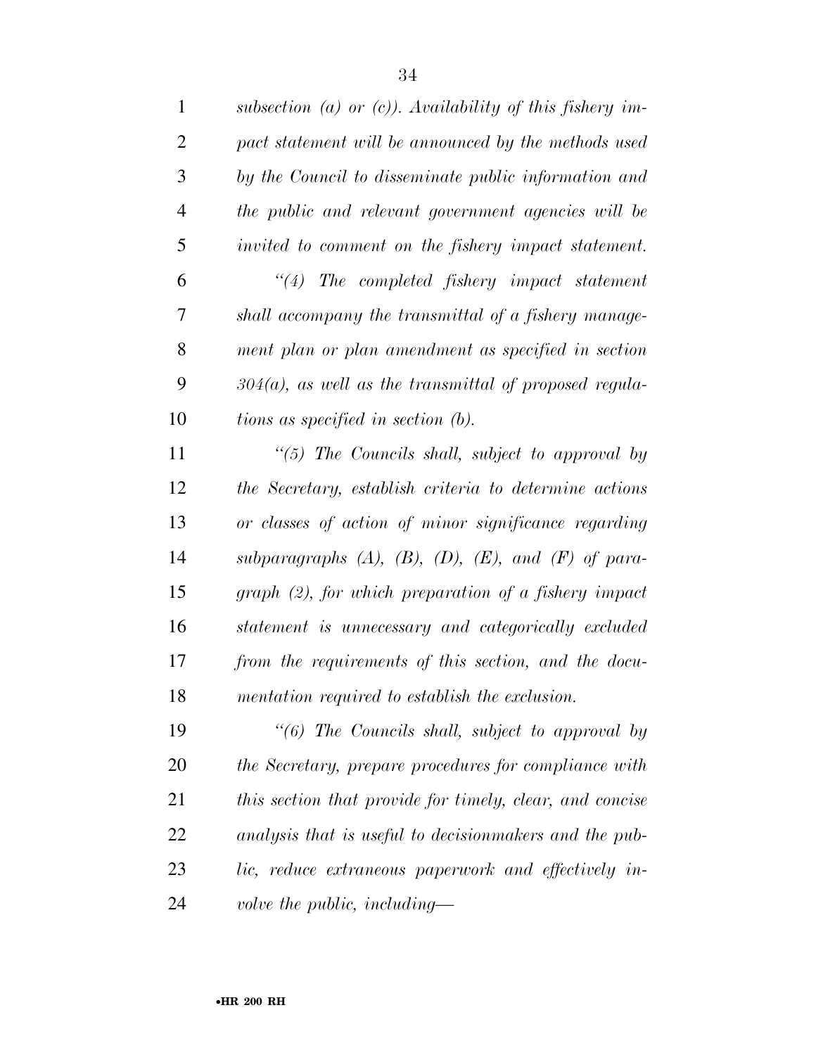*subsection (a) or (c)). Availability of this fishery impact statement will be announced by the methods used by the Council to disseminate public information and the public and relevant government agencies will be invited to comment on the fishery impact statement.*

*"(4) The completed fishery impact statement shall accompany the transmittal of a fishery management plan or plan amendment as specified in section 304(a), as well as the transmittal of proposed regulations as specified in section (b).*

*"(5) The Councils shall, subject to approval by the Secretary, establish criteria to determine actions or classes of action of minor significance regarding subparagraphs (A), (B), (D), (E), and (F) of paragraph (2), for which preparation of a fishery impact statement is unnecessary and categorically excluded from the requirements of this section, and the documentation required to establish the exclusion.*

*"(6) The Councils shall, subject to approval by the Secretary, prepare procedures for compliance with this section that provide for timely, clear, and concise analysis that is useful to decisionmakers and the public, reduce extraneous paperwork and effectively involve the public, including—*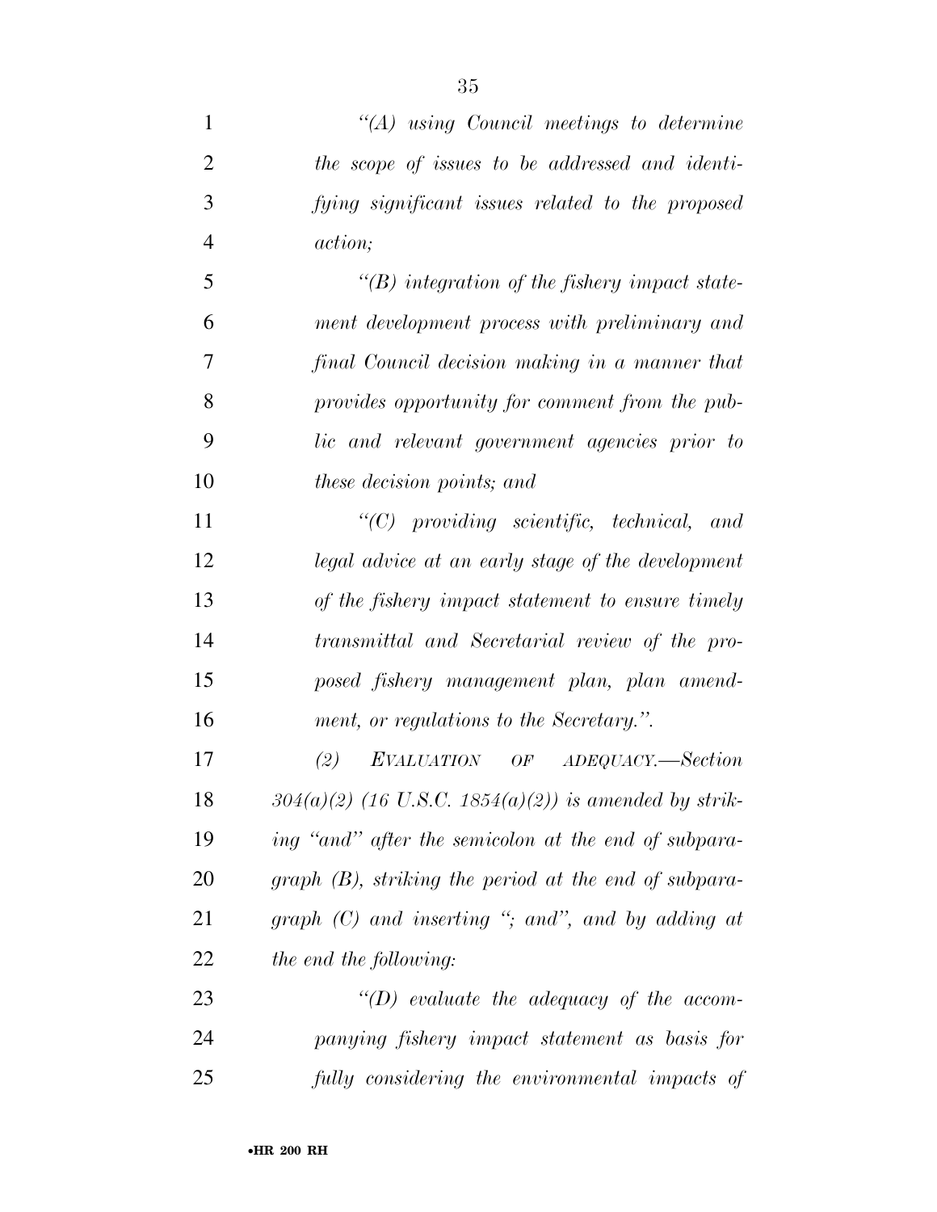*"(A) using Council meetings to determine the scope of issues to be addressed and identifying significant issues related to the proposed action;*

*"(B) integration of the fishery impact statement development process with preliminary and final Council decision making in a manner that provides opportunity for comment from the public and relevant government agencies prior to these decision points; and*

*"(C) providing scientific, technical, and legal advice at an early stage of the development of the fishery impact statement to ensure timely transmittal and Secretarial review of the proposed fishery management plan, plan amendment, or regulations to the Secretary.".*

*(2) EVALUATION OF ADEQUACY.—Section 304(a)(2) (16 U.S.C. 1854(a)(2)) is amended by striking "and" after the semicolon at the end of subparagraph (B), striking the period at the end of subparagraph (C) and inserting "; and", and by adding at the end the following:*

*"(D) evaluate the adequacy of the accompanying fishery impact statement as basis for fully considering the environmental impacts of*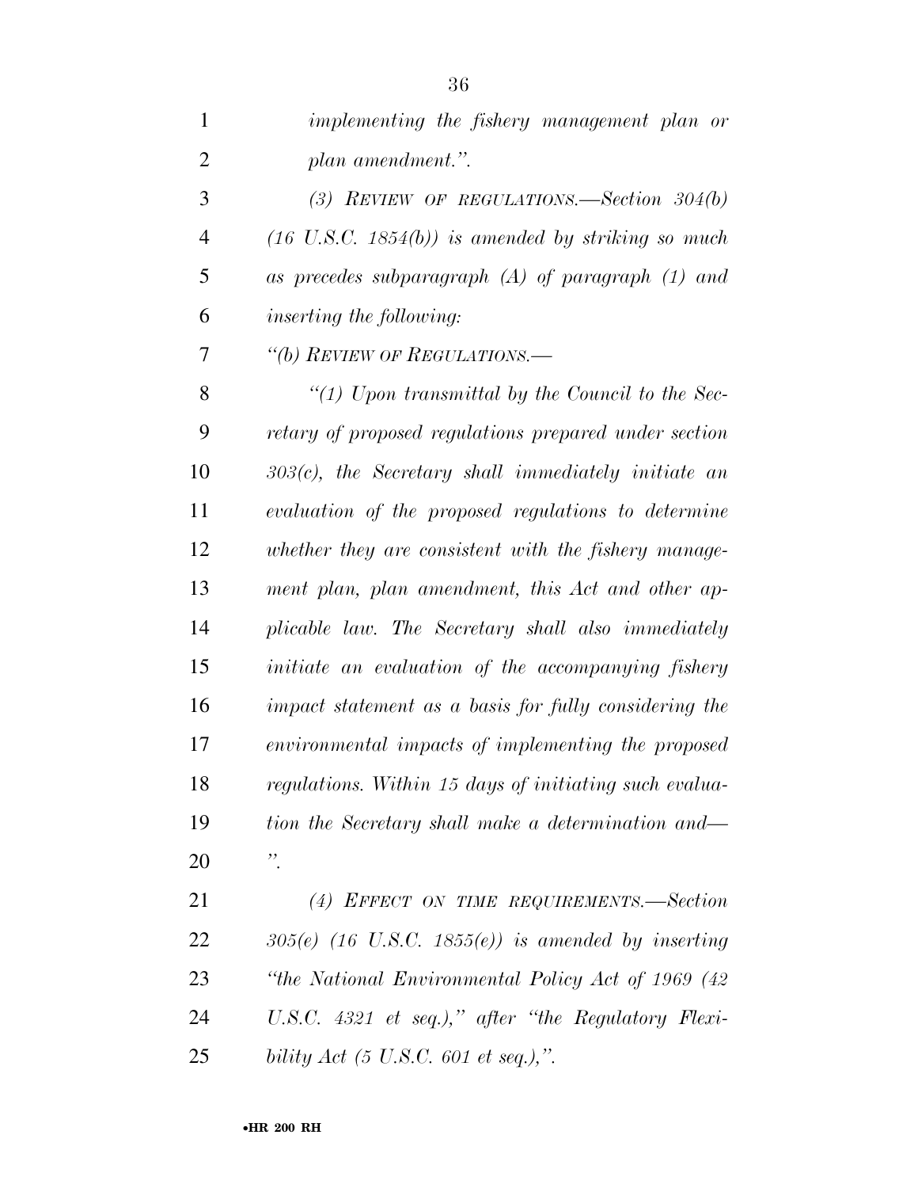*implementing the fishery management plan or plan amendment.".*

*(3) REVIEW OF REGULATIONS.—Section 304(b) (16 U.S.C. 1854(b)) is amended by striking so much as precedes subparagraph (A) of paragraph (1) and inserting the following:*

*"(b) REVIEW OF REGULATIONS.—*

*"(1) Upon transmittal by the Council to the Secretary of proposed regulations prepared under section 303(c), the Secretary shall immediately initiate an evaluation of the proposed regulations to determine whether they are consistent with the fishery management plan, plan amendment, this Act and other applicable law. The Secretary shall also immediately initiate an evaluation of the accompanying fishery impact statement as a basis for fully considering the environmental impacts of implementing the proposed regulations. Within 15 days of initiating such evaluation the Secretary shall make a determination and— ".*

*(4) EFFECT ON TIME REQUIREMENTS.—Section 305(e) (16 U.S.C. 1855(e)) is amended by inserting "the National Environmental Policy Act of 1969 (42 U.S.C. 4321 et seq.)," after "the Regulatory Flexibility Act (5 U.S.C. 601 et seq.),".*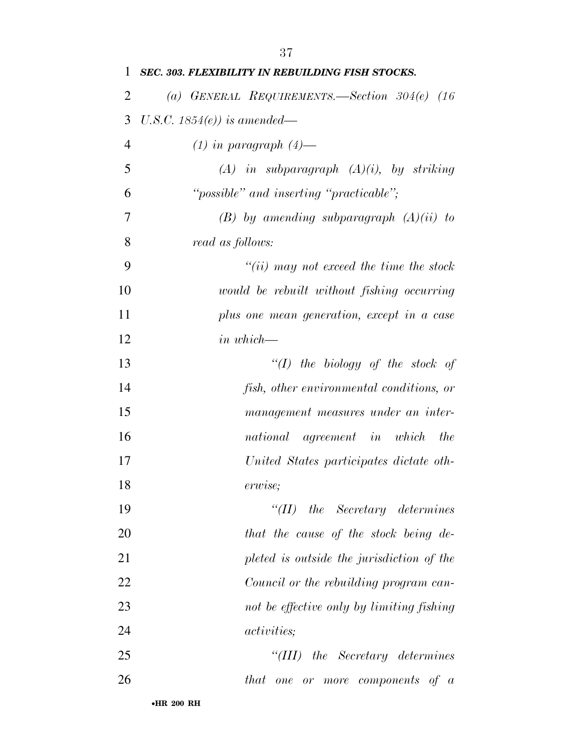***SEC. 303. FLEXIBILITY IN REBUILDING FISH STOCKS.***

*(a) GENERAL REQUIREMENTS.—Section 304(e) (16 U.S.C. 1854(e)) is amended—*

*(1) in paragraph (4)—*

*(A) in subparagraph (A)(i), by striking "possible" and inserting "practicable";*

*(B) by amending subparagraph (A)(ii) to read as follows:*

*"(ii) may not exceed the time the stock would be rebuilt without fishing occurring plus one mean generation, except in a case in which—*

*"(I) the biology of the stock of fish, other environmental conditions, or management measures under an international agreement in which the United States participates dictate otherwise;*

*"(II) the Secretary determines that the cause of the stock being depleted is outside the jurisdiction of the Council or the rebuilding program cannot be effective only by limiting fishing activities;*

*"(III) the Secretary determines that one or more components of a*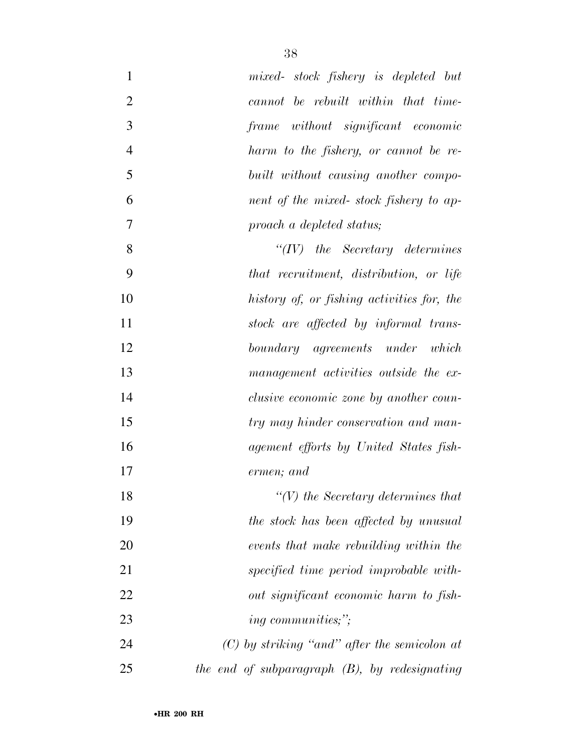*mixed- stock fishery is depleted but cannot be rebuilt within that time-frame without significant economic harm to the fishery, or cannot be rebuilt without causing another component of the mixed- stock fishery to approach a depleted status;*

*"(IV) the Secretary determines that recruitment, distribution, or life history of, or fishing activities for, the stock are affected by informal transboundary agreements under which management activities outside the exclusive economic zone by another country may hinder conservation and management efforts by United States fishermen; and*

*"(V) the Secretary determines that the stock has been affected by unusual events that make rebuilding within the specified time period improbable without significant economic harm to fishing communities;";*

*(C) by striking "and" after the semicolon at the end of subparagraph (B), by redesignating*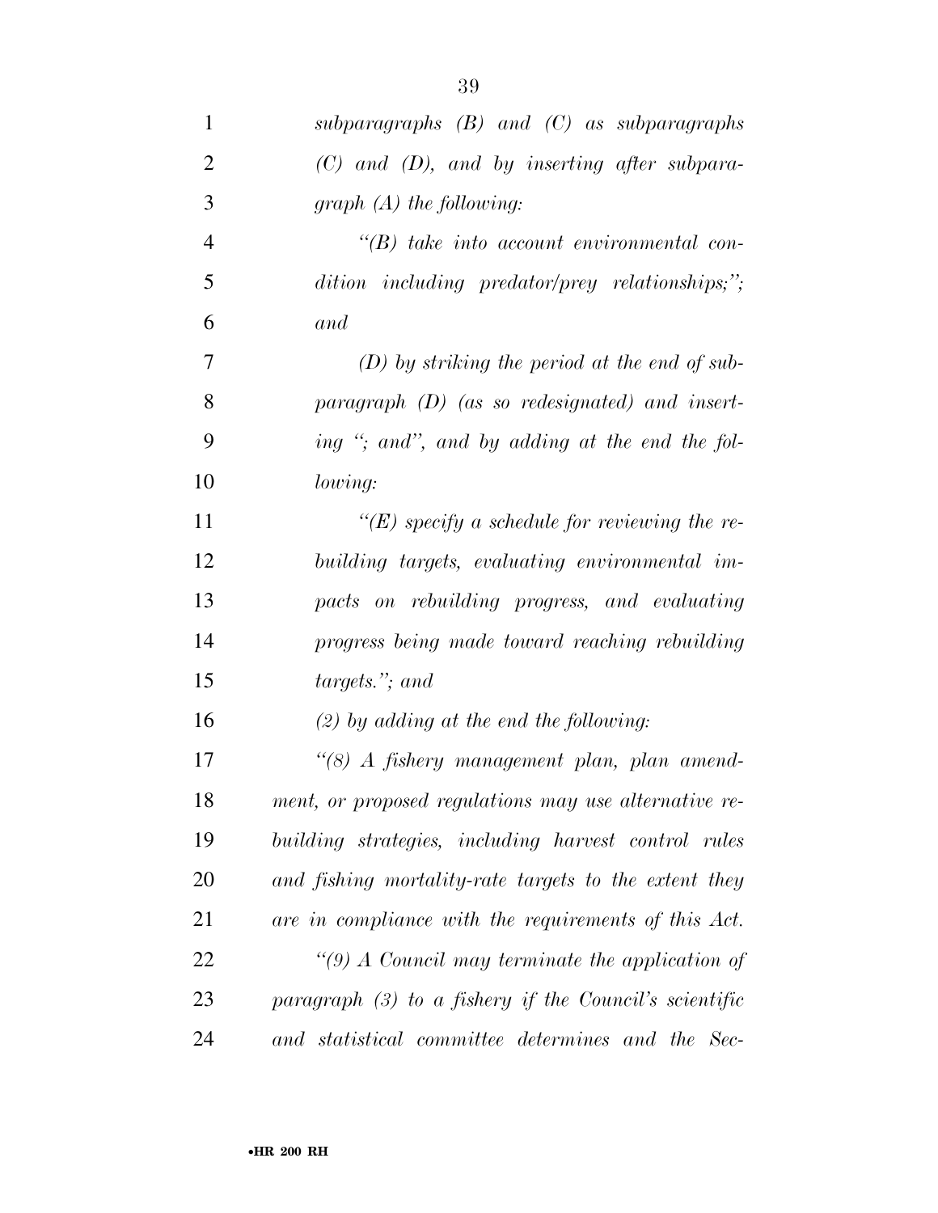*subparagraphs (B) and (C) as subparagraphs (C) and (D), and by inserting after subparagraph (A) the following:*

*"(B) take into account environmental condition including predator/prey relationships;"; and*

*(D) by striking the period at the end of subparagraph (D) (as so redesignated) and inserting "; and", and by adding at the end the following:*

*"(E) specify a schedule for reviewing the rebuilding targets, evaluating environmental impacts on rebuilding progress, and evaluating progress being made toward reaching rebuilding targets."; and*

*(2) by adding at the end the following:*

*"(8) A fishery management plan, plan amendment, or proposed regulations may use alternative rebuilding strategies, including harvest control rules and fishing mortality-rate targets to the extent they are in compliance with the requirements of this Act.*

*"(9) A Council may terminate the application of paragraph (3) to a fishery if the Council's scientific and statistical committee determines and the Sec-*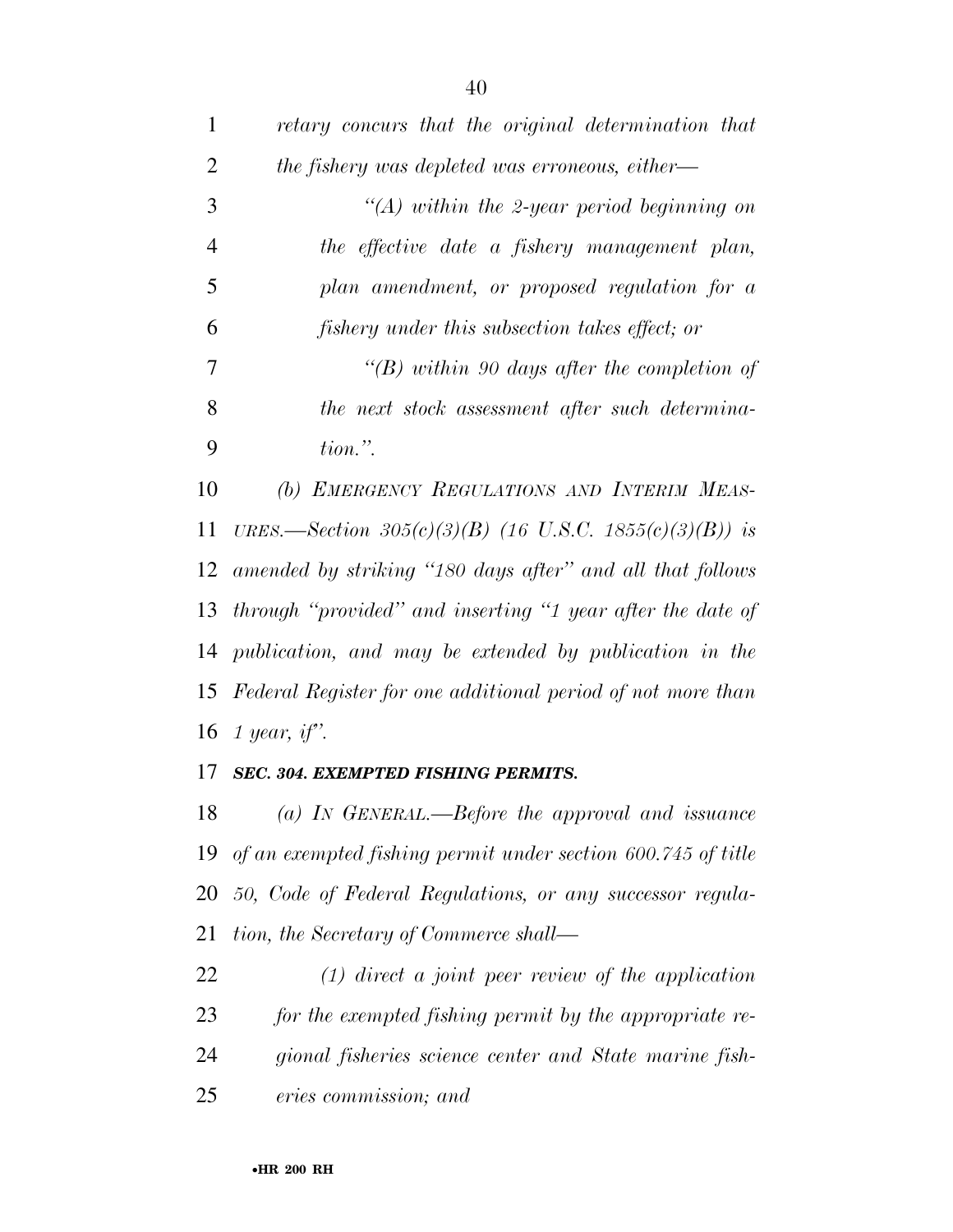*retary concurs that the original determination that the fishery was depleted was erroneous, either—*

*"(A) within the 2-year period beginning on the effective date a fishery management plan, plan amendment, or proposed regulation for a fishery under this subsection takes effect; or*

*"(B) within 90 days after the completion of the next stock assessment after such determination.".*

*(b) EMERGENCY REGULATIONS AND INTERIM MEASURES.—Section 305(c)(3)(B) (16 U.S.C. 1855(c)(3)(B)) is amended by striking "180 days after" and all that follows through "provided" and inserting "1 year after the date of publication, and may be extended by publication in the Federal Register for one additional period of not more than 1 year, if".*

***SEC. 304. EXEMPTED FISHING PERMITS.***

*(a) IN GENERAL.—Before the approval and issuance of an exempted fishing permit under section 600.745 of title 50, Code of Federal Regulations, or any successor regulation, the Secretary of Commerce shall—*

*(1) direct a joint peer review of the application for the exempted fishing permit by the appropriate regional fisheries science center and State marine fisheries commission; and*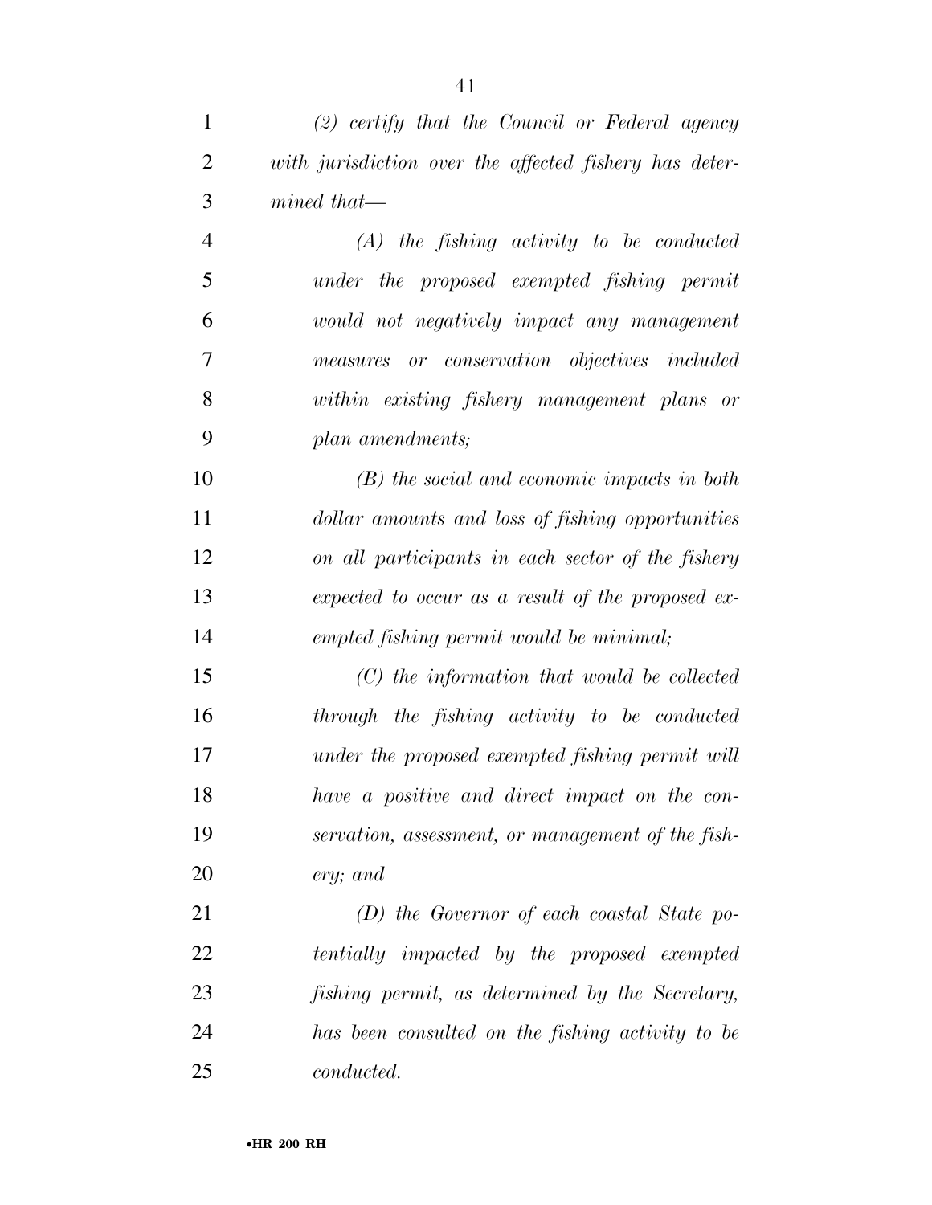*(2) certify that the Council or Federal agency with jurisdiction over the affected fishery has determined that—*

*(A) the fishing activity to be conducted under the proposed exempted fishing permit would not negatively impact any management measures or conservation objectives included within existing fishery management plans or plan amendments;*

*(B) the social and economic impacts in both dollar amounts and loss of fishing opportunities on all participants in each sector of the fishery expected to occur as a result of the proposed exempted fishing permit would be minimal;*

*(C) the information that would be collected through the fishing activity to be conducted under the proposed exempted fishing permit will have a positive and direct impact on the conservation, assessment, or management of the fishery; and*

*(D) the Governor of each coastal State potentially impacted by the proposed exempted fishing permit, as determined by the Secretary, has been consulted on the fishing activity to be conducted.*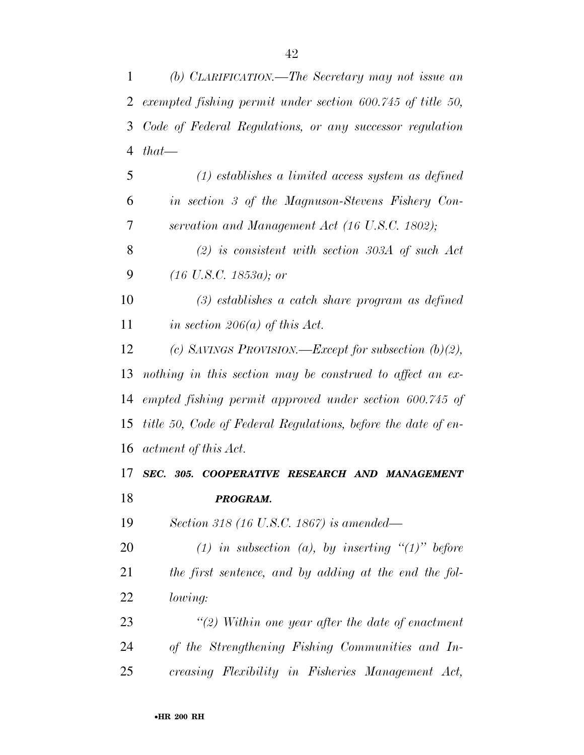*(b) CLARIFICATION.—The Secretary may not issue an exempted fishing permit under section 600.745 of title 50, Code of Federal Regulations, or any successor regulation that—*

*(1) establishes a limited access system as defined in section 3 of the Magnuson-Stevens Fishery Conservation and Management Act (16 U.S.C. 1802);*

*(2) is consistent with section 303A of such Act (16 U.S.C. 1853a); or*

*(3) establishes a catch share program as defined in section 206(a) of this Act.*

*(c) SAVINGS PROVISION.—Except for subsection (b)(2), nothing in this section may be construed to affect an exempted fishing permit approved under section 600.745 of title 50, Code of Federal Regulations, before the date of enactment of this Act.*

***SEC. 305. COOPERATIVE RESEARCH AND MANAGEMENT PROGRAM.***

*Section 318 (16 U.S.C. 1867) is amended—*

*(1) in subsection (a), by inserting "(1)" before the first sentence, and by adding at the end the following:*

*"(2) Within one year after the date of enactment of the Strengthening Fishing Communities and Increasing Flexibility in Fisheries Management Act,*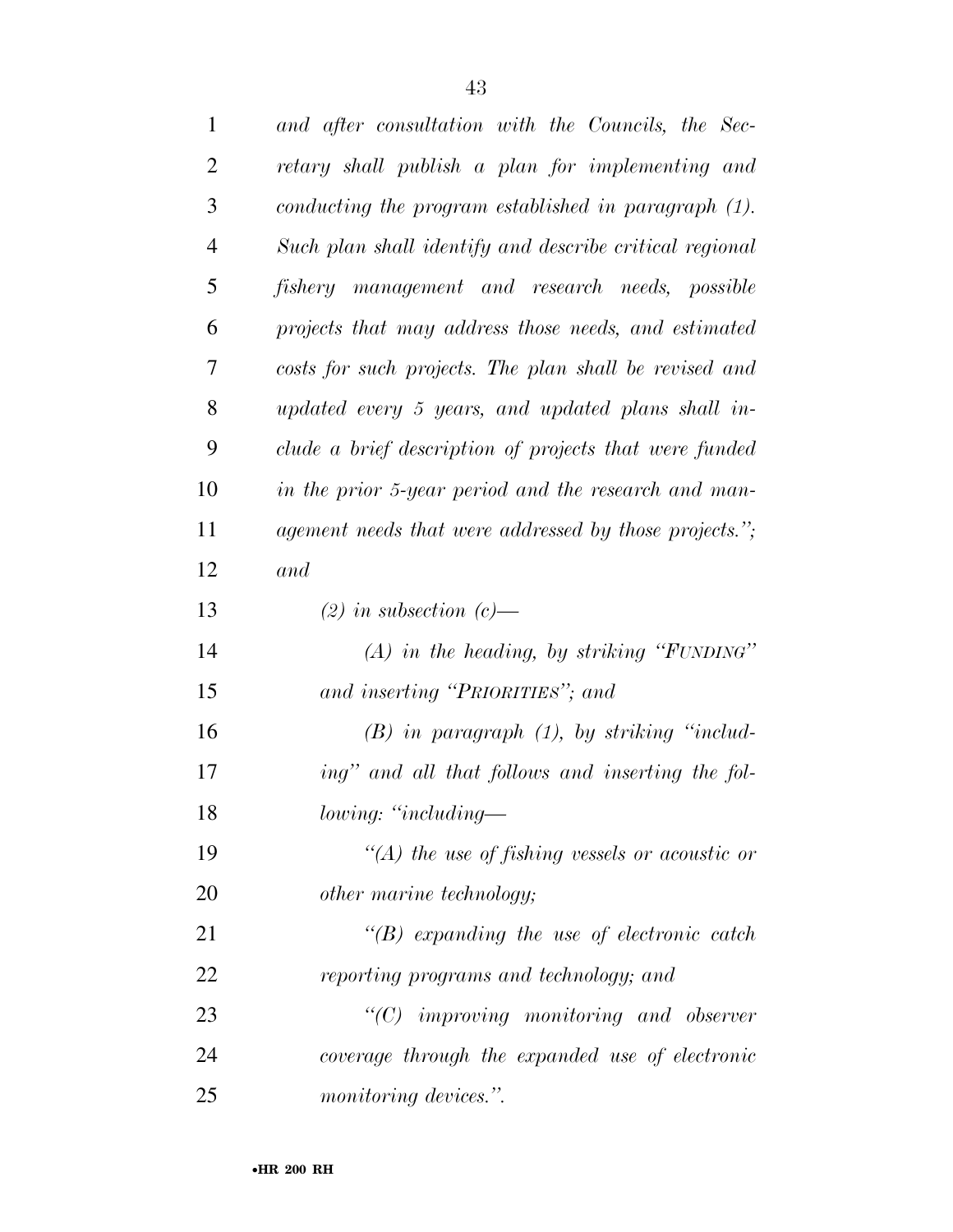*and after consultation with the Councils, the Secretary shall publish a plan for implementing and conducting the program established in paragraph (1). Such plan shall identify and describe critical regional fishery management and research needs, possible projects that may address those needs, and estimated costs for such projects. The plan shall be revised and updated every 5 years, and updated plans shall include a brief description of projects that were funded in the prior 5-year period and the research and management needs that were addressed by those projects."; and*

*(2) in subsection (c)—*

*(A) in the heading, by striking "FUNDING" and inserting "PRIORITIES"; and*

*(B) in paragraph (1), by striking "including" and all that follows and inserting the following: "including—*

*"(A) the use of fishing vessels or acoustic or other marine technology;*

*"(B) expanding the use of electronic catch reporting programs and technology; and*

*"(C) improving monitoring and observer coverage through the expanded use of electronic monitoring devices.".*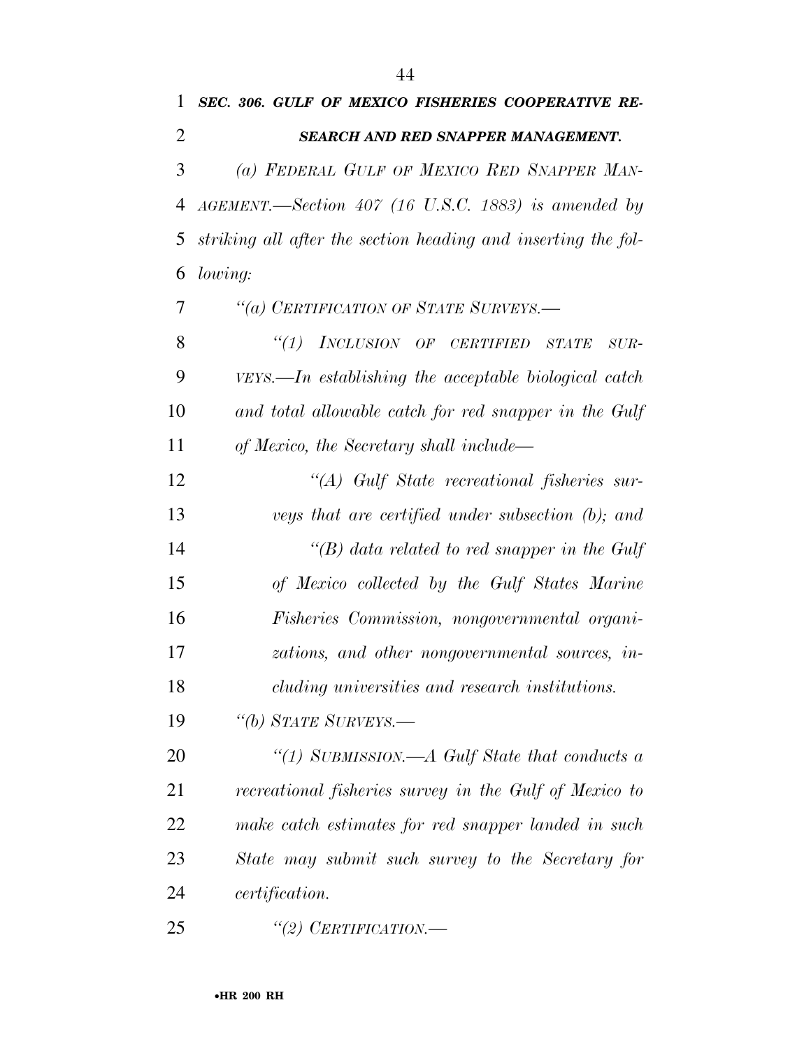***SEC. 306. GULF OF MEXICO FISHERIES COOPERATIVE RESEARCH AND RED SNAPPER MANAGEMENT.***

*(a) FEDERAL GULF OF MEXICO RED SNAPPER MANAGEMENT.—Section 407 (16 U.S.C. 1883) is amended by striking all after the section heading and inserting the following:*

*"(a) CERTIFICATION OF STATE SURVEYS.—*

*"(1) INCLUSION OF CERTIFIED STATE SURVEYS.—In establishing the acceptable biological catch and total allowable catch for red snapper in the Gulf of Mexico, the Secretary shall include—*

*"(A) Gulf State recreational fisheries surveys that are certified under subsection (b); and*

*"(B) data related to red snapper in the Gulf of Mexico collected by the Gulf States Marine Fisheries Commission, nongovernmental organizations, and other nongovernmental sources, including universities and research institutions.*

*"(b) STATE SURVEYS.—*

*"(1) SUBMISSION.—A Gulf State that conducts a recreational fisheries survey in the Gulf of Mexico to make catch estimates for red snapper landed in such State may submit such survey to the Secretary for certification.*

*"(2) CERTIFICATION.—*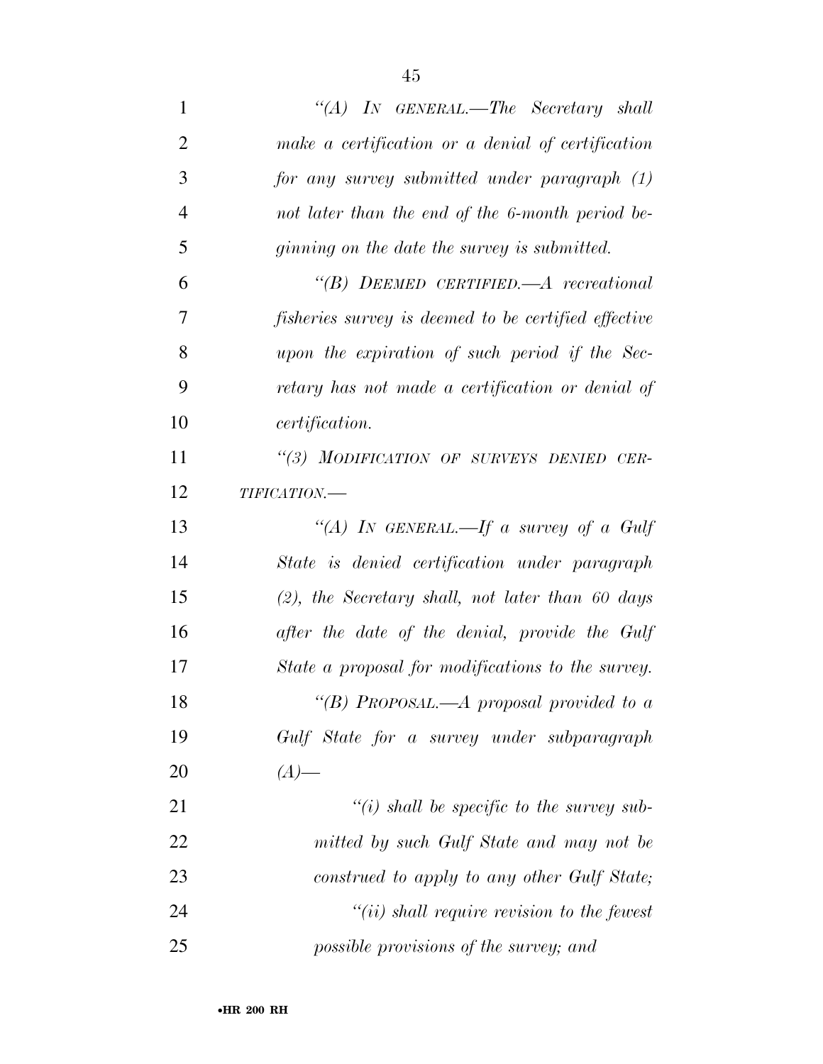*"(A) IN GENERAL.—The Secretary shall make a certification or a denial of certification for any survey submitted under paragraph (1) not later than the end of the 6-month period beginning on the date the survey is submitted.*

*"(B) DEEMED CERTIFIED.—A recreational fisheries survey is deemed to be certified effective upon the expiration of such period if the Secretary has not made a certification or denial of certification.*

*"(3) MODIFICATION OF SURVEYS DENIED CERTIFICATION.—*

*"(A) IN GENERAL.—If a survey of a Gulf State is denied certification under paragraph (2), the Secretary shall, not later than 60 days after the date of the denial, provide the Gulf State a proposal for modifications to the survey.*

*"(B) PROPOSAL.—A proposal provided to a Gulf State for a survey under subparagraph (A)—*

*"(i) shall be specific to the survey submitted by such Gulf State and may not be construed to apply to any other Gulf State;*

*"(ii) shall require revision to the fewest possible provisions of the survey; and*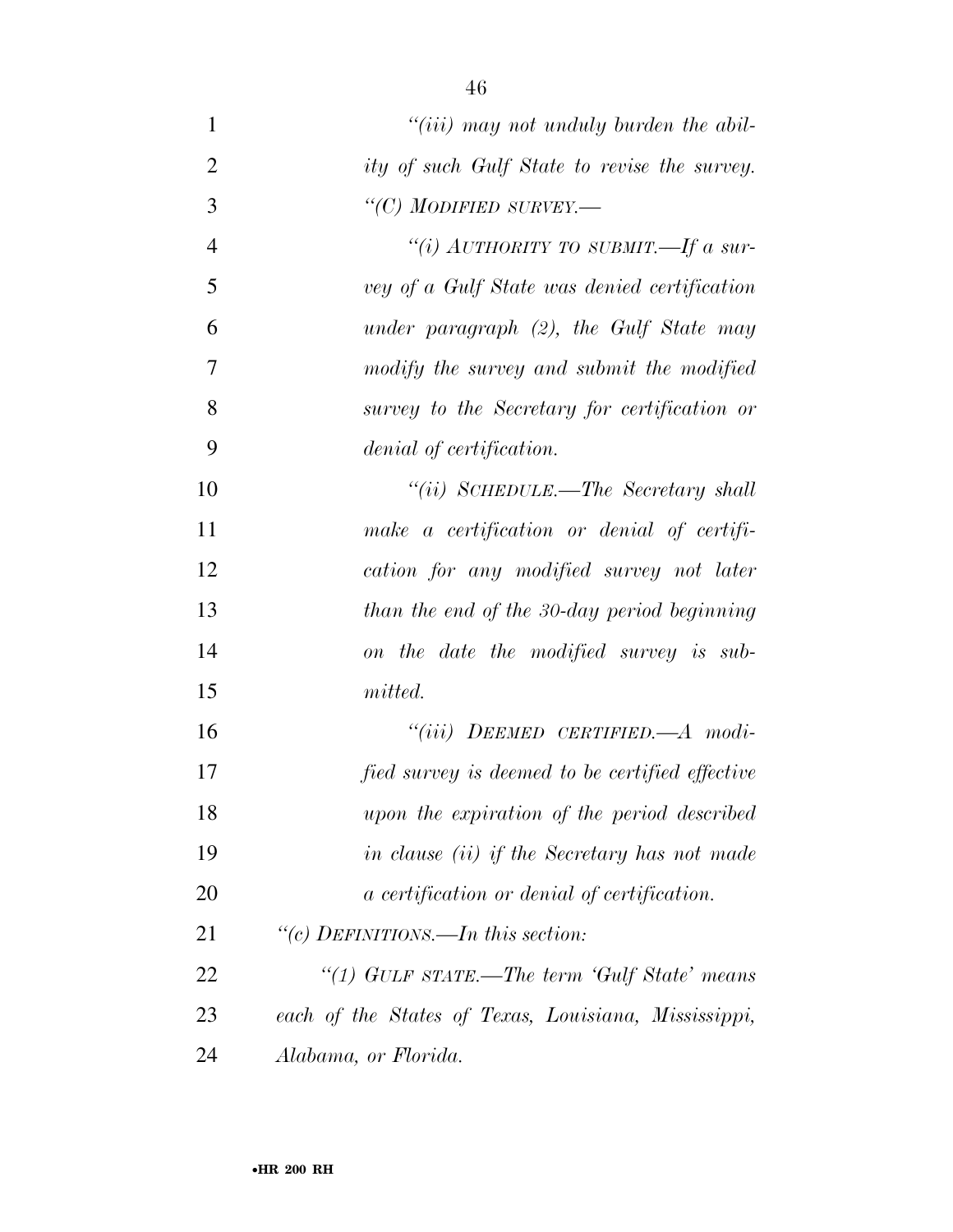*"(iii) may not unduly burden the ability of such Gulf State to revise the survey.*

*"(C) MODIFIED SURVEY.—*

*"(i) AUTHORITY TO SUBMIT.—If a survey of a Gulf State was denied certification under paragraph (2), the Gulf State may modify the survey and submit the modified survey to the Secretary for certification or denial of certification.*

*"(ii) SCHEDULE.—The Secretary shall make a certification or denial of certification for any modified survey not later than the end of the 30-day period beginning on the date the modified survey is submitted.*

*"(iii) DEEMED CERTIFIED.—A modified survey is deemed to be certified effective upon the expiration of the period described in clause (ii) if the Secretary has not made a certification or denial of certification.*

*"(c) DEFINITIONS.—In this section:*

*"(1) GULF STATE.—The term 'Gulf State' means each of the States of Texas, Louisiana, Mississippi, Alabama, or Florida.*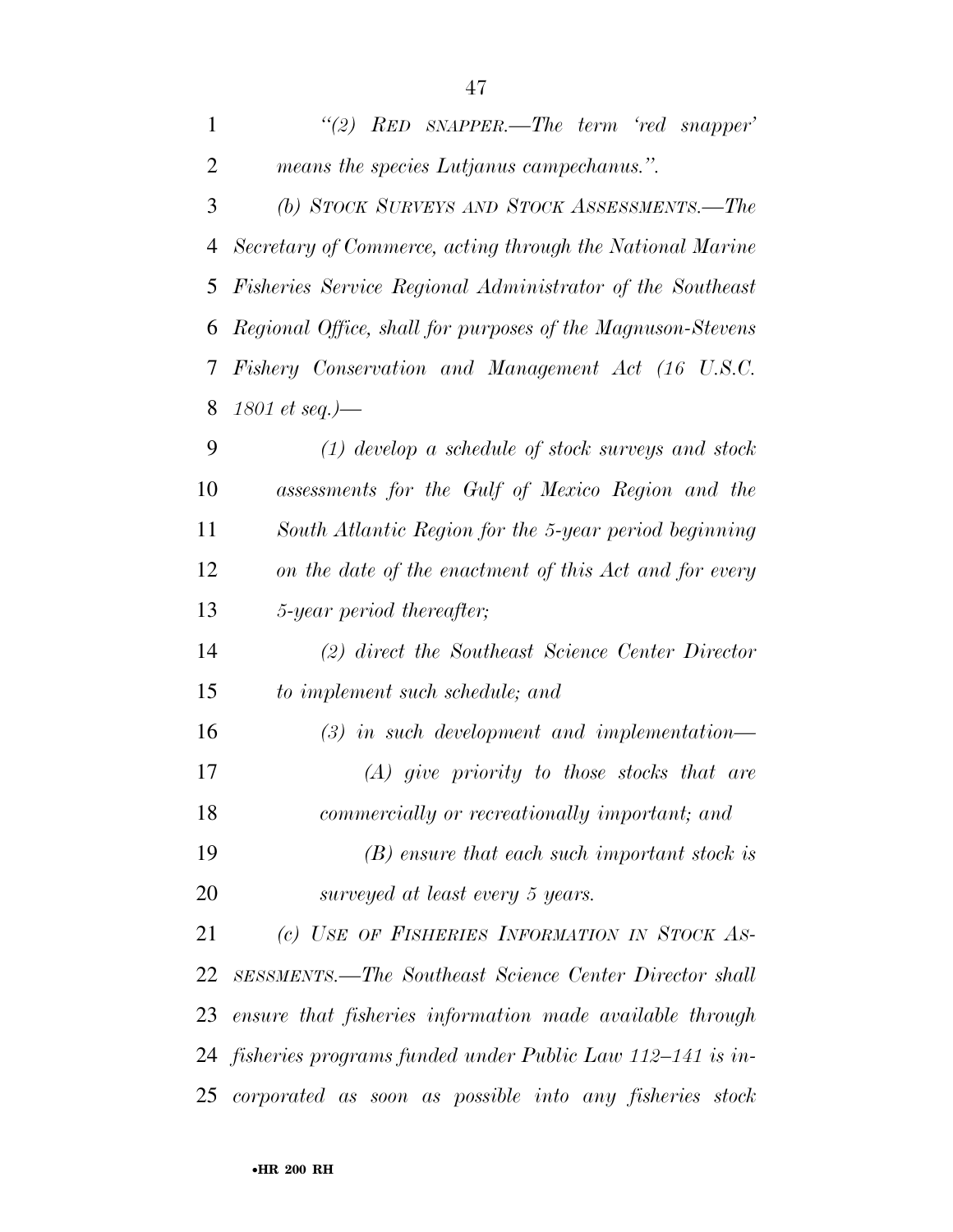*"(2) RED SNAPPER.—The term 'red snapper' means the species Lutjanus campechanus.".*

*(b) STOCK SURVEYS AND STOCK ASSESSMENTS.—The Secretary of Commerce, acting through the National Marine Fisheries Service Regional Administrator of the Southeast Regional Office, shall for purposes of the Magnuson-Stevens Fishery Conservation and Management Act (16 U.S.C. 1801 et seq.)—*

*(1) develop a schedule of stock surveys and stock assessments for the Gulf of Mexico Region and the South Atlantic Region for the 5-year period beginning on the date of the enactment of this Act and for every 5-year period thereafter;*

*(2) direct the Southeast Science Center Director to implement such schedule; and*

*(3) in such development and implementation—*

*(A) give priority to those stocks that are commercially or recreationally important; and*

*(B) ensure that each such important stock is surveyed at least every 5 years.*

*(c) USE OF FISHERIES INFORMATION IN STOCK ASSESSMENTS.—The Southeast Science Center Director shall ensure that fisheries information made available through fisheries programs funded under Public Law 112–141 is incorporated as soon as possible into any fisheries stock*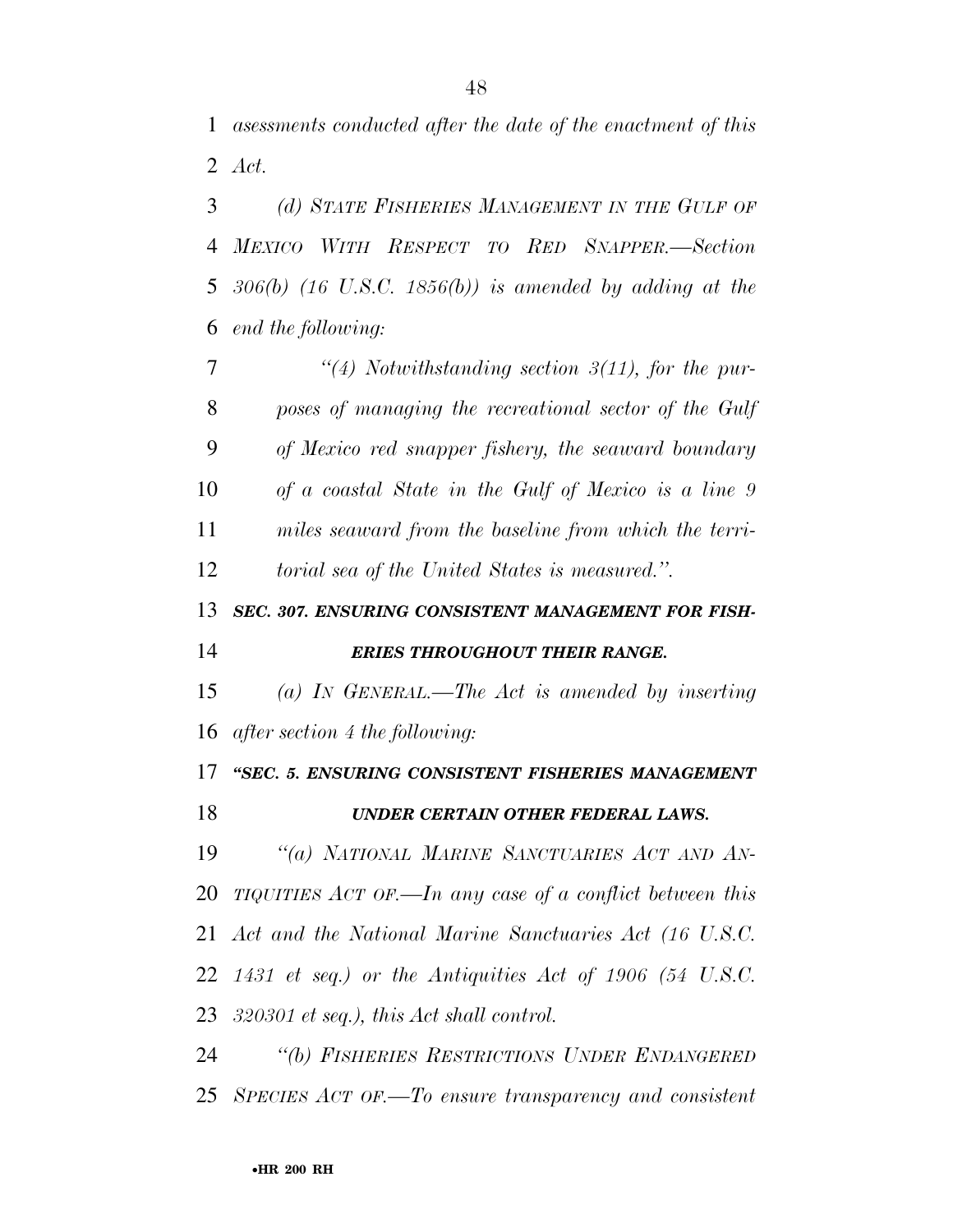*asessments conducted after the date of the enactment of this Act.*

*(d) STATE FISHERIES MANAGEMENT IN THE GULF OF MEXICO WITH RESPECT TO RED SNAPPER.—Section 306(b) (16 U.S.C. 1856(b)) is amended by adding at the end the following:*

*"(4) Notwithstanding section 3(11), for the purposes of managing the recreational sector of the Gulf of Mexico red snapper fishery, the seaward boundary of a coastal State in the Gulf of Mexico is a line 9 miles seaward from the baseline from which the territorial sea of the United States is measured.".*

### ***SEC. 307. ENSURING CONSISTENT MANAGEMENT FOR FISHERIES THROUGHOUT THEIR RANGE.***

*(a) IN GENERAL.—The Act is amended by inserting after section 4 the following:*

### ***"SEC. 5. ENSURING CONSISTENT FISHERIES MANAGEMENT UNDER CERTAIN OTHER FEDERAL LAWS.***

*"(a) NATIONAL MARINE SANCTUARIES ACT AND ANTIQUITIES ACT OF.—In any case of a conflict between this Act and the National Marine Sanctuaries Act (16 U.S.C. 1431 et seq.) or the Antiquities Act of 1906 (54 U.S.C. 320301 et seq.), this Act shall control.*

*"(b) FISHERIES RESTRICTIONS UNDER ENDANGERED SPECIES ACT OF.—To ensure transparency and consistent*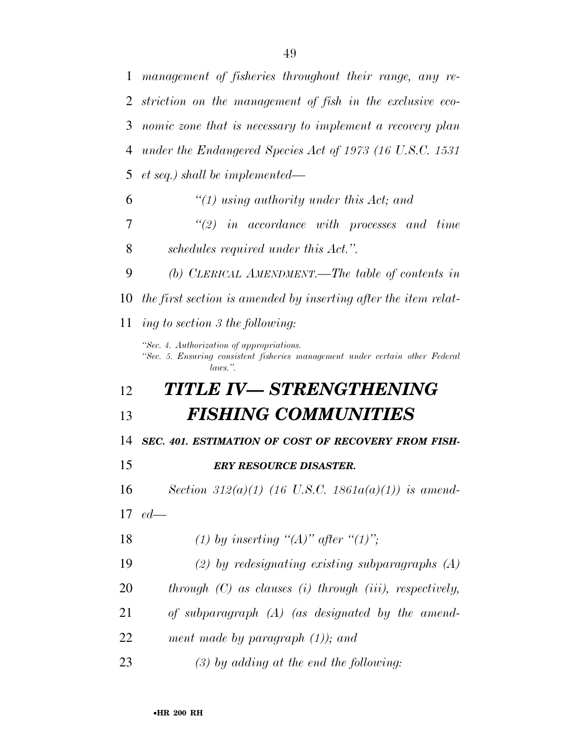*management of fisheries throughout their range, any restriction on the management of fish in the exclusive economic zone that is necessary to implement a recovery plan under the Endangered Species Act of 1973 (16 U.S.C. 1531 et seq.) shall be implemented—*

*"(1) using authority under this Act; and*

*"(2) in accordance with processes and time schedules required under this Act.".*

*(b) CLERICAL AMENDMENT.—The table of contents in the first section is amended by inserting after the item relating to section 3 the following:*

*"Sec. 4. Authorization of appropriations.*
*"Sec. 5. Ensuring consistent fisheries management under certain other Federal laws.".*

# *TITLE IV— STRENGTHENING FISHING COMMUNITIES*

### ***SEC. 401. ESTIMATION OF COST OF RECOVERY FROM FISHERY RESOURCE DISASTER.***

*Section 312(a)(1) (16 U.S.C. 1861a(a)(1)) is amended—*

*(1) by inserting "(A)" after "(1)";*

*(2) by redesignating existing subparagraphs (A) through (C) as clauses (i) through (iii), respectively, of subparagraph (A) (as designated by the amendment made by paragraph (1)); and*

*(3) by adding at the end the following:*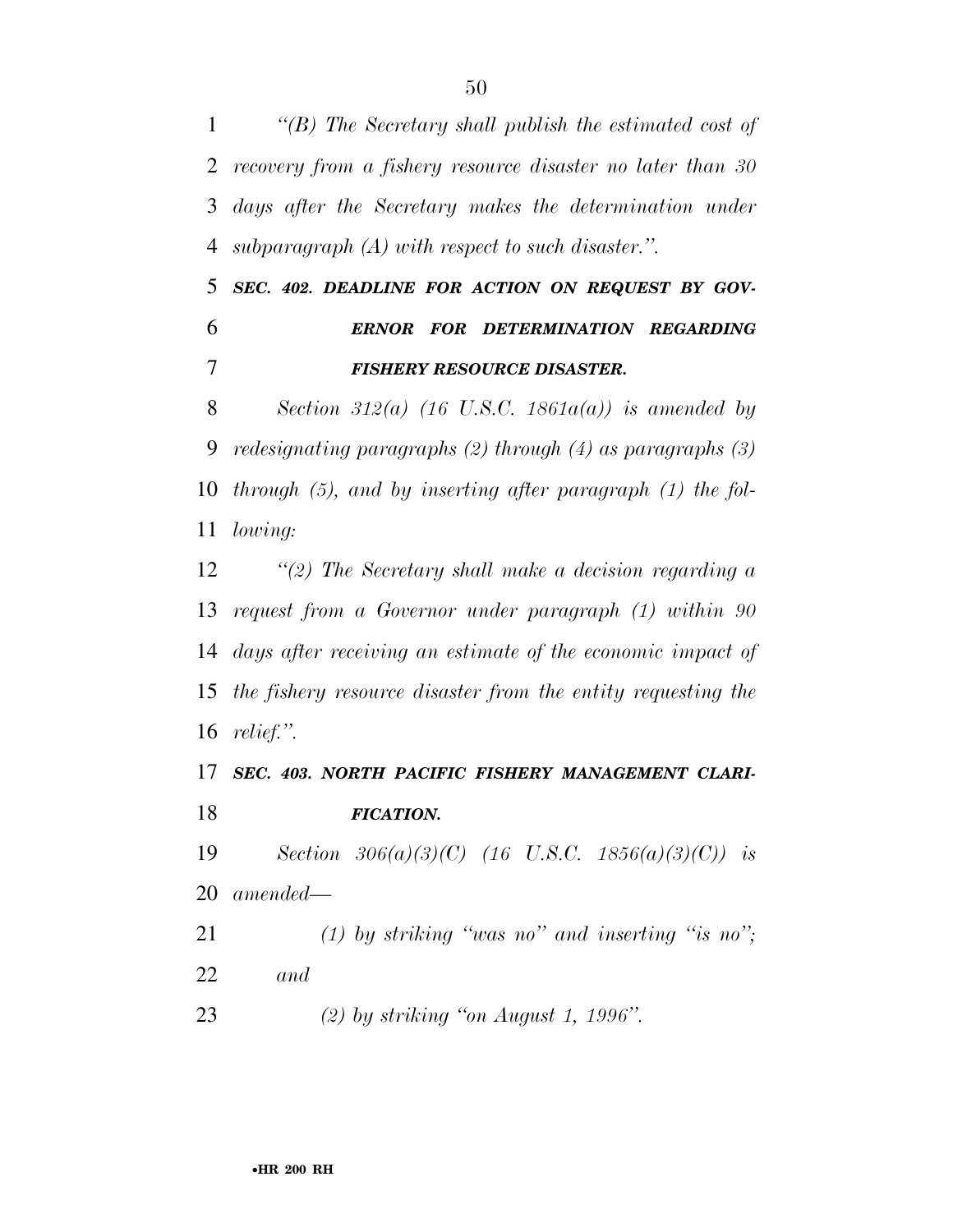*''(B) The Secretary shall publish the estimated cost of recovery from a fishery resource disaster no later than 30 days after the Secretary makes the determination under subparagraph (A) with respect to such disaster.''.*

***SEC. 402. DEADLINE FOR ACTION ON REQUEST BY GOVERNOR FOR DETERMINATION REGARDING FISHERY RESOURCE DISASTER.***

*Section 312(a) (16 U.S.C. 1861a(a)) is amended by redesignating paragraphs (2) through (4) as paragraphs (3) through (5), and by inserting after paragraph (1) the following:*

*''(2) The Secretary shall make a decision regarding a request from a Governor under paragraph (1) within 90 days after receiving an estimate of the economic impact of the fishery resource disaster from the entity requesting the relief.''.*

***SEC. 403. NORTH PACIFIC FISHERY MANAGEMENT CLARIFICATION.***

*Section 306(a)(3)(C) (16 U.S.C. 1856(a)(3)(C)) is amended—*

*(1) by striking ''was no'' and inserting ''is no''; and*

*(2) by striking ''on August 1, 1996''.*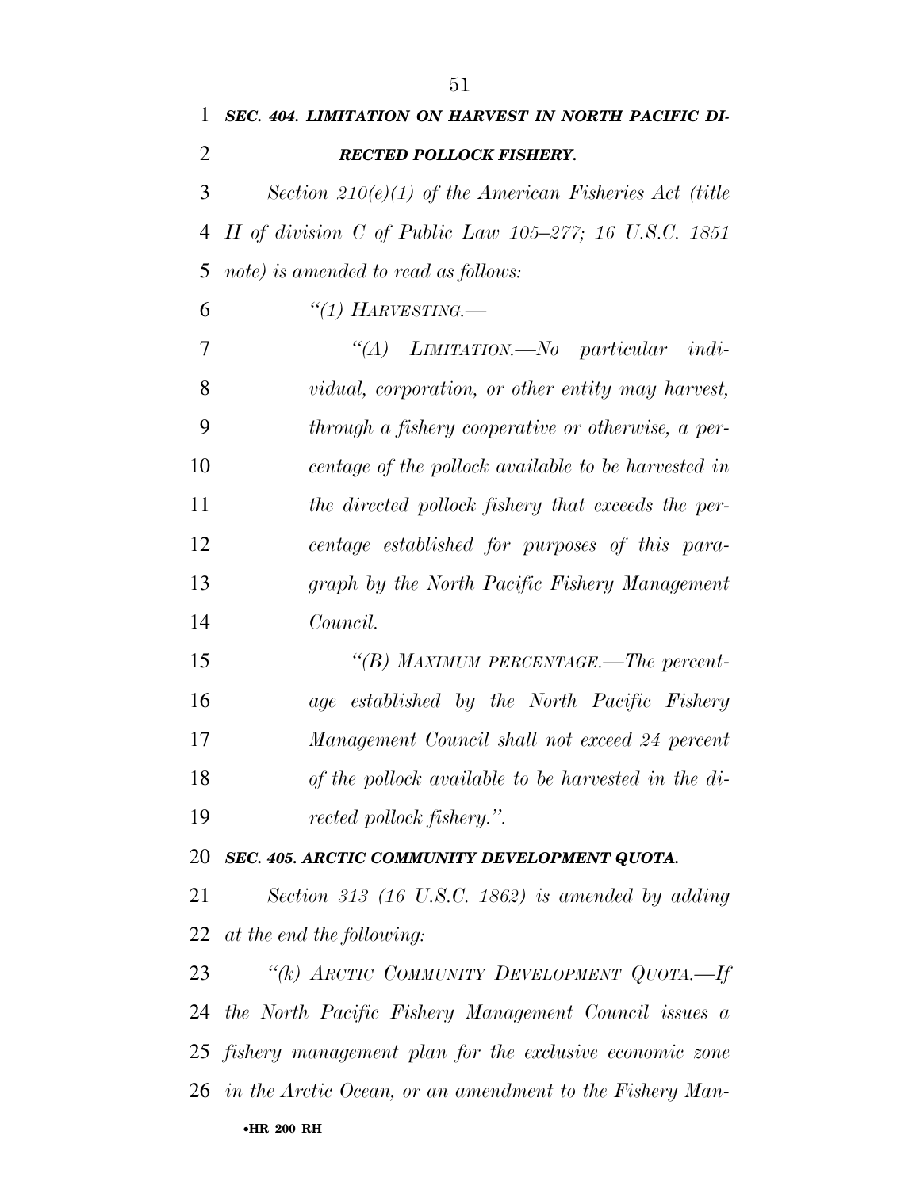***SEC. 404. LIMITATION ON HARVEST IN NORTH PACIFIC DIRECTED POLLOCK FISHERY.***

*Section 210(e)(1) of the American Fisheries Act (title II of division C of Public Law 105–277; 16 U.S.C. 1851 note) is amended to read as follows:*

*"(1) HARVESTING.—*

*"(A) LIMITATION.—No particular individual, corporation, or other entity may harvest, through a fishery cooperative or otherwise, a percentage of the pollock available to be harvested in the directed pollock fishery that exceeds the percentage established for purposes of this paragraph by the North Pacific Fishery Management Council.*

*"(B) MAXIMUM PERCENTAGE.—The percentage established by the North Pacific Fishery Management Council shall not exceed 24 percent of the pollock available to be harvested in the directed pollock fishery.".*

***SEC. 405. ARCTIC COMMUNITY DEVELOPMENT QUOTA.***

*Section 313 (16 U.S.C. 1862) is amended by adding at the end the following:*

*"(k) ARCTIC COMMUNITY DEVELOPMENT QUOTA.—If the North Pacific Fishery Management Council issues a fishery management plan for the exclusive economic zone in the Arctic Ocean, or an amendment to the Fishery Man-*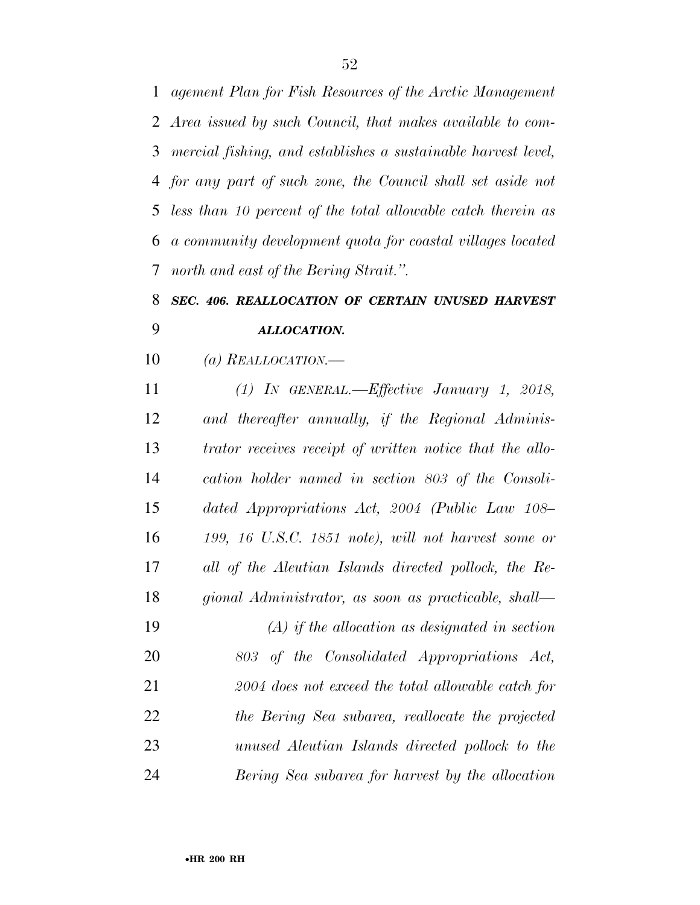*agement Plan for Fish Resources of the Arctic Management Area issued by such Council, that makes available to commercial fishing, and establishes a sustainable harvest level, for any part of such zone, the Council shall set aside not less than 10 percent of the total allowable catch therein as a community development quota for coastal villages located north and east of the Bering Strait.".*

### ***SEC. 406. REALLOCATION OF CERTAIN UNUSED HARVEST ALLOCATION.***

*(a) REALLOCATION.—*

*(1) IN GENERAL.—Effective January 1, 2018, and thereafter annually, if the Regional Administrator receives receipt of written notice that the allocation holder named in section 803 of the Consolidated Appropriations Act, 2004 (Public Law 108–199, 16 U.S.C. 1851 note), will not harvest some or all of the Aleutian Islands directed pollock, the Regional Administrator, as soon as practicable, shall—*

*(A) if the allocation as designated in section 803 of the Consolidated Appropriations Act, 2004 does not exceed the total allowable catch for the Bering Sea subarea, reallocate the projected unused Aleutian Islands directed pollock to the Bering Sea subarea for harvest by the allocation*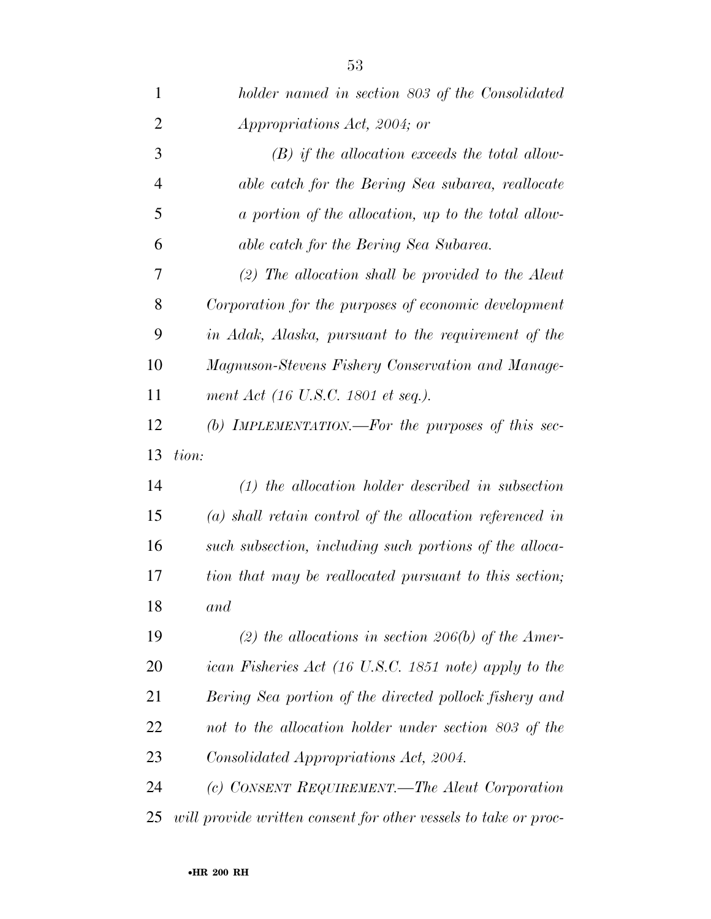*holder named in section 803 of the Consolidated Appropriations Act, 2004; or*

*(B) if the allocation exceeds the total allowable catch for the Bering Sea subarea, reallocate a portion of the allocation, up to the total allowable catch for the Bering Sea Subarea.*

*(2) The allocation shall be provided to the Aleut Corporation for the purposes of economic development in Adak, Alaska, pursuant to the requirement of the Magnuson-Stevens Fishery Conservation and Management Act (16 U.S.C. 1801 et seq.).*

*(b) IMPLEMENTATION.—For the purposes of this section:*

*(1) the allocation holder described in subsection (a) shall retain control of the allocation referenced in such subsection, including such portions of the allocation that may be reallocated pursuant to this section; and*

*(2) the allocations in section 206(b) of the American Fisheries Act (16 U.S.C. 1851 note) apply to the Bering Sea portion of the directed pollock fishery and not to the allocation holder under section 803 of the Consolidated Appropriations Act, 2004.*

*(c) CONSENT REQUIREMENT.—The Aleut Corporation will provide written consent for other vessels to take or proc-*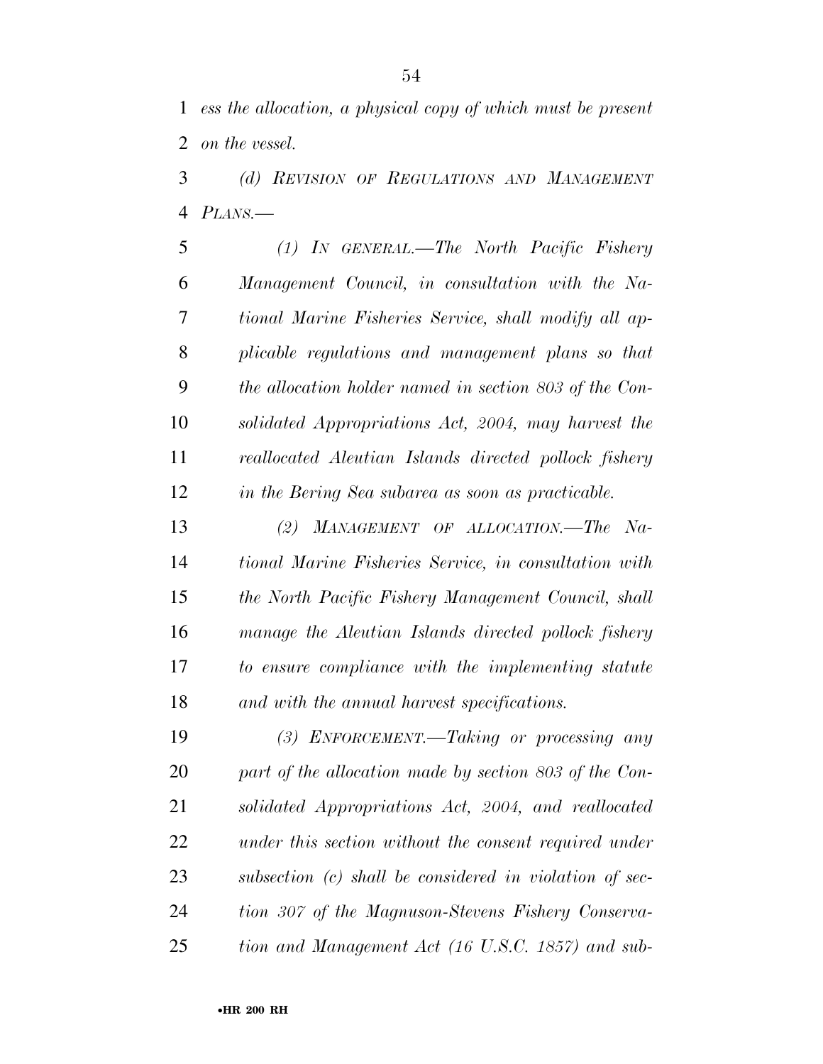*ess the allocation, a physical copy of which must be present on the vessel.*

*(d) REVISION OF REGULATIONS AND MANAGEMENT PLANS.—*

*(1) IN GENERAL.—The North Pacific Fishery Management Council, in consultation with the National Marine Fisheries Service, shall modify all applicable regulations and management plans so that the allocation holder named in section 803 of the Consolidated Appropriations Act, 2004, may harvest the reallocated Aleutian Islands directed pollock fishery in the Bering Sea subarea as soon as practicable.*

*(2) MANAGEMENT OF ALLOCATION.—The National Marine Fisheries Service, in consultation with the North Pacific Fishery Management Council, shall manage the Aleutian Islands directed pollock fishery to ensure compliance with the implementing statute and with the annual harvest specifications.*

*(3) ENFORCEMENT.—Taking or processing any part of the allocation made by section 803 of the Consolidated Appropriations Act, 2004, and reallocated under this section without the consent required under subsection (c) shall be considered in violation of section 307 of the Magnuson-Stevens Fishery Conservation and Management Act (16 U.S.C. 1857) and sub-*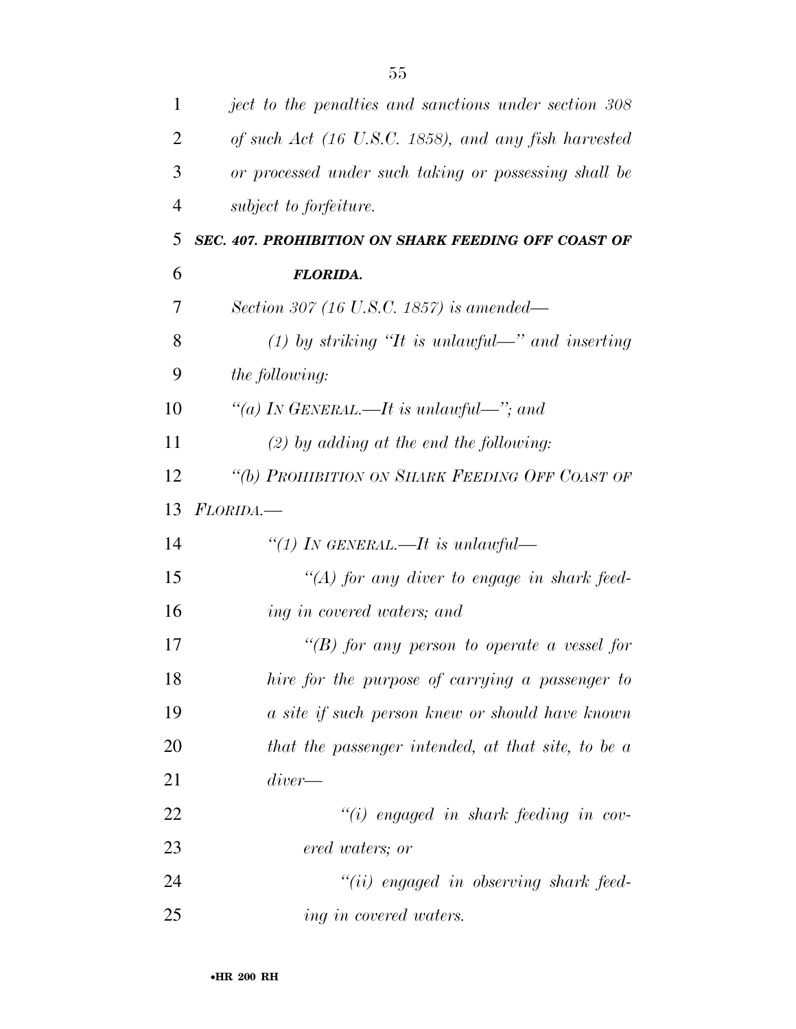*ject to the penalties and sanctions under section 308 of such Act (16 U.S.C. 1858), and any fish harvested or processed under such taking or possessing shall be subject to forfeiture.*

***SEC. 407. PROHIBITION ON SHARK FEEDING OFF COAST OF FLORIDA.***

*Section 307 (16 U.S.C. 1857) is amended—*

*(1) by striking "It is unlawful—" and inserting the following:*

*"(a) IN GENERAL.—It is unlawful—"; and*

*(2) by adding at the end the following:*

*"(b) PROHIBITION ON SHARK FEEDING OFF COAST OF FLORIDA.—*

*"(1) IN GENERAL.—It is unlawful—*

*"(A) for any diver to engage in shark feeding in covered waters; and*

*"(B) for any person to operate a vessel for hire for the purpose of carrying a passenger to a site if such person knew or should have known that the passenger intended, at that site, to be a diver—*

*"(i) engaged in shark feeding in covered waters; or*

*"(ii) engaged in observing shark feeding in covered waters.*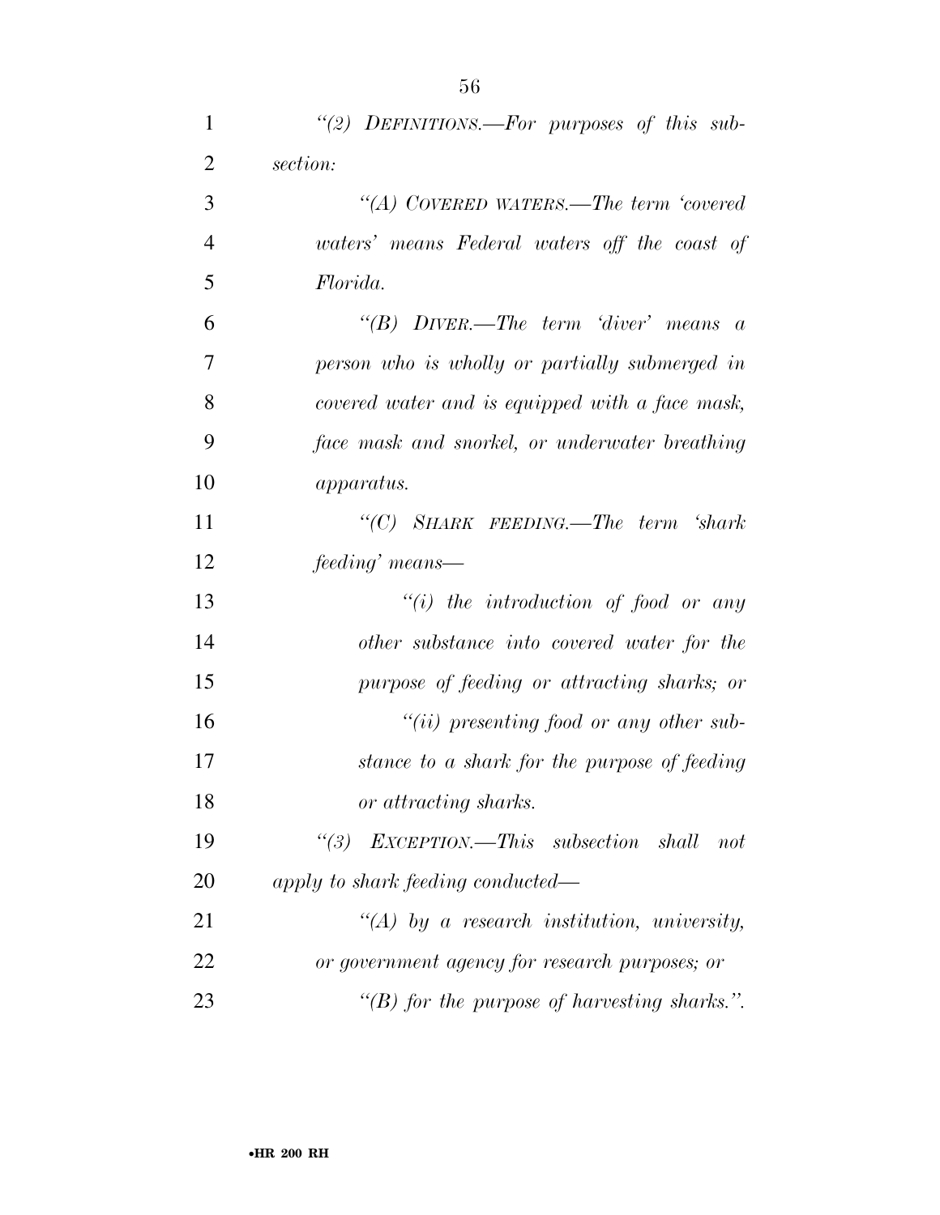*"(2) DEFINITIONS.—For purposes of this subsection:*

*"(A) COVERED WATERS.—The term 'covered waters' means Federal waters off the coast of Florida.*

*"(B) DIVER.—The term 'diver' means a person who is wholly or partially submerged in covered water and is equipped with a face mask, face mask and snorkel, or underwater breathing apparatus.*

*"(C) SHARK FEEDING.—The term 'shark feeding' means—*

*"(i) the introduction of food or any other substance into covered water for the purpose of feeding or attracting sharks; or*

*"(ii) presenting food or any other substance to a shark for the purpose of feeding or attracting sharks.*

*"(3) EXCEPTION.—This subsection shall not apply to shark feeding conducted—*

*"(A) by a research institution, university, or government agency for research purposes; or*

*"(B) for the purpose of harvesting sharks.".*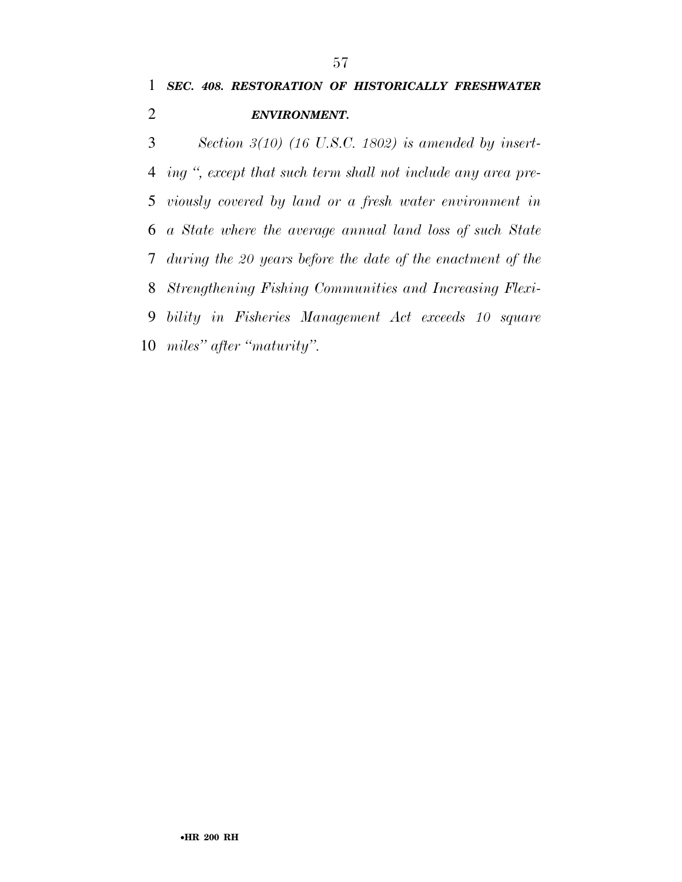***SEC. 408. RESTORATION OF HISTORICALLY FRESHWATER ENVIRONMENT.***

*Section 3(10) (16 U.S.C. 1802) is amended by inserting ", except that such term shall not include any area previously covered by land or a fresh water environment in a State where the average annual land loss of such State during the 20 years before the date of the enactment of the Strengthening Fishing Communities and Increasing Flexibility in Fisheries Management Act exceeds 10 square miles" after "maturity".*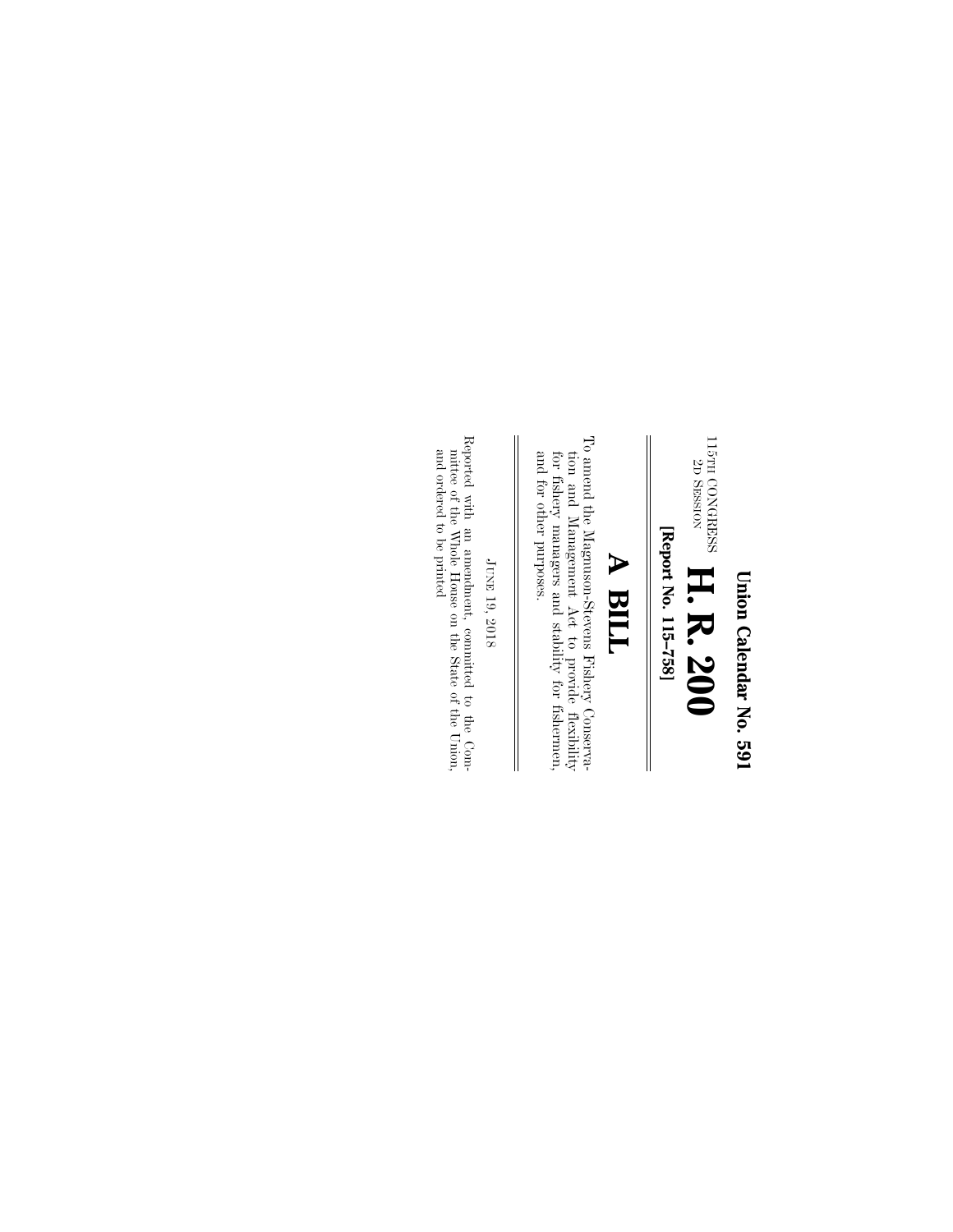Union Calendar No. 591

115TH CONGRESS
2D SESSION

# H. R. 200

**[Report No. 115–758]**

# A BILL

To amend the Magnuson-Stevens Fishery Conservation and Management Act to provide flexibility for fishery managers and stability for fishermen, and for other purposes.

JUNE 19, 2018

Reported with an amendment, committed to the Committee of the Whole House on the State of the Union, and ordered to be printed